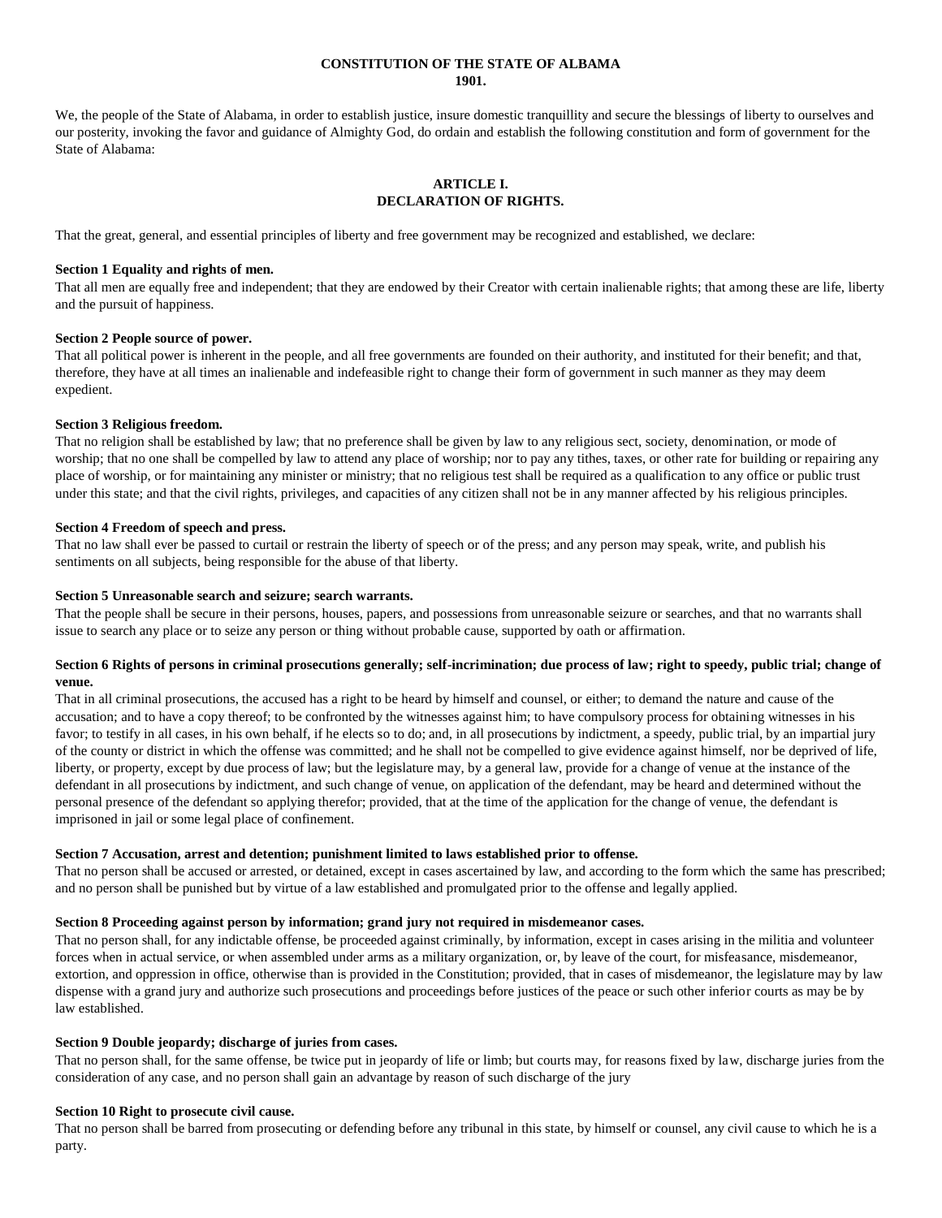# CONSTITUTION OF THE STATE OF ALBAMA
# 1901.

We, the people of the State of Alabama, in order to establish justice, insure domestic tranquillity and secure the blessings of liberty to ourselves and our posterity, invoking the favor and guidance of Almighty God, do ordain and establish the following constitution and form of government for the State of Alabama:

## ARTICLE I.
## DECLARATION OF RIGHTS.

That the great, general, and essential principles of liberty and free government may be recognized and established, we declare:

### Section 1 Equality and rights of men.

That all men are equally free and independent; that they are endowed by their Creator with certain inalienable rights; that among these are life, liberty and the pursuit of happiness.

### Section 2 People source of power.

That all political power is inherent in the people, and all free governments are founded on their authority, and instituted for their benefit; and that, therefore, they have at all times an inalienable and indefeasible right to change their form of government in such manner as they may deem expedient.

### Section 3 Religious freedom.

That no religion shall be established by law; that no preference shall be given by law to any religious sect, society, denomination, or mode of worship; that no one shall be compelled by law to attend any place of worship; nor to pay any tithes, taxes, or other rate for building or repairing any place of worship, or for maintaining any minister or ministry; that no religious test shall be required as a qualification to any office or public trust under this state; and that the civil rights, privileges, and capacities of any citizen shall not be in any manner affected by his religious principles.

### Section 4 Freedom of speech and press.

That no law shall ever be passed to curtail or restrain the liberty of speech or of the press; and any person may speak, write, and publish his sentiments on all subjects, being responsible for the abuse of that liberty.

### Section 5 Unreasonable search and seizure; search warrants.

That the people shall be secure in their persons, houses, papers, and possessions from unreasonable seizure or searches, and that no warrants shall issue to search any place or to seize any person or thing without probable cause, supported by oath or affirmation.

### Section 6 Rights of persons in criminal prosecutions generally; self-incrimination; due process of law; right to speedy, public trial; change of venue.

That in all criminal prosecutions, the accused has a right to be heard by himself and counsel, or either; to demand the nature and cause of the accusation; and to have a copy thereof; to be confronted by the witnesses against him; to have compulsory process for obtaining witnesses in his favor; to testify in all cases, in his own behalf, if he elects so to do; and, in all prosecutions by indictment, a speedy, public trial, by an impartial jury of the county or district in which the offense was committed; and he shall not be compelled to give evidence against himself, nor be deprived of life, liberty, or property, except by due process of law; but the legislature may, by a general law, provide for a change of venue at the instance of the defendant in all prosecutions by indictment, and such change of venue, on application of the defendant, may be heard and determined without the personal presence of the defendant so applying therefor; provided, that at the time of the application for the change of venue, the defendant is imprisoned in jail or some legal place of confinement.

### Section 7 Accusation, arrest and detention; punishment limited to laws established prior to offense.

That no person shall be accused or arrested, or detained, except in cases ascertained by law, and according to the form which the same has prescribed; and no person shall be punished but by virtue of a law established and promulgated prior to the offense and legally applied.

### Section 8 Proceeding against person by information; grand jury not required in misdemeanor cases.

That no person shall, for any indictable offense, be proceeded against criminally, by information, except in cases arising in the militia and volunteer forces when in actual service, or when assembled under arms as a military organization, or, by leave of the court, for misfeasance, misdemeanor, extortion, and oppression in office, otherwise than is provided in the Constitution; provided, that in cases of misdemeanor, the legislature may by law dispense with a grand jury and authorize such prosecutions and proceedings before justices of the peace or such other inferior courts as may be by law established.

### Section 9 Double jeopardy; discharge of juries from cases.

That no person shall, for the same offense, be twice put in jeopardy of life or limb; but courts may, for reasons fixed by law, discharge juries from the consideration of any case, and no person shall gain an advantage by reason of such discharge of the jury

### Section 10 Right to prosecute civil cause.

That no person shall be barred from prosecuting or defending before any tribunal in this state, by himself or counsel, any civil cause to which he is a party.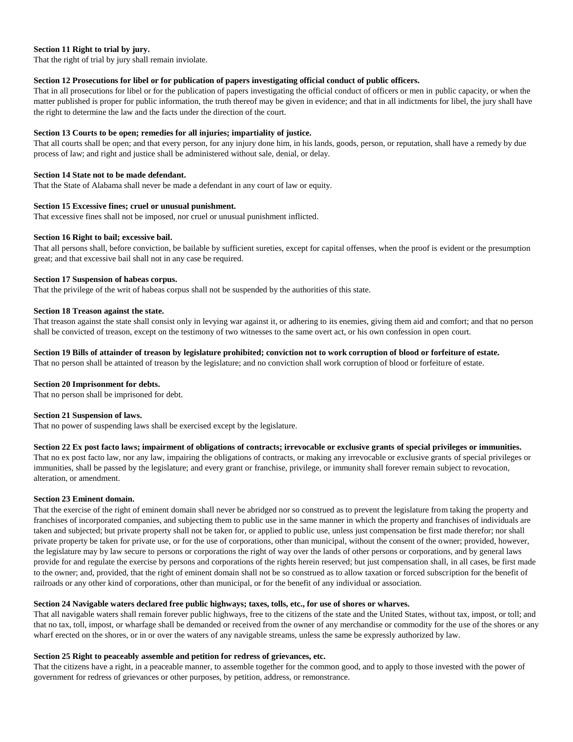**Section 11 Right to trial by jury.**
That the right of trial by jury shall remain inviolate.

**Section 12 Prosecutions for libel or for publication of papers investigating official conduct of public officers.**
That in all prosecutions for libel or for the publication of papers investigating the official conduct of officers or men in public capacity, or when the matter published is proper for public information, the truth thereof may be given in evidence; and that in all indictments for libel, the jury shall have the right to determine the law and the facts under the direction of the court.

**Section 13 Courts to be open; remedies for all injuries; impartiality of justice.**
That all courts shall be open; and that every person, for any injury done him, in his lands, goods, person, or reputation, shall have a remedy by due process of law; and right and justice shall be administered without sale, denial, or delay.

**Section 14 State not to be made defendant.**
That the State of Alabama shall never be made a defendant in any court of law or equity.

**Section 15 Excessive fines; cruel or unusual punishment.**
That excessive fines shall not be imposed, nor cruel or unusual punishment inflicted.

**Section 16 Right to bail; excessive bail.**
That all persons shall, before conviction, be bailable by sufficient sureties, except for capital offenses, when the proof is evident or the presumption great; and that excessive bail shall not in any case be required.

**Section 17 Suspension of habeas corpus.**
That the privilege of the writ of habeas corpus shall not be suspended by the authorities of this state.

**Section 18 Treason against the state.**
That treason against the state shall consist only in levying war against it, or adhering to its enemies, giving them aid and comfort; and that no person shall be convicted of treason, except on the testimony of two witnesses to the same overt act, or his own confession in open court.

**Section 19 Bills of attainder of treason by legislature prohibited; conviction not to work corruption of blood or forfeiture of estate.**
That no person shall be attainted of treason by the legislature; and no conviction shall work corruption of blood or forfeiture of estate.

**Section 20 Imprisonment for debts.**
That no person shall be imprisoned for debt.

**Section 21 Suspension of laws.**
That no power of suspending laws shall be exercised except by the legislature.

**Section 22 Ex post facto laws; impairment of obligations of contracts; irrevocable or exclusive grants of special privileges or immunities.**
That no ex post facto law, nor any law, impairing the obligations of contracts, or making any irrevocable or exclusive grants of special privileges or immunities, shall be passed by the legislature; and every grant or franchise, privilege, or immunity shall forever remain subject to revocation, alteration, or amendment.

**Section 23 Eminent domain.**
That the exercise of the right of eminent domain shall never be abridged nor so construed as to prevent the legislature from taking the property and franchises of incorporated companies, and subjecting them to public use in the same manner in which the property and franchises of individuals are taken and subjected; but private property shall not be taken for, or applied to public use, unless just compensation be first made therefor; nor shall private property be taken for private use, or for the use of corporations, other than municipal, without the consent of the owner; provided, however, the legislature may by law secure to persons or corporations the right of way over the lands of other persons or corporations, and by general laws provide for and regulate the exercise by persons and corporations of the rights herein reserved; but just compensation shall, in all cases, be first made to the owner; and, provided, that the right of eminent domain shall not be so construed as to allow taxation or forced subscription for the benefit of railroads or any other kind of corporations, other than municipal, or for the benefit of any individual or association.

**Section 24 Navigable waters declared free public highways; taxes, tolls, etc., for use of shores or wharves.**
That all navigable waters shall remain forever public highways, free to the citizens of the state and the United States, without tax, impost, or toll; and that no tax, toll, impost, or wharfage shall be demanded or received from the owner of any merchandise or commodity for the use of the shores or any wharf erected on the shores, or in or over the waters of any navigable streams, unless the same be expressly authorized by law.

**Section 25 Right to peaceably assemble and petition for redress of grievances, etc.**
That the citizens have a right, in a peaceable manner, to assemble together for the common good, and to apply to those invested with the power of government for redress of grievances or other purposes, by petition, address, or remonstrance.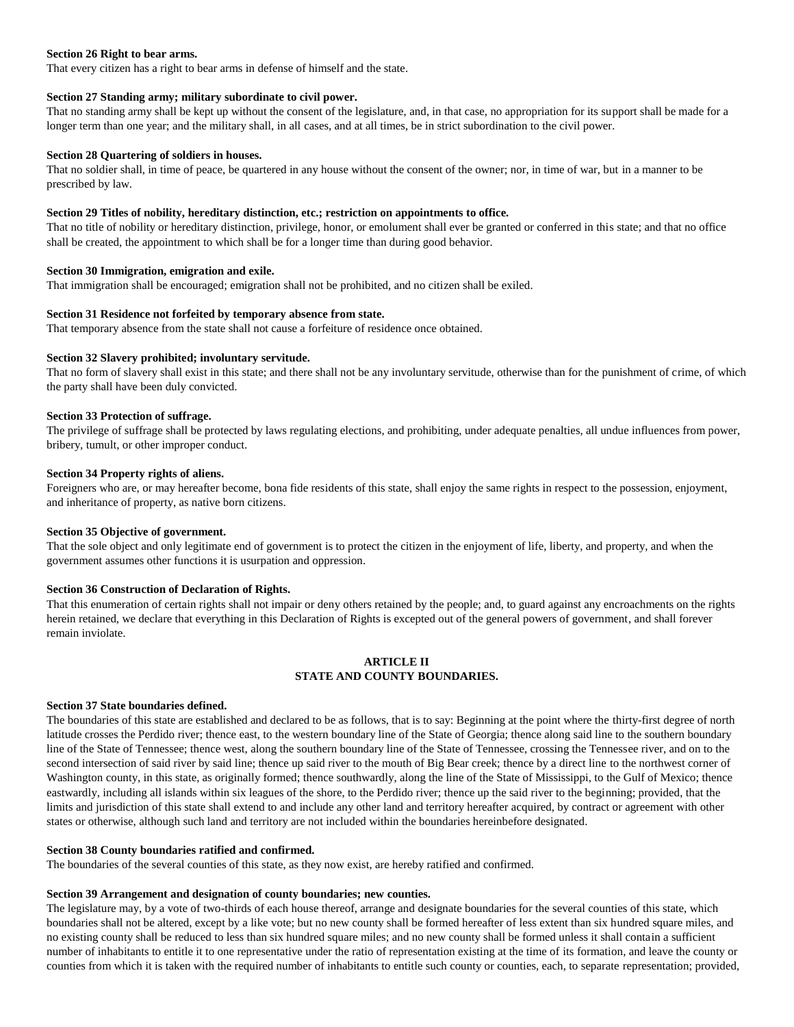**Section 26 Right to bear arms.**
That every citizen has a right to bear arms in defense of himself and the state.

**Section 27 Standing army; military subordinate to civil power.**
That no standing army shall be kept up without the consent of the legislature, and, in that case, no appropriation for its support shall be made for a longer term than one year; and the military shall, in all cases, and at all times, be in strict subordination to the civil power.

**Section 28 Quartering of soldiers in houses.**
That no soldier shall, in time of peace, be quartered in any house without the consent of the owner; nor, in time of war, but in a manner to be prescribed by law.

**Section 29 Titles of nobility, hereditary distinction, etc.; restriction on appointments to office.**
That no title of nobility or hereditary distinction, privilege, honor, or emolument shall ever be granted or conferred in this state; and that no office shall be created, the appointment to which shall be for a longer time than during good behavior.

**Section 30 Immigration, emigration and exile.**
That immigration shall be encouraged; emigration shall not be prohibited, and no citizen shall be exiled.

**Section 31 Residence not forfeited by temporary absence from state.**
That temporary absence from the state shall not cause a forfeiture of residence once obtained.

**Section 32 Slavery prohibited; involuntary servitude.**
That no form of slavery shall exist in this state; and there shall not be any involuntary servitude, otherwise than for the punishment of crime, of which the party shall have been duly convicted.

**Section 33 Protection of suffrage.**
The privilege of suffrage shall be protected by laws regulating elections, and prohibiting, under adequate penalties, all undue influences from power, bribery, tumult, or other improper conduct.

**Section 34 Property rights of aliens.**
Foreigners who are, or may hereafter become, bona fide residents of this state, shall enjoy the same rights in respect to the possession, enjoyment, and inheritance of property, as native born citizens.

**Section 35 Objective of government.**
That the sole object and only legitimate end of government is to protect the citizen in the enjoyment of life, liberty, and property, and when the government assumes other functions it is usurpation and oppression.

**Section 36 Construction of Declaration of Rights.**
That this enumeration of certain rights shall not impair or deny others retained by the people; and, to guard against any encroachments on the rights herein retained, we declare that everything in this Declaration of Rights is excepted out of the general powers of government, and shall forever remain inviolate.

## ARTICLE II
## STATE AND COUNTY BOUNDARIES.

**Section 37 State boundaries defined.**
The boundaries of this state are established and declared to be as follows, that is to say: Beginning at the point where the thirty-first degree of north latitude crosses the Perdido river; thence east, to the western boundary line of the State of Georgia; thence along said line to the southern boundary line of the State of Tennessee; thence west, along the southern boundary line of the State of Tennessee, crossing the Tennessee river, and on to the second intersection of said river by said line; thence up said river to the mouth of Big Bear creek; thence by a direct line to the northwest corner of Washington county, in this state, as originally formed; thence southwardly, along the line of the State of Mississippi, to the Gulf of Mexico; thence eastwardly, including all islands within six leagues of the shore, to the Perdido river; thence up the said river to the beginning; provided, that the limits and jurisdiction of this state shall extend to and include any other land and territory hereafter acquired, by contract or agreement with other states or otherwise, although such land and territory are not included within the boundaries hereinbefore designated.

**Section 38 County boundaries ratified and confirmed.**
The boundaries of the several counties of this state, as they now exist, are hereby ratified and confirmed.

**Section 39 Arrangement and designation of county boundaries; new counties.**
The legislature may, by a vote of two-thirds of each house thereof, arrange and designate boundaries for the several counties of this state, which boundaries shall not be altered, except by a like vote; but no new county shall be formed hereafter of less extent than six hundred square miles, and no existing county shall be reduced to less than six hundred square miles; and no new county shall be formed unless it shall contain a sufficient number of inhabitants to entitle it to one representative under the ratio of representation existing at the time of its formation, and leave the county or counties from which it is taken with the required number of inhabitants to entitle such county or counties, each, to separate representation; provided,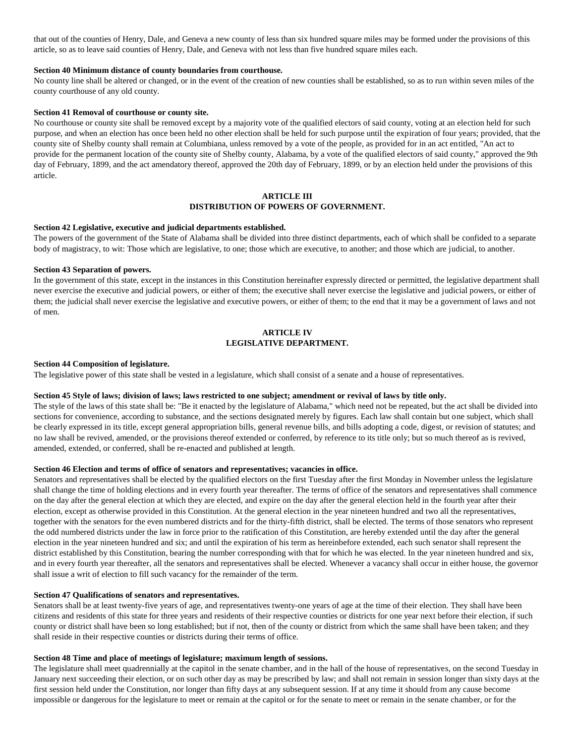that out of the counties of Henry, Dale, and Geneva a new county of less than six hundred square miles may be formed under the provisions of this article, so as to leave said counties of Henry, Dale, and Geneva with not less than five hundred square miles each.

**Section 40 Minimum distance of county boundaries from courthouse.**

No county line shall be altered or changed, or in the event of the creation of new counties shall be established, so as to run within seven miles of the county courthouse of any old county.

**Section 41 Removal of courthouse or county site.**

No courthouse or county site shall be removed except by a majority vote of the qualified electors of said county, voting at an election held for such purpose, and when an election has once been held no other election shall be held for such purpose until the expiration of four years; provided, that the county site of Shelby county shall remain at Columbiana, unless removed by a vote of the people, as provided for in an act entitled, "An act to provide for the permanent location of the county site of Shelby county, Alabama, by a vote of the qualified electors of said county," approved the 9th day of February, 1899, and the act amendatory thereof, approved the 20th day of February, 1899, or by an election held under the provisions of this article.

## ARTICLE III
## DISTRIBUTION OF POWERS OF GOVERNMENT.

**Section 42 Legislative, executive and judicial departments established.**

The powers of the government of the State of Alabama shall be divided into three distinct departments, each of which shall be confided to a separate body of magistracy, to wit: Those which are legislative, to one; those which are executive, to another; and those which are judicial, to another.

**Section 43 Separation of powers.**

In the government of this state, except in the instances in this Constitution hereinafter expressly directed or permitted, the legislative department shall never exercise the executive and judicial powers, or either of them; the executive shall never exercise the legislative and judicial powers, or either of them; the judicial shall never exercise the legislative and executive powers, or either of them; to the end that it may be a government of laws and not of men.

## ARTICLE IV
## LEGISLATIVE DEPARTMENT.

**Section 44 Composition of legislature.**

The legislative power of this state shall be vested in a legislature, which shall consist of a senate and a house of representatives.

**Section 45 Style of laws; division of laws; laws restricted to one subject; amendment or revival of laws by title only.**

The style of the laws of this state shall be: "Be it enacted by the legislature of Alabama," which need not be repeated, but the act shall be divided into sections for convenience, according to substance, and the sections designated merely by figures. Each law shall contain but one subject, which shall be clearly expressed in its title, except general appropriation bills, general revenue bills, and bills adopting a code, digest, or revision of statutes; and no law shall be revived, amended, or the provisions thereof extended or conferred, by reference to its title only; but so much thereof as is revived, amended, extended, or conferred, shall be re-enacted and published at length.

**Section 46 Election and terms of office of senators and representatives; vacancies in office.**

Senators and representatives shall be elected by the qualified electors on the first Tuesday after the first Monday in November unless the legislature shall change the time of holding elections and in every fourth year thereafter. The terms of office of the senators and representatives shall commence on the day after the general election at which they are elected, and expire on the day after the general election held in the fourth year after their election, except as otherwise provided in this Constitution. At the general election in the year nineteen hundred and two all the representatives, together with the senators for the even numbered districts and for the thirty-fifth district, shall be elected. The terms of those senators who represent the odd numbered districts under the law in force prior to the ratification of this Constitution, are hereby extended until the day after the general election in the year nineteen hundred and six; and until the expiration of his term as hereinbefore extended, each such senator shall represent the district established by this Constitution, bearing the number corresponding with that for which he was elected. In the year nineteen hundred and six, and in every fourth year thereafter, all the senators and representatives shall be elected. Whenever a vacancy shall occur in either house, the governor shall issue a writ of election to fill such vacancy for the remainder of the term.

**Section 47 Qualifications of senators and representatives.**

Senators shall be at least twenty-five years of age, and representatives twenty-one years of age at the time of their election. They shall have been citizens and residents of this state for three years and residents of their respective counties or districts for one year next before their election, if such county or district shall have been so long established; but if not, then of the county or district from which the same shall have been taken; and they shall reside in their respective counties or districts during their terms of office.

**Section 48 Time and place of meetings of legislature; maximum length of sessions.**

The legislature shall meet quadrennially at the capitol in the senate chamber, and in the hall of the house of representatives, on the second Tuesday in January next succeeding their election, or on such other day as may be prescribed by law; and shall not remain in session longer than sixty days at the first session held under the Constitution, nor longer than fifty days at any subsequent session. If at any time it should from any cause become impossible or dangerous for the legislature to meet or remain at the capitol or for the senate to meet or remain in the senate chamber, or for the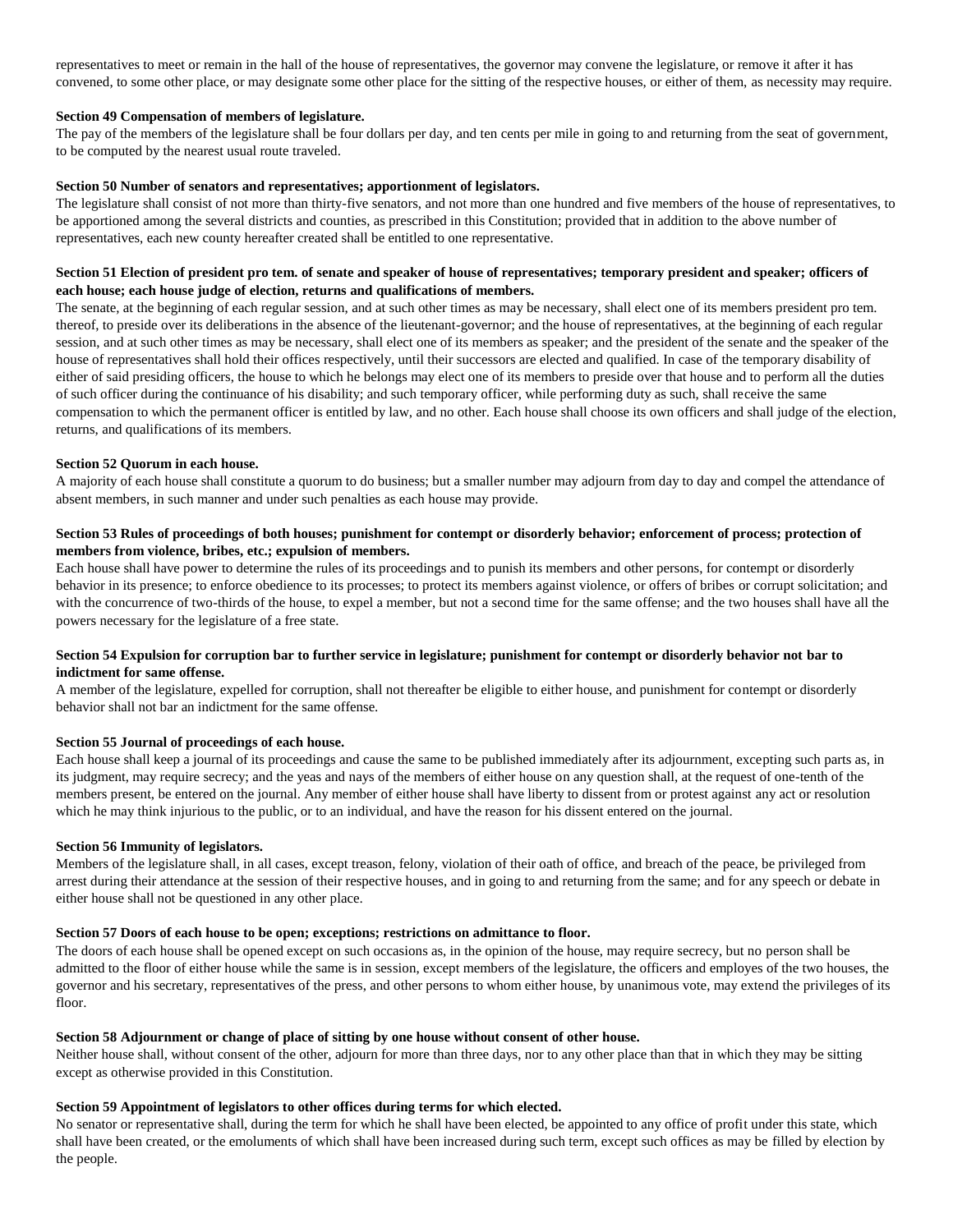representatives to meet or remain in the hall of the house of representatives, the governor may convene the legislature, or remove it after it has convened, to some other place, or may designate some other place for the sitting of the respective houses, or either of them, as necessity may require.

**Section 49 Compensation of members of legislature.**

The pay of the members of the legislature shall be four dollars per day, and ten cents per mile in going to and returning from the seat of government, to be computed by the nearest usual route traveled.

**Section 50 Number of senators and representatives; apportionment of legislators.**

The legislature shall consist of not more than thirty-five senators, and not more than one hundred and five members of the house of representatives, to be apportioned among the several districts and counties, as prescribed in this Constitution; provided that in addition to the above number of representatives, each new county hereafter created shall be entitled to one representative.

**Section 51 Election of president pro tem. of senate and speaker of house of representatives; temporary president and speaker; officers of each house; each house judge of election, returns and qualifications of members.**

The senate, at the beginning of each regular session, and at such other times as may be necessary, shall elect one of its members president pro tem. thereof, to preside over its deliberations in the absence of the lieutenant-governor; and the house of representatives, at the beginning of each regular session, and at such other times as may be necessary, shall elect one of its members as speaker; and the president of the senate and the speaker of the house of representatives shall hold their offices respectively, until their successors are elected and qualified. In case of the temporary disability of either of said presiding officers, the house to which he belongs may elect one of its members to preside over that house and to perform all the duties of such officer during the continuance of his disability; and such temporary officer, while performing duty as such, shall receive the same compensation to which the permanent officer is entitled by law, and no other. Each house shall choose its own officers and shall judge of the election, returns, and qualifications of its members.

**Section 52 Quorum in each house.**

A majority of each house shall constitute a quorum to do business; but a smaller number may adjourn from day to day and compel the attendance of absent members, in such manner and under such penalties as each house may provide.

**Section 53 Rules of proceedings of both houses; punishment for contempt or disorderly behavior; enforcement of process; protection of members from violence, bribes, etc.; expulsion of members.**

Each house shall have power to determine the rules of its proceedings and to punish its members and other persons, for contempt or disorderly behavior in its presence; to enforce obedience to its processes; to protect its members against violence, or offers of bribes or corrupt solicitation; and with the concurrence of two-thirds of the house, to expel a member, but not a second time for the same offense; and the two houses shall have all the powers necessary for the legislature of a free state.

**Section 54 Expulsion for corruption bar to further service in legislature; punishment for contempt or disorderly behavior not bar to indictment for same offense.**

A member of the legislature, expelled for corruption, shall not thereafter be eligible to either house, and punishment for contempt or disorderly behavior shall not bar an indictment for the same offense.

**Section 55 Journal of proceedings of each house.**

Each house shall keep a journal of its proceedings and cause the same to be published immediately after its adjournment, excepting such parts as, in its judgment, may require secrecy; and the yeas and nays of the members of either house on any question shall, at the request of one-tenth of the members present, be entered on the journal. Any member of either house shall have liberty to dissent from or protest against any act or resolution which he may think injurious to the public, or to an individual, and have the reason for his dissent entered on the journal.

**Section 56 Immunity of legislators.**

Members of the legislature shall, in all cases, except treason, felony, violation of their oath of office, and breach of the peace, be privileged from arrest during their attendance at the session of their respective houses, and in going to and returning from the same; and for any speech or debate in either house shall not be questioned in any other place.

**Section 57 Doors of each house to be open; exceptions; restrictions on admittance to floor.**

The doors of each house shall be opened except on such occasions as, in the opinion of the house, may require secrecy, but no person shall be admitted to the floor of either house while the same is in session, except members of the legislature, the officers and employes of the two houses, the governor and his secretary, representatives of the press, and other persons to whom either house, by unanimous vote, may extend the privileges of its floor.

**Section 58 Adjournment or change of place of sitting by one house without consent of other house.**

Neither house shall, without consent of the other, adjourn for more than three days, nor to any other place than that in which they may be sitting except as otherwise provided in this Constitution.

**Section 59 Appointment of legislators to other offices during terms for which elected.**

No senator or representative shall, during the term for which he shall have been elected, be appointed to any office of profit under this state, which shall have been created, or the emoluments of which shall have been increased during such term, except such offices as may be filled by election by the people.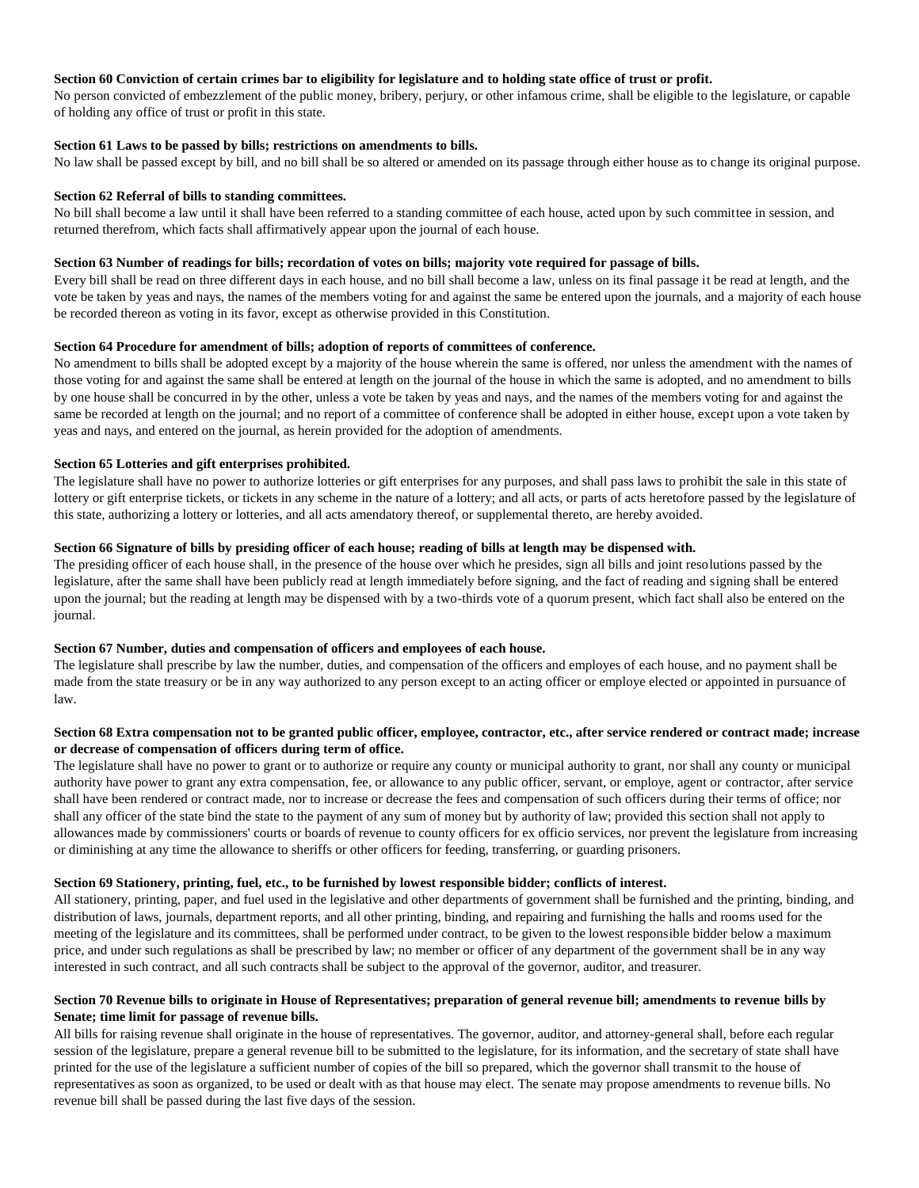**Section 60 Conviction of certain crimes bar to eligibility for legislature and to holding state office of trust or profit.**
No person convicted of embezzlement of the public money, bribery, perjury, or other infamous crime, shall be eligible to the legislature, or capable of holding any office of trust or profit in this state.

**Section 61 Laws to be passed by bills; restrictions on amendments to bills.**
No law shall be passed except by bill, and no bill shall be so altered or amended on its passage through either house as to change its original purpose.

**Section 62 Referral of bills to standing committees.**
No bill shall become a law until it shall have been referred to a standing committee of each house, acted upon by such committee in session, and returned therefrom, which facts shall affirmatively appear upon the journal of each house.

**Section 63 Number of readings for bills; recordation of votes on bills; majority vote required for passage of bills.**
Every bill shall be read on three different days in each house, and no bill shall become a law, unless on its final passage it be read at length, and the vote be taken by yeas and nays, the names of the members voting for and against the same be entered upon the journals, and a majority of each house be recorded thereon as voting in its favor, except as otherwise provided in this Constitution.

**Section 64 Procedure for amendment of bills; adoption of reports of committees of conference.**
No amendment to bills shall be adopted except by a majority of the house wherein the same is offered, nor unless the amendment with the names of those voting for and against the same shall be entered at length on the journal of the house in which the same is adopted, and no amendment to bills by one house shall be concurred in by the other, unless a vote be taken by yeas and nays, and the names of the members voting for and against the same be recorded at length on the journal; and no report of a committee of conference shall be adopted in either house, except upon a vote taken by yeas and nays, and entered on the journal, as herein provided for the adoption of amendments.

**Section 65 Lotteries and gift enterprises prohibited.**
The legislature shall have no power to authorize lotteries or gift enterprises for any purposes, and shall pass laws to prohibit the sale in this state of lottery or gift enterprise tickets, or tickets in any scheme in the nature of a lottery; and all acts, or parts of acts heretofore passed by the legislature of this state, authorizing a lottery or lotteries, and all acts amendatory thereof, or supplemental thereto, are hereby avoided.

**Section 66 Signature of bills by presiding officer of each house; reading of bills at length may be dispensed with.**
The presiding officer of each house shall, in the presence of the house over which he presides, sign all bills and joint resolutions passed by the legislature, after the same shall have been publicly read at length immediately before signing, and the fact of reading and signing shall be entered upon the journal; but the reading at length may be dispensed with by a two-thirds vote of a quorum present, which fact shall also be entered on the journal.

**Section 67 Number, duties and compensation of officers and employees of each house.**
The legislature shall prescribe by law the number, duties, and compensation of the officers and employes of each house, and no payment shall be made from the state treasury or be in any way authorized to any person except to an acting officer or employe elected or appointed in pursuance of law.

**Section 68 Extra compensation not to be granted public officer, employee, contractor, etc., after service rendered or contract made; increase or decrease of compensation of officers during term of office.**
The legislature shall have no power to grant or to authorize or require any county or municipal authority to grant, nor shall any county or municipal authority have power to grant any extra compensation, fee, or allowance to any public officer, servant, or employe, agent or contractor, after service shall have been rendered or contract made, nor to increase or decrease the fees and compensation of such officers during their terms of office; nor shall any officer of the state bind the state to the payment of any sum of money but by authority of law; provided this section shall not apply to allowances made by commissioners' courts or boards of revenue to county officers for ex officio services, nor prevent the legislature from increasing or diminishing at any time the allowance to sheriffs or other officers for feeding, transferring, or guarding prisoners.

**Section 69 Stationery, printing, fuel, etc., to be furnished by lowest responsible bidder; conflicts of interest.**
All stationery, printing, paper, and fuel used in the legislative and other departments of government shall be furnished and the printing, binding, and distribution of laws, journals, department reports, and all other printing, binding, and repairing and furnishing the halls and rooms used for the meeting of the legislature and its committees, shall be performed under contract, to be given to the lowest responsible bidder below a maximum price, and under such regulations as shall be prescribed by law; no member or officer of any department of the government shall be in any way interested in such contract, and all such contracts shall be subject to the approval of the governor, auditor, and treasurer.

**Section 70 Revenue bills to originate in House of Representatives; preparation of general revenue bill; amendments to revenue bills by Senate; time limit for passage of revenue bills.**
All bills for raising revenue shall originate in the house of representatives. The governor, auditor, and attorney-general shall, before each regular session of the legislature, prepare a general revenue bill to be submitted to the legislature, for its information, and the secretary of state shall have printed for the use of the legislature a sufficient number of copies of the bill so prepared, which the governor shall transmit to the house of representatives as soon as organized, to be used or dealt with as that house may elect. The senate may propose amendments to revenue bills. No revenue bill shall be passed during the last five days of the session.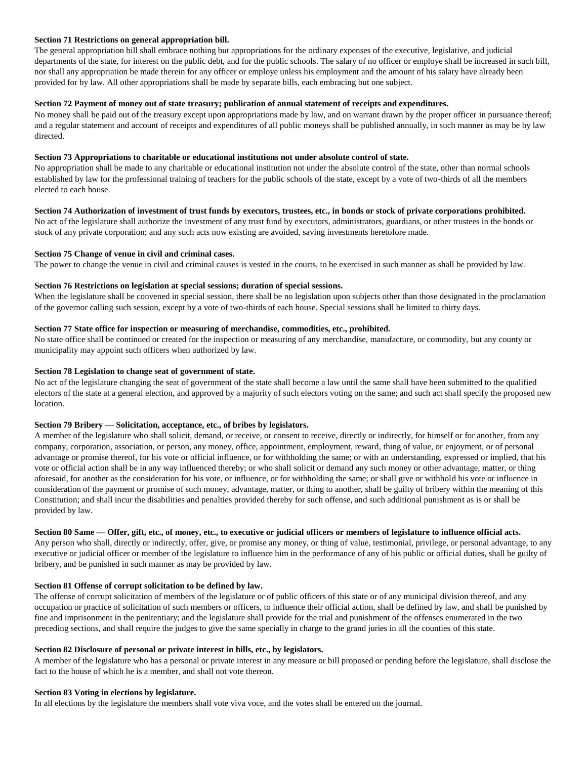**Section 71 Restrictions on general appropriation bill.**

The general appropriation bill shall embrace nothing but appropriations for the ordinary expenses of the executive, legislative, and judicial departments of the state, for interest on the public debt, and for the public schools. The salary of no officer or employe shall be increased in such bill, nor shall any appropriation be made therein for any officer or employe unless his employment and the amount of his salary have already been provided for by law. All other appropriations shall be made by separate bills, each embracing but one subject.

**Section 72 Payment of money out of state treasury; publication of annual statement of receipts and expenditures.**

No money shall be paid out of the treasury except upon appropriations made by law, and on warrant drawn by the proper officer in pursuance thereof; and a regular statement and account of receipts and expenditures of all public moneys shall be published annually, in such manner as may be by law directed.

**Section 73 Appropriations to charitable or educational institutions not under absolute control of state.**

No appropriation shall be made to any charitable or educational institution not under the absolute control of the state, other than normal schools established by law for the professional training of teachers for the public schools of the state, except by a vote of two-thirds of all the members elected to each house.

**Section 74 Authorization of investment of trust funds by executors, trustees, etc., in bonds or stock of private corporations prohibited.**

No act of the legislature shall authorize the investment of any trust fund by executors, administrators, guardians, or other trustees in the bonds or stock of any private corporation; and any such acts now existing are avoided, saving investments heretofore made.

**Section 75 Change of venue in civil and criminal cases.**

The power to change the venue in civil and criminal causes is vested in the courts, to be exercised in such manner as shall be provided by law.

**Section 76 Restrictions on legislation at special sessions; duration of special sessions.**

When the legislature shall be convened in special session, there shall be no legislation upon subjects other than those designated in the proclamation of the governor calling such session, except by a vote of two-thirds of each house. Special sessions shall be limited to thirty days.

**Section 77 State office for inspection or measuring of merchandise, commodities, etc., prohibited.**

No state office shall be continued or created for the inspection or measuring of any merchandise, manufacture, or commodity, but any county or municipality may appoint such officers when authorized by law.

**Section 78 Legislation to change seat of government of state.**

No act of the legislature changing the seat of government of the state shall become a law until the same shall have been submitted to the qualified electors of the state at a general election, and approved by a majority of such electors voting on the same; and such act shall specify the proposed new location.

**Section 79 Bribery — Solicitation, acceptance, etc., of bribes by legislators.**

A member of the legislature who shall solicit, demand, or receive, or consent to receive, directly or indirectly, for himself or for another, from any company, corporation, association, or person, any money, office, appointment, employment, reward, thing of value, or enjoyment, or of personal advantage or promise thereof, for his vote or official influence, or for withholding the same; or with an understanding, expressed or implied, that his vote or official action shall be in any way influenced thereby; or who shall solicit or demand any such money or other advantage, matter, or thing aforesaid, for another as the consideration for his vote, or influence, or for withholding the same; or shall give or withhold his vote or influence in consideration of the payment or promise of such money, advantage, matter, or thing to another, shall be guilty of bribery within the meaning of this Constitution; and shall incur the disabilities and penalties provided thereby for such offense, and such additional punishment as is or shall be provided by law.

**Section 80 Same — Offer, gift, etc., of money, etc., to executive or judicial officers or members of legislature to influence official acts.**

Any person who shall, directly or indirectly, offer, give, or promise any money, or thing of value, testimonial, privilege, or personal advantage, to any executive or judicial officer or member of the legislature to influence him in the performance of any of his public or official duties, shall be guilty of bribery, and be punished in such manner as may be provided by law.

**Section 81 Offense of corrupt solicitation to be defined by law.**

The offense of corrupt solicitation of members of the legislature or of public officers of this state or of any municipal division thereof, and any occupation or practice of solicitation of such members or officers, to influence their official action, shall be defined by law, and shall be punished by fine and imprisonment in the penitentiary; and the legislature shall provide for the trial and punishment of the offenses enumerated in the two preceding sections, and shall require the judges to give the same specially in charge to the grand juries in all the counties of this state.

**Section 82 Disclosure of personal or private interest in bills, etc., by legislators.**

A member of the legislature who has a personal or private interest in any measure or bill proposed or pending before the legislature, shall disclose the fact to the house of which he is a member, and shall not vote thereon.

**Section 83 Voting in elections by legislature.**

In all elections by the legislature the members shall vote viva voce, and the votes shall be entered on the journal.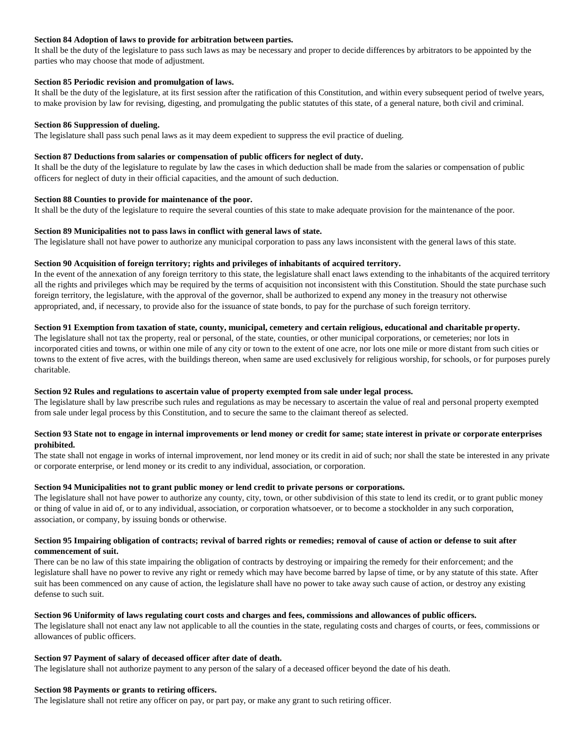**Section 84 Adoption of laws to provide for arbitration between parties.**
It shall be the duty of the legislature to pass such laws as may be necessary and proper to decide differences by arbitrators to be appointed by the parties who may choose that mode of adjustment.

**Section 85 Periodic revision and promulgation of laws.**
It shall be the duty of the legislature, at its first session after the ratification of this Constitution, and within every subsequent period of twelve years, to make provision by law for revising, digesting, and promulgating the public statutes of this state, of a general nature, both civil and criminal.

**Section 86 Suppression of dueling.**
The legislature shall pass such penal laws as it may deem expedient to suppress the evil practice of dueling.

**Section 87 Deductions from salaries or compensation of public officers for neglect of duty.**
It shall be the duty of the legislature to regulate by law the cases in which deduction shall be made from the salaries or compensation of public officers for neglect of duty in their official capacities, and the amount of such deduction.

**Section 88 Counties to provide for maintenance of the poor.**
It shall be the duty of the legislature to require the several counties of this state to make adequate provision for the maintenance of the poor.

**Section 89 Municipalities not to pass laws in conflict with general laws of state.**
The legislature shall not have power to authorize any municipal corporation to pass any laws inconsistent with the general laws of this state.

**Section 90 Acquisition of foreign territory; rights and privileges of inhabitants of acquired territory.**
In the event of the annexation of any foreign territory to this state, the legislature shall enact laws extending to the inhabitants of the acquired territory all the rights and privileges which may be required by the terms of acquisition not inconsistent with this Constitution. Should the state purchase such foreign territory, the legislature, with the approval of the governor, shall be authorized to expend any money in the treasury not otherwise appropriated, and, if necessary, to provide also for the issuance of state bonds, to pay for the purchase of such foreign territory.

**Section 91 Exemption from taxation of state, county, municipal, cemetery and certain religious, educational and charitable property.**
The legislature shall not tax the property, real or personal, of the state, counties, or other municipal corporations, or cemeteries; nor lots in incorporated cities and towns, or within one mile of any city or town to the extent of one acre, nor lots one mile or more distant from such cities or towns to the extent of five acres, with the buildings thereon, when same are used exclusively for religious worship, for schools, or for purposes purely charitable.

**Section 92 Rules and regulations to ascertain value of property exempted from sale under legal process.**
The legislature shall by law prescribe such rules and regulations as may be necessary to ascertain the value of real and personal property exempted from sale under legal process by this Constitution, and to secure the same to the claimant thereof as selected.

**Section 93 State not to engage in internal improvements or lend money or credit for same; state interest in private or corporate enterprises prohibited.**
The state shall not engage in works of internal improvement, nor lend money or its credit in aid of such; nor shall the state be interested in any private or corporate enterprise, or lend money or its credit to any individual, association, or corporation.

**Section 94 Municipalities not to grant public money or lend credit to private persons or corporations.**
The legislature shall not have power to authorize any county, city, town, or other subdivision of this state to lend its credit, or to grant public money or thing of value in aid of, or to any individual, association, or corporation whatsoever, or to become a stockholder in any such corporation, association, or company, by issuing bonds or otherwise.

**Section 95 Impairing obligation of contracts; revival of barred rights or remedies; removal of cause of action or defense to suit after commencement of suit.**
There can be no law of this state impairing the obligation of contracts by destroying or impairing the remedy for their enforcement; and the legislature shall have no power to revive any right or remedy which may have become barred by lapse of time, or by any statute of this state. After suit has been commenced on any cause of action, the legislature shall have no power to take away such cause of action, or destroy any existing defense to such suit.

**Section 96 Uniformity of laws regulating court costs and charges and fees, commissions and allowances of public officers.**
The legislature shall not enact any law not applicable to all the counties in the state, regulating costs and charges of courts, or fees, commissions or allowances of public officers.

**Section 97 Payment of salary of deceased officer after date of death.**
The legislature shall not authorize payment to any person of the salary of a deceased officer beyond the date of his death.

**Section 98 Payments or grants to retiring officers.**
The legislature shall not retire any officer on pay, or part pay, or make any grant to such retiring officer.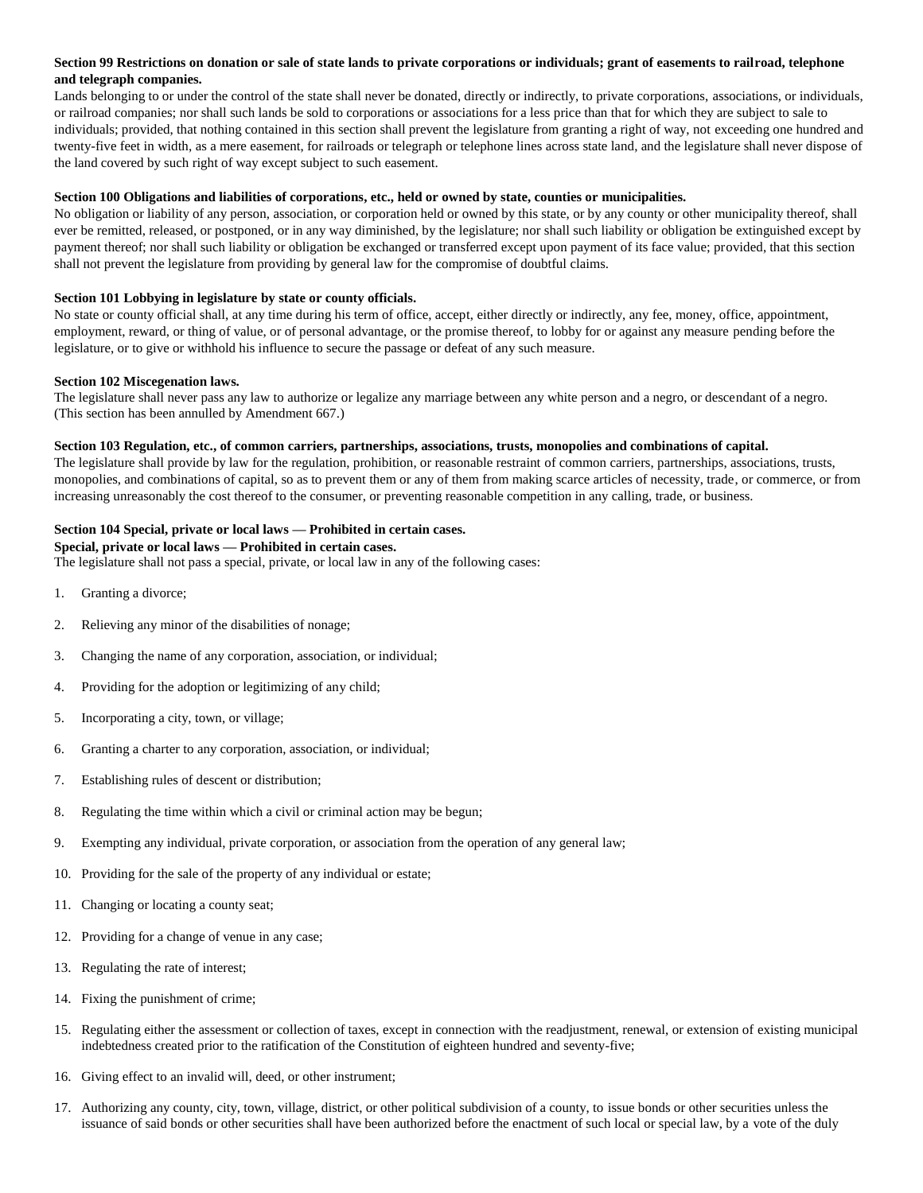**Section 99 Restrictions on donation or sale of state lands to private corporations or individuals; grant of easements to railroad, telephone and telegraph companies.**

Lands belonging to or under the control of the state shall never be donated, directly or indirectly, to private corporations, associations, or individuals, or railroad companies; nor shall such lands be sold to corporations or associations for a less price than that for which they are subject to sale to individuals; provided, that nothing contained in this section shall prevent the legislature from granting a right of way, not exceeding one hundred and twenty-five feet in width, as a mere easement, for railroads or telegraph or telephone lines across state land, and the legislature shall never dispose of the land covered by such right of way except subject to such easement.

**Section 100 Obligations and liabilities of corporations, etc., held or owned by state, counties or municipalities.**

No obligation or liability of any person, association, or corporation held or owned by this state, or by any county or other municipality thereof, shall ever be remitted, released, or postponed, or in any way diminished, by the legislature; nor shall such liability or obligation be extinguished except by payment thereof; nor shall such liability or obligation be exchanged or transferred except upon payment of its face value; provided, that this section shall not prevent the legislature from providing by general law for the compromise of doubtful claims.

**Section 101 Lobbying in legislature by state or county officials.**

No state or county official shall, at any time during his term of office, accept, either directly or indirectly, any fee, money, office, appointment, employment, reward, or thing of value, or of personal advantage, or the promise thereof, to lobby for or against any measure pending before the legislature, or to give or withhold his influence to secure the passage or defeat of any such measure.

**Section 102 Miscegenation laws.**

The legislature shall never pass any law to authorize or legalize any marriage between any white person and a negro, or descendant of a negro. (This section has been annulled by Amendment 667.)

**Section 103 Regulation, etc., of common carriers, partnerships, associations, trusts, monopolies and combinations of capital.**

The legislature shall provide by law for the regulation, prohibition, or reasonable restraint of common carriers, partnerships, associations, trusts, monopolies, and combinations of capital, so as to prevent them or any of them from making scarce articles of necessity, trade, or commerce, or from increasing unreasonably the cost thereof to the consumer, or preventing reasonable competition in any calling, trade, or business.

**Section 104 Special, private or local laws — Prohibited in certain cases.**
**Special, private or local laws — Prohibited in certain cases.**

The legislature shall not pass a special, private, or local law in any of the following cases:

1. Granting a divorce;
2. Relieving any minor of the disabilities of nonage;
3. Changing the name of any corporation, association, or individual;
4. Providing for the adoption or legitimizing of any child;
5. Incorporating a city, town, or village;
6. Granting a charter to any corporation, association, or individual;
7. Establishing rules of descent or distribution;
8. Regulating the time within which a civil or criminal action may be begun;
9. Exempting any individual, private corporation, or association from the operation of any general law;
10. Providing for the sale of the property of any individual or estate;
11. Changing or locating a county seat;
12. Providing for a change of venue in any case;
13. Regulating the rate of interest;
14. Fixing the punishment of crime;
15. Regulating either the assessment or collection of taxes, except in connection with the readjustment, renewal, or extension of existing municipal indebtedness created prior to the ratification of the Constitution of eighteen hundred and seventy-five;
16. Giving effect to an invalid will, deed, or other instrument;
17. Authorizing any county, city, town, village, district, or other political subdivision of a county, to issue bonds or other securities unless the issuance of said bonds or other securities shall have been authorized before the enactment of such local or special law, by a vote of the duly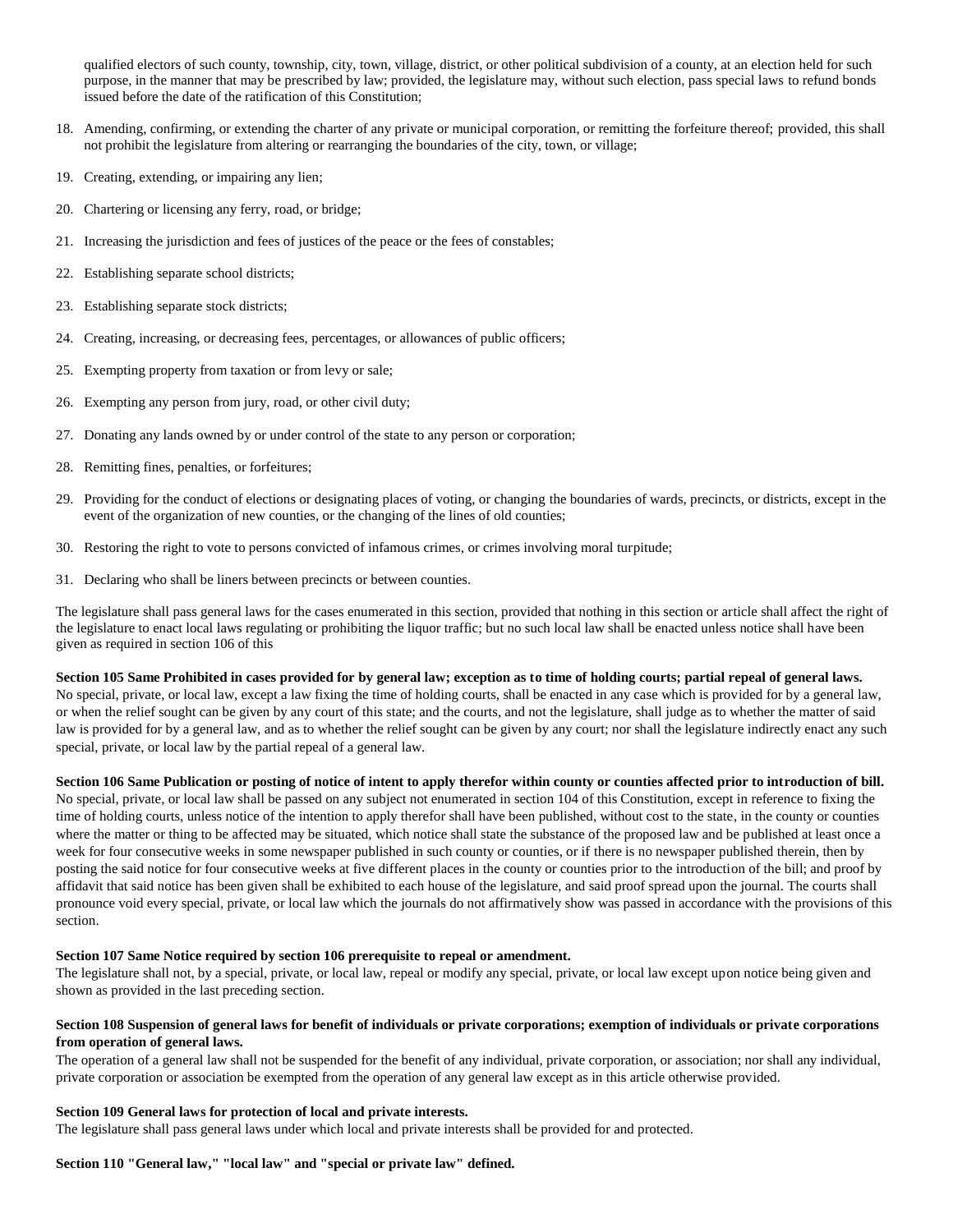qualified electors of such county, township, city, town, village, district, or other political subdivision of a county, at an election held for such purpose, in the manner that may be prescribed by law; provided, the legislature may, without such election, pass special laws to refund bonds issued before the date of the ratification of this Constitution;

18. Amending, confirming, or extending the charter of any private or municipal corporation, or remitting the forfeiture thereof; provided, this shall not prohibit the legislature from altering or rearranging the boundaries of the city, town, or village;
19. Creating, extending, or impairing any lien;
20. Chartering or licensing any ferry, road, or bridge;
21. Increasing the jurisdiction and fees of justices of the peace or the fees of constables;
22. Establishing separate school districts;
23. Establishing separate stock districts;
24. Creating, increasing, or decreasing fees, percentages, or allowances of public officers;
25. Exempting property from taxation or from levy or sale;
26. Exempting any person from jury, road, or other civil duty;
27. Donating any lands owned by or under control of the state to any person or corporation;
28. Remitting fines, penalties, or forfeitures;
29. Providing for the conduct of elections or designating places of voting, or changing the boundaries of wards, precincts, or districts, except in the event of the organization of new counties, or the changing of the lines of old counties;
30. Restoring the right to vote to persons convicted of infamous crimes, or crimes involving moral turpitude;
31. Declaring who shall be liners between precincts or between counties.

The legislature shall pass general laws for the cases enumerated in this section, provided that nothing in this section or article shall affect the right of the legislature to enact local laws regulating or prohibiting the liquor traffic; but no such local law shall be enacted unless notice shall have been given as required in section 106 of this

**Section 105 Same Prohibited in cases provided for by general law; exception as to time of holding courts; partial repeal of general laws.**
No special, private, or local law, except a law fixing the time of holding courts, shall be enacted in any case which is provided for by a general law, or when the relief sought can be given by any court of this state; and the courts, and not the legislature, shall judge as to whether the matter of said law is provided for by a general law, and as to whether the relief sought can be given by any court; nor shall the legislature indirectly enact any such special, private, or local law by the partial repeal of a general law.

**Section 106 Same Publication or posting of notice of intent to apply therefor within county or counties affected prior to introduction of bill.**
No special, private, or local law shall be passed on any subject not enumerated in section 104 of this Constitution, except in reference to fixing the time of holding courts, unless notice of the intention to apply therefor shall have been published, without cost to the state, in the county or counties where the matter or thing to be affected may be situated, which notice shall state the substance of the proposed law and be published at least once a week for four consecutive weeks in some newspaper published in such county or counties, or if there is no newspaper published therein, then by posting the said notice for four consecutive weeks at five different places in the county or counties prior to the introduction of the bill; and proof by affidavit that said notice has been given shall be exhibited to each house of the legislature, and said proof spread upon the journal. The courts shall pronounce void every special, private, or local law which the journals do not affirmatively show was passed in accordance with the provisions of this section.

**Section 107 Same Notice required by section 106 prerequisite to repeal or amendment.**
The legislature shall not, by a special, private, or local law, repeal or modify any special, private, or local law except upon notice being given and shown as provided in the last preceding section.

**Section 108 Suspension of general laws for benefit of individuals or private corporations; exemption of individuals or private corporations from operation of general laws.**
The operation of a general law shall not be suspended for the benefit of any individual, private corporation, or association; nor shall any individual, private corporation or association be exempted from the operation of any general law except as in this article otherwise provided.

**Section 109 General laws for protection of local and private interests.**
The legislature shall pass general laws under which local and private interests shall be provided for and protected.

**Section 110 "General law," "local law" and "special or private law" defined.**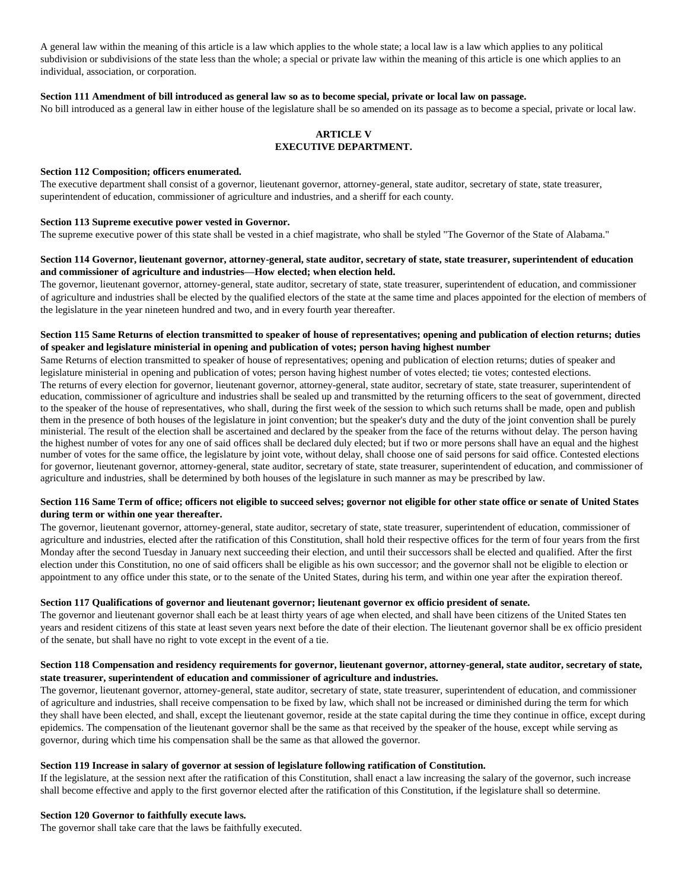A general law within the meaning of this article is a law which applies to the whole state; a local law is a law which applies to any political subdivision or subdivisions of the state less than the whole; a special or private law within the meaning of this article is one which applies to an individual, association, or corporation.

**Section 111 Amendment of bill introduced as general law so as to become special, private or local law on passage.**
No bill introduced as a general law in either house of the legislature shall be so amended on its passage as to become a special, private or local law.

## ARTICLE V
## EXECUTIVE DEPARTMENT.

**Section 112 Composition; officers enumerated.**
The executive department shall consist of a governor, lieutenant governor, attorney-general, state auditor, secretary of state, state treasurer, superintendent of education, commissioner of agriculture and industries, and a sheriff for each county.

**Section 113 Supreme executive power vested in Governor.**
The supreme executive power of this state shall be vested in a chief magistrate, who shall be styled "The Governor of the State of Alabama."

**Section 114 Governor, lieutenant governor, attorney-general, state auditor, secretary of state, state treasurer, superintendent of education and commissioner of agriculture and industries—How elected; when election held.**
The governor, lieutenant governor, attorney-general, state auditor, secretary of state, state treasurer, superintendent of education, and commissioner of agriculture and industries shall be elected by the qualified electors of the state at the same time and places appointed for the election of members of the legislature in the year nineteen hundred and two, and in every fourth year thereafter.

**Section 115 Same Returns of election transmitted to speaker of house of representatives; opening and publication of election returns; duties of speaker and legislature ministerial in opening and publication of votes; person having highest number**
Same Returns of election transmitted to speaker of house of representatives; opening and publication of election returns; duties of speaker and legislature ministerial in opening and publication of votes; person having highest number of votes elected; tie votes; contested elections.
The returns of every election for governor, lieutenant governor, attorney-general, state auditor, secretary of state, state treasurer, superintendent of education, commissioner of agriculture and industries shall be sealed up and transmitted by the returning officers to the seat of government, directed to the speaker of the house of representatives, who shall, during the first week of the session to which such returns shall be made, open and publish them in the presence of both houses of the legislature in joint convention; but the speaker's duty and the duty of the joint convention shall be purely ministerial. The result of the election shall be ascertained and declared by the speaker from the face of the returns without delay. The person having the highest number of votes for any one of said offices shall be declared duly elected; but if two or more persons shall have an equal and the highest number of votes for the same office, the legislature by joint vote, without delay, shall choose one of said persons for said office. Contested elections for governor, lieutenant governor, attorney-general, state auditor, secretary of state, state treasurer, superintendent of education, and commissioner of agriculture and industries, shall be determined by both houses of the legislature in such manner as may be prescribed by law.

**Section 116 Same Term of office; officers not eligible to succeed selves; governor not eligible for other state office or senate of United States during term or within one year thereafter.**
The governor, lieutenant governor, attorney-general, state auditor, secretary of state, state treasurer, superintendent of education, commissioner of agriculture and industries, elected after the ratification of this Constitution, shall hold their respective offices for the term of four years from the first Monday after the second Tuesday in January next succeeding their election, and until their successors shall be elected and qualified. After the first election under this Constitution, no one of said officers shall be eligible as his own successor; and the governor shall not be eligible to election or appointment to any office under this state, or to the senate of the United States, during his term, and within one year after the expiration thereof.

**Section 117 Qualifications of governor and lieutenant governor; lieutenant governor ex officio president of senate.**
The governor and lieutenant governor shall each be at least thirty years of age when elected, and shall have been citizens of the United States ten years and resident citizens of this state at least seven years next before the date of their election. The lieutenant governor shall be ex officio president of the senate, but shall have no right to vote except in the event of a tie.

**Section 118 Compensation and residency requirements for governor, lieutenant governor, attorney-general, state auditor, secretary of state, state treasurer, superintendent of education and commissioner of agriculture and industries.**
The governor, lieutenant governor, attorney-general, state auditor, secretary of state, state treasurer, superintendent of education, and commissioner of agriculture and industries, shall receive compensation to be fixed by law, which shall not be increased or diminished during the term for which they shall have been elected, and shall, except the lieutenant governor, reside at the state capital during the time they continue in office, except during epidemics. The compensation of the lieutenant governor shall be the same as that received by the speaker of the house, except while serving as governor, during which time his compensation shall be the same as that allowed the governor.

**Section 119 Increase in salary of governor at session of legislature following ratification of Constitution.**
If the legislature, at the session next after the ratification of this Constitution, shall enact a law increasing the salary of the governor, such increase shall become effective and apply to the first governor elected after the ratification of this Constitution, if the legislature shall so determine.

**Section 120 Governor to faithfully execute laws.**
The governor shall take care that the laws be faithfully executed.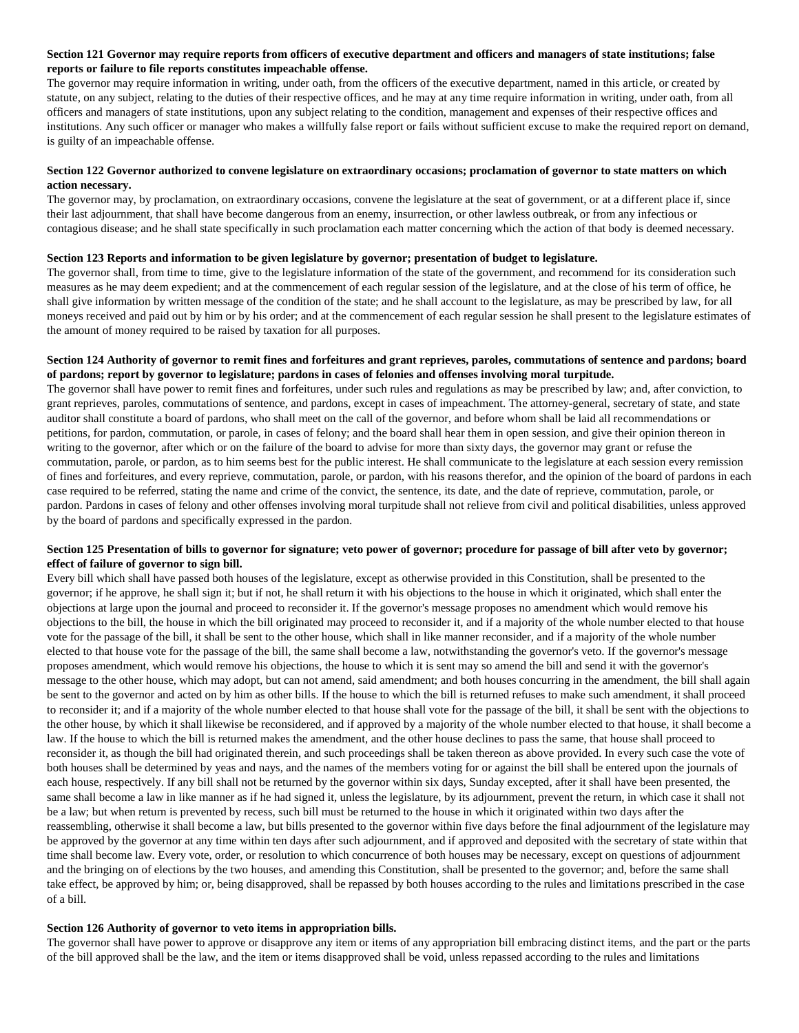**Section 121 Governor may require reports from officers of executive department and officers and managers of state institutions; false reports or failure to file reports constitutes impeachable offense.**

The governor may require information in writing, under oath, from the officers of the executive department, named in this article, or created by statute, on any subject, relating to the duties of their respective offices, and he may at any time require information in writing, under oath, from all officers and managers of state institutions, upon any subject relating to the condition, management and expenses of their respective offices and institutions. Any such officer or manager who makes a willfully false report or fails without sufficient excuse to make the required report on demand, is guilty of an impeachable offense.

**Section 122 Governor authorized to convene legislature on extraordinary occasions; proclamation of governor to state matters on which action necessary.**

The governor may, by proclamation, on extraordinary occasions, convene the legislature at the seat of government, or at a different place if, since their last adjournment, that shall have become dangerous from an enemy, insurrection, or other lawless outbreak, or from any infectious or contagious disease; and he shall state specifically in such proclamation each matter concerning which the action of that body is deemed necessary.

**Section 123 Reports and information to be given legislature by governor; presentation of budget to legislature.**

The governor shall, from time to time, give to the legislature information of the state of the government, and recommend for its consideration such measures as he may deem expedient; and at the commencement of each regular session of the legislature, and at the close of his term of office, he shall give information by written message of the condition of the state; and he shall account to the legislature, as may be prescribed by law, for all moneys received and paid out by him or by his order; and at the commencement of each regular session he shall present to the legislature estimates of the amount of money required to be raised by taxation for all purposes.

**Section 124 Authority of governor to remit fines and forfeitures and grant reprieves, paroles, commutations of sentence and pardons; board of pardons; report by governor to legislature; pardons in cases of felonies and offenses involving moral turpitude.**

The governor shall have power to remit fines and forfeitures, under such rules and regulations as may be prescribed by law; and, after conviction, to grant reprieves, paroles, commutations of sentence, and pardons, except in cases of impeachment. The attorney-general, secretary of state, and state auditor shall constitute a board of pardons, who shall meet on the call of the governor, and before whom shall be laid all recommendations or petitions, for pardon, commutation, or parole, in cases of felony; and the board shall hear them in open session, and give their opinion thereon in writing to the governor, after which or on the failure of the board to advise for more than sixty days, the governor may grant or refuse the commutation, parole, or pardon, as to him seems best for the public interest. He shall communicate to the legislature at each session every remission of fines and forfeitures, and every reprieve, commutation, parole, or pardon, with his reasons therefor, and the opinion of the board of pardons in each case required to be referred, stating the name and crime of the convict, the sentence, its date, and the date of reprieve, commutation, parole, or pardon. Pardons in cases of felony and other offenses involving moral turpitude shall not relieve from civil and political disabilities, unless approved by the board of pardons and specifically expressed in the pardon.

**Section 125 Presentation of bills to governor for signature; veto power of governor; procedure for passage of bill after veto by governor; effect of failure of governor to sign bill.**

Every bill which shall have passed both houses of the legislature, except as otherwise provided in this Constitution, shall be presented to the governor; if he approve, he shall sign it; but if not, he shall return it with his objections to the house in which it originated, which shall enter the objections at large upon the journal and proceed to reconsider it. If the governor's message proposes no amendment which would remove his objections to the bill, the house in which the bill originated may proceed to reconsider it, and if a majority of the whole number elected to that house vote for the passage of the bill, it shall be sent to the other house, which shall in like manner reconsider, and if a majority of the whole number elected to that house vote for the passage of the bill, the same shall become a law, notwithstanding the governor's veto. If the governor's message proposes amendment, which would remove his objections, the house to which it is sent may so amend the bill and send it with the governor's message to the other house, which may adopt, but can not amend, said amendment; and both houses concurring in the amendment, the bill shall again be sent to the governor and acted on by him as other bills. If the house to which the bill is returned refuses to make such amendment, it shall proceed to reconsider it; and if a majority of the whole number elected to that house shall vote for the passage of the bill, it shall be sent with the objections to the other house, by which it shall likewise be reconsidered, and if approved by a majority of the whole number elected to that house, it shall become a law. If the house to which the bill is returned makes the amendment, and the other house declines to pass the same, that house shall proceed to reconsider it, as though the bill had originated therein, and such proceedings shall be taken thereon as above provided. In every such case the vote of both houses shall be determined by yeas and nays, and the names of the members voting for or against the bill shall be entered upon the journals of each house, respectively. If any bill shall not be returned by the governor within six days, Sunday excepted, after it shall have been presented, the same shall become a law in like manner as if he had signed it, unless the legislature, by its adjournment, prevent the return, in which case it shall not be a law; but when return is prevented by recess, such bill must be returned to the house in which it originated within two days after the reassembling, otherwise it shall become a law, but bills presented to the governor within five days before the final adjournment of the legislature may be approved by the governor at any time within ten days after such adjournment, and if approved and deposited with the secretary of state within that time shall become law. Every vote, order, or resolution to which concurrence of both houses may be necessary, except on questions of adjournment and the bringing on of elections by the two houses, and amending this Constitution, shall be presented to the governor; and, before the same shall take effect, be approved by him; or, being disapproved, shall be repassed by both houses according to the rules and limitations prescribed in the case of a bill.

**Section 126 Authority of governor to veto items in appropriation bills.**

The governor shall have power to approve or disapprove any item or items of any appropriation bill embracing distinct items, and the part or the parts of the bill approved shall be the law, and the item or items disapproved shall be void, unless repassed according to the rules and limitations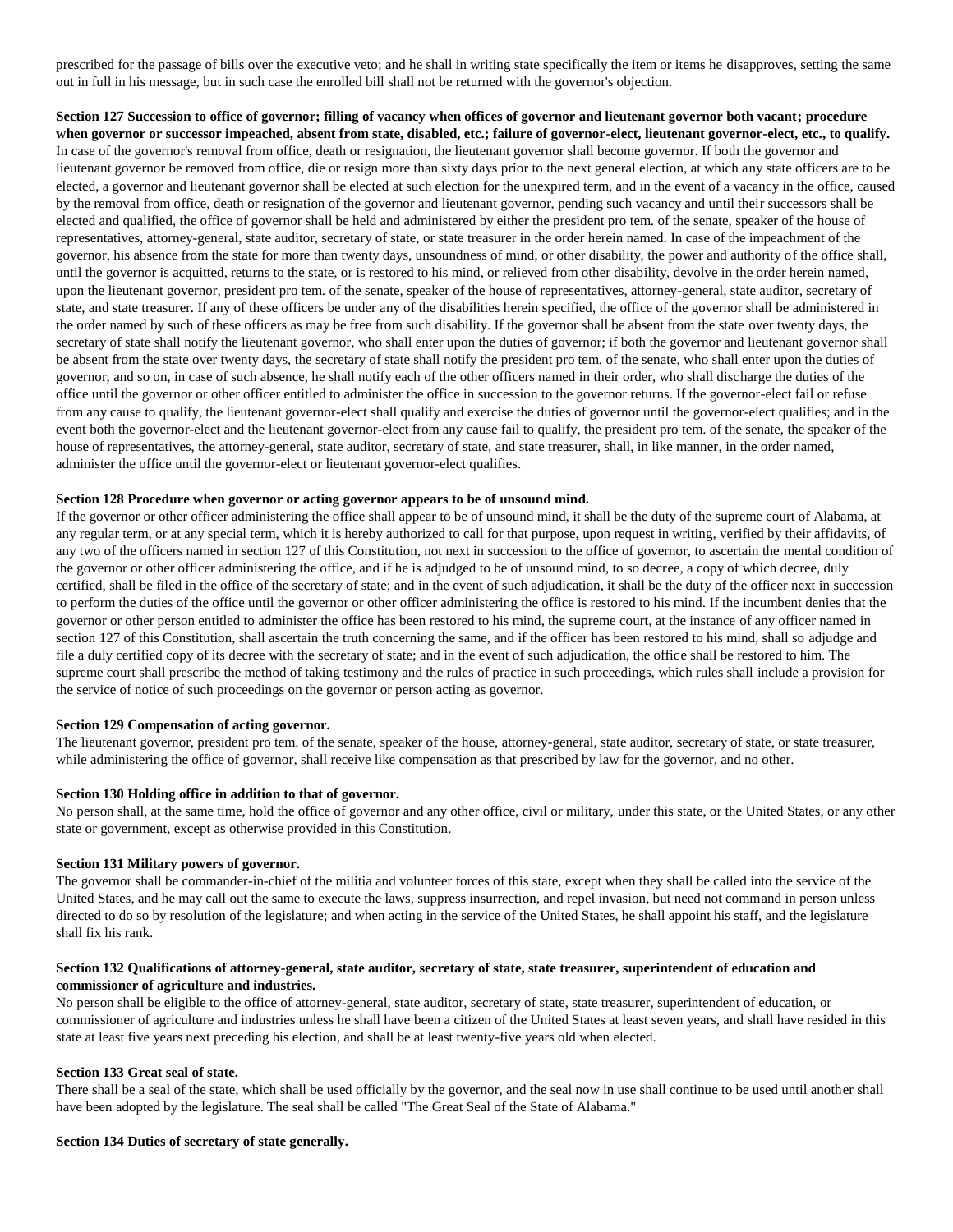prescribed for the passage of bills over the executive veto; and he shall in writing state specifically the item or items he disapproves, setting the same out in full in his message, but in such case the enrolled bill shall not be returned with the governor's objection.

**Section 127 Succession to office of governor; filling of vacancy when offices of governor and lieutenant governor both vacant; procedure when governor or successor impeached, absent from state, disabled, etc.; failure of governor-elect, lieutenant governor-elect, etc., to qualify.**

In case of the governor's removal from office, death or resignation, the lieutenant governor shall become governor. If both the governor and lieutenant governor be removed from office, die or resign more than sixty days prior to the next general election, at which any state officers are to be elected, a governor and lieutenant governor shall be elected at such election for the unexpired term, and in the event of a vacancy in the office, caused by the removal from office, death or resignation of the governor and lieutenant governor, pending such vacancy and until their successors shall be elected and qualified, the office of governor shall be held and administered by either the president pro tem. of the senate, speaker of the house of representatives, attorney-general, state auditor, secretary of state, or state treasurer in the order herein named. In case of the impeachment of the governor, his absence from the state for more than twenty days, unsoundness of mind, or other disability, the power and authority of the office shall, until the governor is acquitted, returns to the state, or is restored to his mind, or relieved from other disability, devolve in the order herein named, upon the lieutenant governor, president pro tem. of the senate, speaker of the house of representatives, attorney-general, state auditor, secretary of state, and state treasurer. If any of these officers be under any of the disabilities herein specified, the office of the governor shall be administered in the order named by such of these officers as may be free from such disability. If the governor shall be absent from the state over twenty days, the secretary of state shall notify the lieutenant governor, who shall enter upon the duties of governor; if both the governor and lieutenant governor shall be absent from the state over twenty days, the secretary of state shall notify the president pro tem. of the senate, who shall enter upon the duties of governor, and so on, in case of such absence, he shall notify each of the other officers named in their order, who shall discharge the duties of the office until the governor or other officer entitled to administer the office in succession to the governor returns. If the governor-elect fail or refuse from any cause to qualify, the lieutenant governor-elect shall qualify and exercise the duties of governor until the governor-elect qualifies; and in the event both the governor-elect and the lieutenant governor-elect from any cause fail to qualify, the president pro tem. of the senate, the speaker of the house of representatives, the attorney-general, state auditor, secretary of state, and state treasurer, shall, in like manner, in the order named, administer the office until the governor-elect or lieutenant governor-elect qualifies.

**Section 128 Procedure when governor or acting governor appears to be of unsound mind.**

If the governor or other officer administering the office shall appear to be of unsound mind, it shall be the duty of the supreme court of Alabama, at any regular term, or at any special term, which it is hereby authorized to call for that purpose, upon request in writing, verified by their affidavits, of any two of the officers named in section 127 of this Constitution, not next in succession to the office of governor, to ascertain the mental condition of the governor or other officer administering the office, and if he is adjudged to be of unsound mind, to so decree, a copy of which decree, duly certified, shall be filed in the office of the secretary of state; and in the event of such adjudication, it shall be the duty of the officer next in succession to perform the duties of the office until the governor or other officer administering the office is restored to his mind. If the incumbent denies that the governor or other person entitled to administer the office has been restored to his mind, the supreme court, at the instance of any officer named in section 127 of this Constitution, shall ascertain the truth concerning the same, and if the officer has been restored to his mind, shall so adjudge and file a duly certified copy of its decree with the secretary of state; and in the event of such adjudication, the office shall be restored to him. The supreme court shall prescribe the method of taking testimony and the rules of practice in such proceedings, which rules shall include a provision for the service of notice of such proceedings on the governor or person acting as governor.

**Section 129 Compensation of acting governor.**

The lieutenant governor, president pro tem. of the senate, speaker of the house, attorney-general, state auditor, secretary of state, or state treasurer, while administering the office of governor, shall receive like compensation as that prescribed by law for the governor, and no other.

**Section 130 Holding office in addition to that of governor.**

No person shall, at the same time, hold the office of governor and any other office, civil or military, under this state, or the United States, or any other state or government, except as otherwise provided in this Constitution.

**Section 131 Military powers of governor.**

The governor shall be commander-in-chief of the militia and volunteer forces of this state, except when they shall be called into the service of the United States, and he may call out the same to execute the laws, suppress insurrection, and repel invasion, but need not command in person unless directed to do so by resolution of the legislature; and when acting in the service of the United States, he shall appoint his staff, and the legislature shall fix his rank.

**Section 132 Qualifications of attorney-general, state auditor, secretary of state, state treasurer, superintendent of education and commissioner of agriculture and industries.**

No person shall be eligible to the office of attorney-general, state auditor, secretary of state, state treasurer, superintendent of education, or commissioner of agriculture and industries unless he shall have been a citizen of the United States at least seven years, and shall have resided in this state at least five years next preceding his election, and shall be at least twenty-five years old when elected.

**Section 133 Great seal of state.**

There shall be a seal of the state, which shall be used officially by the governor, and the seal now in use shall continue to be used until another shall have been adopted by the legislature. The seal shall be called "The Great Seal of the State of Alabama."

**Section 134 Duties of secretary of state generally.**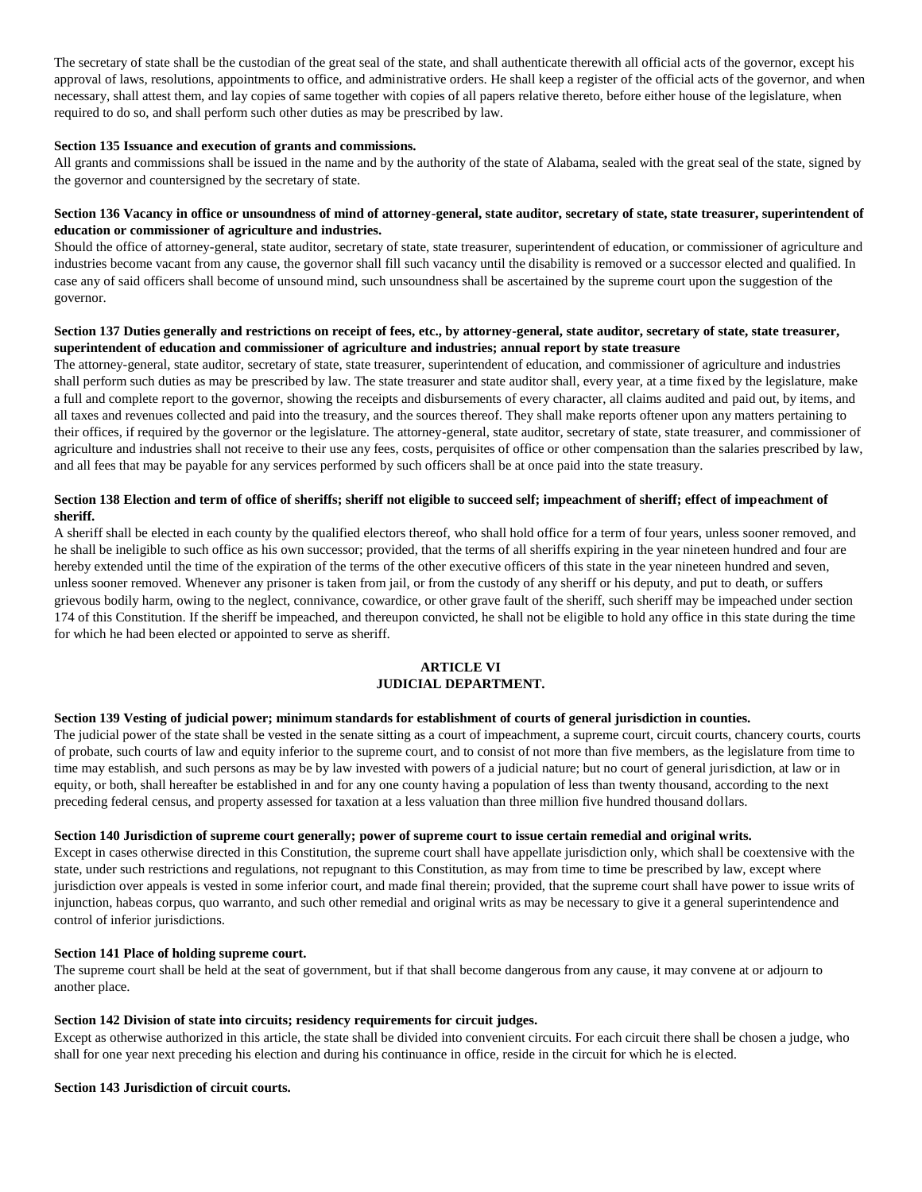The secretary of state shall be the custodian of the great seal of the state, and shall authenticate therewith all official acts of the governor, except his approval of laws, resolutions, appointments to office, and administrative orders. He shall keep a register of the official acts of the governor, and when necessary, shall attest them, and lay copies of same together with copies of all papers relative thereto, before either house of the legislature, when required to do so, and shall perform such other duties as may be prescribed by law.

**Section 135 Issuance and execution of grants and commissions.**

All grants and commissions shall be issued in the name and by the authority of the state of Alabama, sealed with the great seal of the state, signed by the governor and countersigned by the secretary of state.

**Section 136 Vacancy in office or unsoundness of mind of attorney-general, state auditor, secretary of state, state treasurer, superintendent of education or commissioner of agriculture and industries.**

Should the office of attorney-general, state auditor, secretary of state, state treasurer, superintendent of education, or commissioner of agriculture and industries become vacant from any cause, the governor shall fill such vacancy until the disability is removed or a successor elected and qualified. In case any of said officers shall become of unsound mind, such unsoundness shall be ascertained by the supreme court upon the suggestion of the governor.

**Section 137 Duties generally and restrictions on receipt of fees, etc., by attorney-general, state auditor, secretary of state, state treasurer, superintendent of education and commissioner of agriculture and industries; annual report by state treasure**

The attorney-general, state auditor, secretary of state, state treasurer, superintendent of education, and commissioner of agriculture and industries shall perform such duties as may be prescribed by law. The state treasurer and state auditor shall, every year, at a time fixed by the legislature, make a full and complete report to the governor, showing the receipts and disbursements of every character, all claims audited and paid out, by items, and all taxes and revenues collected and paid into the treasury, and the sources thereof. They shall make reports oftener upon any matters pertaining to their offices, if required by the governor or the legislature. The attorney-general, state auditor, secretary of state, state treasurer, and commissioner of agriculture and industries shall not receive to their use any fees, costs, perquisites of office or other compensation than the salaries prescribed by law, and all fees that may be payable for any services performed by such officers shall be at once paid into the state treasury.

**Section 138 Election and term of office of sheriffs; sheriff not eligible to succeed self; impeachment of sheriff; effect of impeachment of sheriff.**

A sheriff shall be elected in each county by the qualified electors thereof, who shall hold office for a term of four years, unless sooner removed, and he shall be ineligible to such office as his own successor; provided, that the terms of all sheriffs expiring in the year nineteen hundred and four are hereby extended until the time of the expiration of the terms of the other executive officers of this state in the year nineteen hundred and seven, unless sooner removed. Whenever any prisoner is taken from jail, or from the custody of any sheriff or his deputy, and put to death, or suffers grievous bodily harm, owing to the neglect, connivance, cowardice, or other grave fault of the sheriff, such sheriff may be impeached under section 174 of this Constitution. If the sheriff be impeached, and thereupon convicted, he shall not be eligible to hold any office in this state during the time for which he had been elected or appointed to serve as sheriff.

## ARTICLE VI
## JUDICIAL DEPARTMENT.

**Section 139 Vesting of judicial power; minimum standards for establishment of courts of general jurisdiction in counties.**

The judicial power of the state shall be vested in the senate sitting as a court of impeachment, a supreme court, circuit courts, chancery courts, courts of probate, such courts of law and equity inferior to the supreme court, and to consist of not more than five members, as the legislature from time to time may establish, and such persons as may be by law invested with powers of a judicial nature; but no court of general jurisdiction, at law or in equity, or both, shall hereafter be established in and for any one county having a population of less than twenty thousand, according to the next preceding federal census, and property assessed for taxation at a less valuation than three million five hundred thousand dollars.

**Section 140 Jurisdiction of supreme court generally; power of supreme court to issue certain remedial and original writs.**

Except in cases otherwise directed in this Constitution, the supreme court shall have appellate jurisdiction only, which shall be coextensive with the state, under such restrictions and regulations, not repugnant to this Constitution, as may from time to time be prescribed by law, except where jurisdiction over appeals is vested in some inferior court, and made final therein; provided, that the supreme court shall have power to issue writs of injunction, habeas corpus, quo warranto, and such other remedial and original writs as may be necessary to give it a general superintendence and control of inferior jurisdictions.

**Section 141 Place of holding supreme court.**

The supreme court shall be held at the seat of government, but if that shall become dangerous from any cause, it may convene at or adjourn to another place.

**Section 142 Division of state into circuits; residency requirements for circuit judges.**

Except as otherwise authorized in this article, the state shall be divided into convenient circuits. For each circuit there shall be chosen a judge, who shall for one year next preceding his election and during his continuance in office, reside in the circuit for which he is elected.

**Section 143 Jurisdiction of circuit courts.**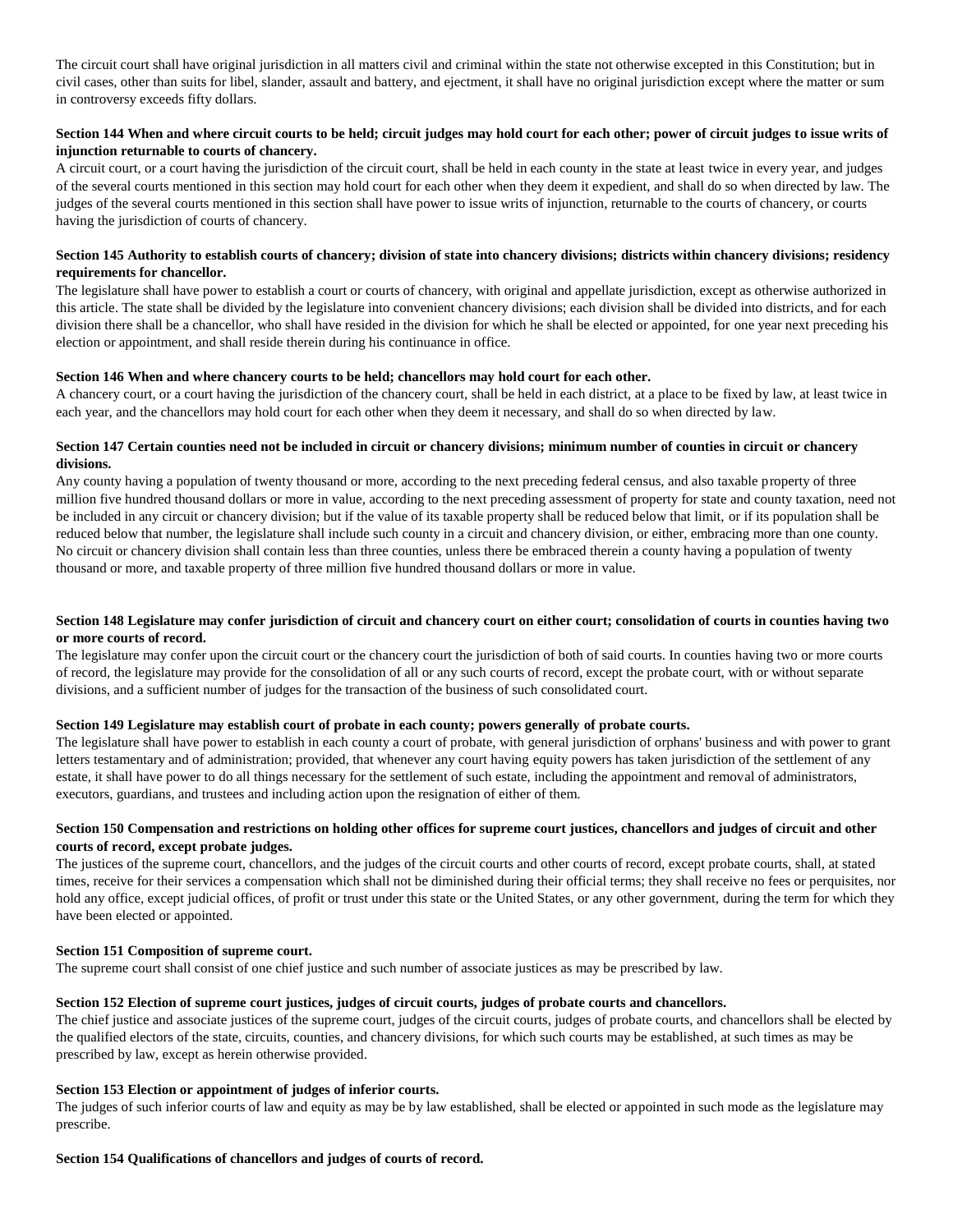The circuit court shall have original jurisdiction in all matters civil and criminal within the state not otherwise excepted in this Constitution; but in civil cases, other than suits for libel, slander, assault and battery, and ejectment, it shall have no original jurisdiction except where the matter or sum in controversy exceeds fifty dollars.

**Section 144 When and where circuit courts to be held; circuit judges may hold court for each other; power of circuit judges to issue writs of injunction returnable to courts of chancery.**

A circuit court, or a court having the jurisdiction of the circuit court, shall be held in each county in the state at least twice in every year, and judges of the several courts mentioned in this section may hold court for each other when they deem it expedient, and shall do so when directed by law. The judges of the several courts mentioned in this section shall have power to issue writs of injunction, returnable to the courts of chancery, or courts having the jurisdiction of courts of chancery.

**Section 145 Authority to establish courts of chancery; division of state into chancery divisions; districts within chancery divisions; residency requirements for chancellor.**

The legislature shall have power to establish a court or courts of chancery, with original and appellate jurisdiction, except as otherwise authorized in this article. The state shall be divided by the legislature into convenient chancery divisions; each division shall be divided into districts, and for each division there shall be a chancellor, who shall have resided in the division for which he shall be elected or appointed, for one year next preceding his election or appointment, and shall reside therein during his continuance in office.

**Section 146 When and where chancery courts to be held; chancellors may hold court for each other.**

A chancery court, or a court having the jurisdiction of the chancery court, shall be held in each district, at a place to be fixed by law, at least twice in each year, and the chancellors may hold court for each other when they deem it necessary, and shall do so when directed by law.

**Section 147 Certain counties need not be included in circuit or chancery divisions; minimum number of counties in circuit or chancery divisions.**

Any county having a population of twenty thousand or more, according to the next preceding federal census, and also taxable property of three million five hundred thousand dollars or more in value, according to the next preceding assessment of property for state and county taxation, need not be included in any circuit or chancery division; but if the value of its taxable property shall be reduced below that limit, or if its population shall be reduced below that number, the legislature shall include such county in a circuit and chancery division, or either, embracing more than one county. No circuit or chancery division shall contain less than three counties, unless there be embraced therein a county having a population of twenty thousand or more, and taxable property of three million five hundred thousand dollars or more in value.

**Section 148 Legislature may confer jurisdiction of circuit and chancery court on either court; consolidation of courts in counties having two or more courts of record.**

The legislature may confer upon the circuit court or the chancery court the jurisdiction of both of said courts. In counties having two or more courts of record, the legislature may provide for the consolidation of all or any such courts of record, except the probate court, with or without separate divisions, and a sufficient number of judges for the transaction of the business of such consolidated court.

**Section 149 Legislature may establish court of probate in each county; powers generally of probate courts.**

The legislature shall have power to establish in each county a court of probate, with general jurisdiction of orphans' business and with power to grant letters testamentary and of administration; provided, that whenever any court having equity powers has taken jurisdiction of the settlement of any estate, it shall have power to do all things necessary for the settlement of such estate, including the appointment and removal of administrators, executors, guardians, and trustees and including action upon the resignation of either of them.

**Section 150 Compensation and restrictions on holding other offices for supreme court justices, chancellors and judges of circuit and other courts of record, except probate judges.**

The justices of the supreme court, chancellors, and the judges of the circuit courts and other courts of record, except probate courts, shall, at stated times, receive for their services a compensation which shall not be diminished during their official terms; they shall receive no fees or perquisites, nor hold any office, except judicial offices, of profit or trust under this state or the United States, or any other government, during the term for which they have been elected or appointed.

**Section 151 Composition of supreme court.**

The supreme court shall consist of one chief justice and such number of associate justices as may be prescribed by law.

**Section 152 Election of supreme court justices, judges of circuit courts, judges of probate courts and chancellors.**

The chief justice and associate justices of the supreme court, judges of the circuit courts, judges of probate courts, and chancellors shall be elected by the qualified electors of the state, circuits, counties, and chancery divisions, for which such courts may be established, at such times as may be prescribed by law, except as herein otherwise provided.

**Section 153 Election or appointment of judges of inferior courts.**

The judges of such inferior courts of law and equity as may be by law established, shall be elected or appointed in such mode as the legislature may prescribe.

**Section 154 Qualifications of chancellors and judges of courts of record.**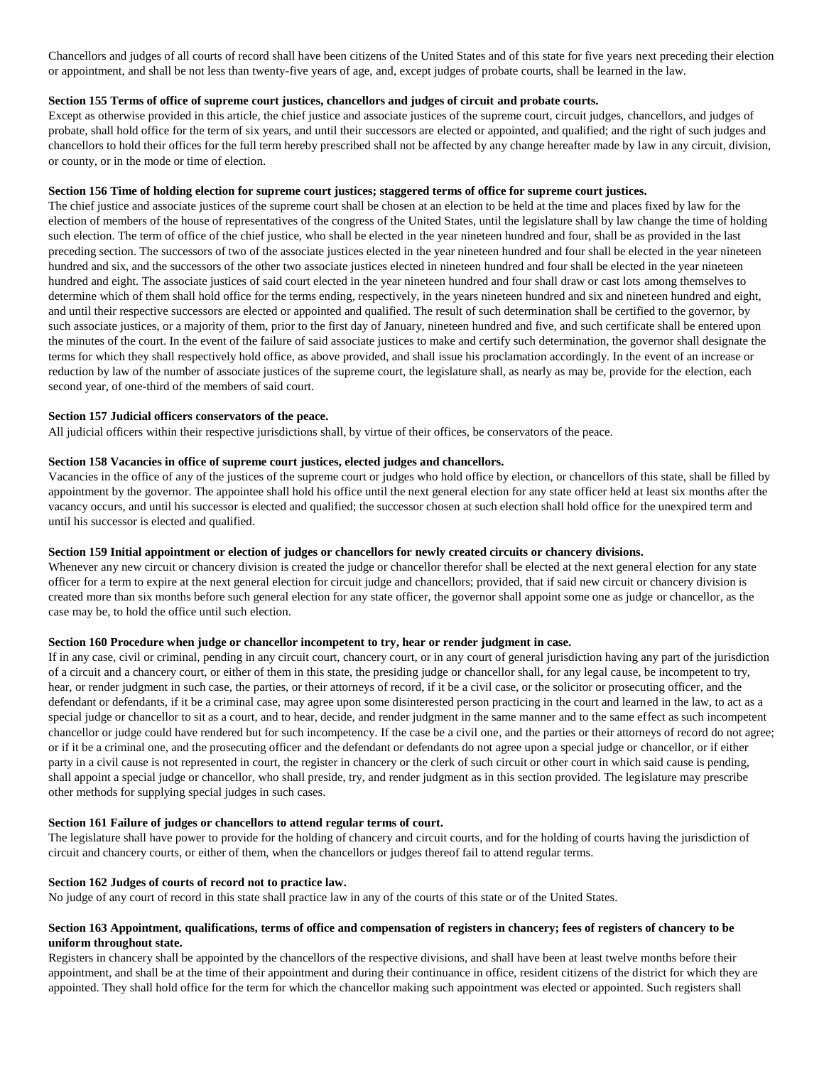Chancellors and judges of all courts of record shall have been citizens of the United States and of this state for five years next preceding their election or appointment, and shall be not less than twenty-five years of age, and, except judges of probate courts, shall be learned in the law.

**Section 155 Terms of office of supreme court justices, chancellors and judges of circuit and probate courts.**

Except as otherwise provided in this article, the chief justice and associate justices of the supreme court, circuit judges, chancellors, and judges of probate, shall hold office for the term of six years, and until their successors are elected or appointed, and qualified; and the right of such judges and chancellors to hold their offices for the full term hereby prescribed shall not be affected by any change hereafter made by law in any circuit, division, or county, or in the mode or time of election.

**Section 156 Time of holding election for supreme court justices; staggered terms of office for supreme court justices.**

The chief justice and associate justices of the supreme court shall be chosen at an election to be held at the time and places fixed by law for the election of members of the house of representatives of the congress of the United States, until the legislature shall by law change the time of holding such election. The term of office of the chief justice, who shall be elected in the year nineteen hundred and four, shall be as provided in the last preceding section. The successors of two of the associate justices elected in the year nineteen hundred and four shall be elected in the year nineteen hundred and six, and the successors of the other two associate justices elected in nineteen hundred and four shall be elected in the year nineteen hundred and eight. The associate justices of said court elected in the year nineteen hundred and four shall draw or cast lots among themselves to determine which of them shall hold office for the terms ending, respectively, in the years nineteen hundred and six and nineteen hundred and eight, and until their respective successors are elected or appointed and qualified. The result of such determination shall be certified to the governor, by such associate justices, or a majority of them, prior to the first day of January, nineteen hundred and five, and such certificate shall be entered upon the minutes of the court. In the event of the failure of said associate justices to make and certify such determination, the governor shall designate the terms for which they shall respectively hold office, as above provided, and shall issue his proclamation accordingly. In the event of an increase or reduction by law of the number of associate justices of the supreme court, the legislature shall, as nearly as may be, provide for the election, each second year, of one-third of the members of said court.

**Section 157 Judicial officers conservators of the peace.**

All judicial officers within their respective jurisdictions shall, by virtue of their offices, be conservators of the peace.

**Section 158 Vacancies in office of supreme court justices, elected judges and chancellors.**

Vacancies in the office of any of the justices of the supreme court or judges who hold office by election, or chancellors of this state, shall be filled by appointment by the governor. The appointee shall hold his office until the next general election for any state officer held at least six months after the vacancy occurs, and until his successor is elected and qualified; the successor chosen at such election shall hold office for the unexpired term and until his successor is elected and qualified.

**Section 159 Initial appointment or election of judges or chancellors for newly created circuits or chancery divisions.**

Whenever any new circuit or chancery division is created the judge or chancellor therefor shall be elected at the next general election for any state officer for a term to expire at the next general election for circuit judge and chancellors; provided, that if said new circuit or chancery division is created more than six months before such general election for any state officer, the governor shall appoint some one as judge or chancellor, as the case may be, to hold the office until such election.

**Section 160 Procedure when judge or chancellor incompetent to try, hear or render judgment in case.**

If in any case, civil or criminal, pending in any circuit court, chancery court, or in any court of general jurisdiction having any part of the jurisdiction of a circuit and a chancery court, or either of them in this state, the presiding judge or chancellor shall, for any legal cause, be incompetent to try, hear, or render judgment in such case, the parties, or their attorneys of record, if it be a civil case, or the solicitor or prosecuting officer, and the defendant or defendants, if it be a criminal case, may agree upon some disinterested person practicing in the court and learned in the law, to act as a special judge or chancellor to sit as a court, and to hear, decide, and render judgment in the same manner and to the same effect as such incompetent chancellor or judge could have rendered but for such incompetency. If the case be a civil one, and the parties or their attorneys of record do not agree; or if it be a criminal one, and the prosecuting officer and the defendant or defendants do not agree upon a special judge or chancellor, or if either party in a civil cause is not represented in court, the register in chancery or the clerk of such circuit or other court in which said cause is pending, shall appoint a special judge or chancellor, who shall preside, try, and render judgment as in this section provided. The legislature may prescribe other methods for supplying special judges in such cases.

**Section 161 Failure of judges or chancellors to attend regular terms of court.**

The legislature shall have power to provide for the holding of chancery and circuit courts, and for the holding of courts having the jurisdiction of circuit and chancery courts, or either of them, when the chancellors or judges thereof fail to attend regular terms.

**Section 162 Judges of courts of record not to practice law.**

No judge of any court of record in this state shall practice law in any of the courts of this state or of the United States.

**Section 163 Appointment, qualifications, terms of office and compensation of registers in chancery; fees of registers of chancery to be uniform throughout state.**

Registers in chancery shall be appointed by the chancellors of the respective divisions, and shall have been at least twelve months before their appointment, and shall be at the time of their appointment and during their continuance in office, resident citizens of the district for which they are appointed. They shall hold office for the term for which the chancellor making such appointment was elected or appointed. Such registers shall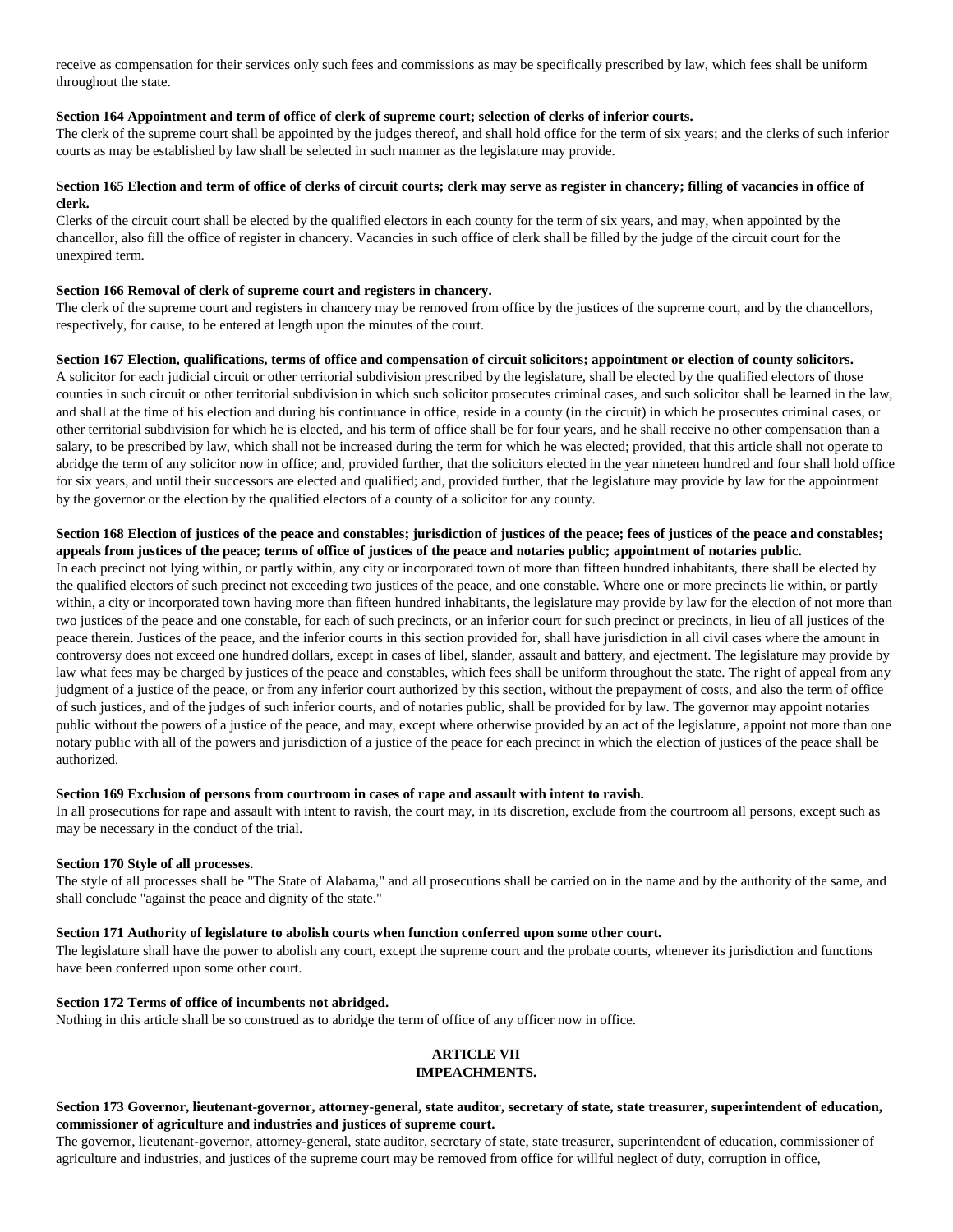receive as compensation for their services only such fees and commissions as may be specifically prescribed by law, which fees shall be uniform throughout the state.

**Section 164 Appointment and term of office of clerk of supreme court; selection of clerks of inferior courts.**

The clerk of the supreme court shall be appointed by the judges thereof, and shall hold office for the term of six years; and the clerks of such inferior courts as may be established by law shall be selected in such manner as the legislature may provide.

**Section 165 Election and term of office of clerks of circuit courts; clerk may serve as register in chancery; filling of vacancies in office of clerk.**

Clerks of the circuit court shall be elected by the qualified electors in each county for the term of six years, and may, when appointed by the chancellor, also fill the office of register in chancery. Vacancies in such office of clerk shall be filled by the judge of the circuit court for the unexpired term.

**Section 166 Removal of clerk of supreme court and registers in chancery.**

The clerk of the supreme court and registers in chancery may be removed from office by the justices of the supreme court, and by the chancellors, respectively, for cause, to be entered at length upon the minutes of the court.

**Section 167 Election, qualifications, terms of office and compensation of circuit solicitors; appointment or election of county solicitors.**

A solicitor for each judicial circuit or other territorial subdivision prescribed by the legislature, shall be elected by the qualified electors of those counties in such circuit or other territorial subdivision in which such solicitor prosecutes criminal cases, and such solicitor shall be learned in the law, and shall at the time of his election and during his continuance in office, reside in a county (in the circuit) in which he prosecutes criminal cases, or other territorial subdivision for which he is elected, and his term of office shall be for four years, and he shall receive no other compensation than a salary, to be prescribed by law, which shall not be increased during the term for which he was elected; provided, that this article shall not operate to abridge the term of any solicitor now in office; and, provided further, that the solicitors elected in the year nineteen hundred and four shall hold office for six years, and until their successors are elected and qualified; and, provided further, that the legislature may provide by law for the appointment by the governor or the election by the qualified electors of a county of a solicitor for any county.

**Section 168 Election of justices of the peace and constables; jurisdiction of justices of the peace; fees of justices of the peace and constables; appeals from justices of the peace; terms of office of justices of the peace and notaries public; appointment of notaries public.**

In each precinct not lying within, or partly within, any city or incorporated town of more than fifteen hundred inhabitants, there shall be elected by the qualified electors of such precinct not exceeding two justices of the peace, and one constable. Where one or more precincts lie within, or partly within, a city or incorporated town having more than fifteen hundred inhabitants, the legislature may provide by law for the election of not more than two justices of the peace and one constable, for each of such precincts, or an inferior court for such precinct or precincts, in lieu of all justices of the peace therein. Justices of the peace, and the inferior courts in this section provided for, shall have jurisdiction in all civil cases where the amount in controversy does not exceed one hundred dollars, except in cases of libel, slander, assault and battery, and ejectment. The legislature may provide by law what fees may be charged by justices of the peace and constables, which fees shall be uniform throughout the state. The right of appeal from any judgment of a justice of the peace, or from any inferior court authorized by this section, without the prepayment of costs, and also the term of office of such justices, and of the judges of such inferior courts, and of notaries public, shall be provided for by law. The governor may appoint notaries public without the powers of a justice of the peace, and may, except where otherwise provided by an act of the legislature, appoint not more than one notary public with all of the powers and jurisdiction of a justice of the peace for each precinct in which the election of justices of the peace shall be authorized.

**Section 169 Exclusion of persons from courtroom in cases of rape and assault with intent to ravish.**

In all prosecutions for rape and assault with intent to ravish, the court may, in its discretion, exclude from the courtroom all persons, except such as may be necessary in the conduct of the trial.

**Section 170 Style of all processes.**

The style of all processes shall be "The State of Alabama," and all prosecutions shall be carried on in the name and by the authority of the same, and shall conclude "against the peace and dignity of the state."

**Section 171 Authority of legislature to abolish courts when function conferred upon some other court.**

The legislature shall have the power to abolish any court, except the supreme court and the probate courts, whenever its jurisdiction and functions have been conferred upon some other court.

**Section 172 Terms of office of incumbents not abridged.**

Nothing in this article shall be so construed as to abridge the term of office of any officer now in office.

## ARTICLE VII
## IMPEACHMENTS.

**Section 173 Governor, lieutenant-governor, attorney-general, state auditor, secretary of state, state treasurer, superintendent of education, commissioner of agriculture and industries and justices of supreme court.**

The governor, lieutenant-governor, attorney-general, state auditor, secretary of state, state treasurer, superintendent of education, commissioner of agriculture and industries, and justices of the supreme court may be removed from office for willful neglect of duty, corruption in office,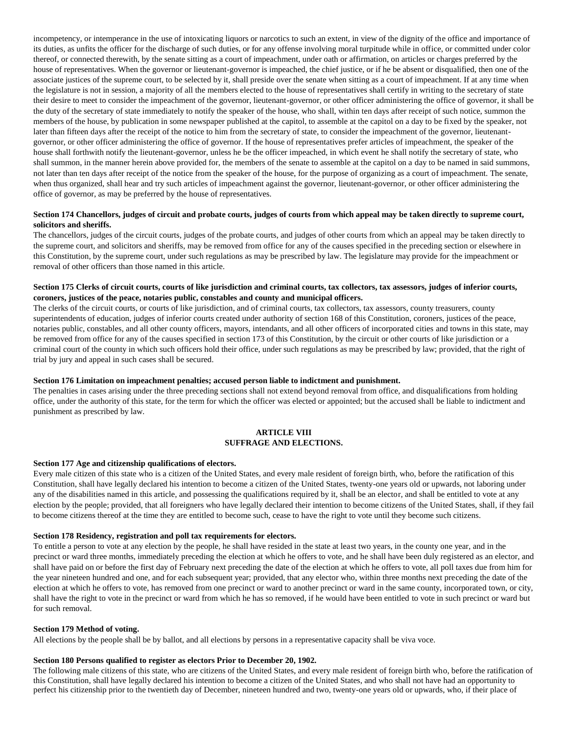incompetency, or intemperance in the use of intoxicating liquors or narcotics to such an extent, in view of the dignity of the office and importance of its duties, as unfits the officer for the discharge of such duties, or for any offense involving moral turpitude while in office, or committed under color thereof, or connected therewith, by the senate sitting as a court of impeachment, under oath or affirmation, on articles or charges preferred by the house of representatives. When the governor or lieutenant-governor is impeached, the chief justice, or if he be absent or disqualified, then one of the associate justices of the supreme court, to be selected by it, shall preside over the senate when sitting as a court of impeachment. If at any time when the legislature is not in session, a majority of all the members elected to the house of representatives shall certify in writing to the secretary of state their desire to meet to consider the impeachment of the governor, lieutenant-governor, or other officer administering the office of governor, it shall be the duty of the secretary of state immediately to notify the speaker of the house, who shall, within ten days after receipt of such notice, summon the members of the house, by publication in some newspaper published at the capitol, to assemble at the capitol on a day to be fixed by the speaker, not later than fifteen days after the receipt of the notice to him from the secretary of state, to consider the impeachment of the governor, lieutenant-governor, or other officer administering the office of governor. If the house of representatives prefer articles of impeachment, the speaker of the house shall forthwith notify the lieutenant-governor, unless he be the officer impeached, in which event he shall notify the secretary of state, who shall summon, in the manner herein above provided for, the members of the senate to assemble at the capitol on a day to be named in said summons, not later than ten days after receipt of the notice from the speaker of the house, for the purpose of organizing as a court of impeachment. The senate, when thus organized, shall hear and try such articles of impeachment against the governor, lieutenant-governor, or other officer administering the office of governor, as may be preferred by the house of representatives.

**Section 174 Chancellors, judges of circuit and probate courts, judges of courts from which appeal may be taken directly to supreme court, solicitors and sheriffs.**

The chancellors, judges of the circuit courts, judges of the probate courts, and judges of other courts from which an appeal may be taken directly to the supreme court, and solicitors and sheriffs, may be removed from office for any of the causes specified in the preceding section or elsewhere in this Constitution, by the supreme court, under such regulations as may be prescribed by law. The legislature may provide for the impeachment or removal of other officers than those named in this article.

**Section 175 Clerks of circuit courts, courts of like jurisdiction and criminal courts, tax collectors, tax assessors, judges of inferior courts, coroners, justices of the peace, notaries public, constables and county and municipal officers.**

The clerks of the circuit courts, or courts of like jurisdiction, and of criminal courts, tax collectors, tax assessors, county treasurers, county superintendents of education, judges of inferior courts created under authority of section 168 of this Constitution, coroners, justices of the peace, notaries public, constables, and all other county officers, mayors, intendants, and all other officers of incorporated cities and towns in this state, may be removed from office for any of the causes specified in section 173 of this Constitution, by the circuit or other courts of like jurisdiction or a criminal court of the county in which such officers hold their office, under such regulations as may be prescribed by law; provided, that the right of trial by jury and appeal in such cases shall be secured.

**Section 176 Limitation on impeachment penalties; accused person liable to indictment and punishment.**

The penalties in cases arising under the three preceding sections shall not extend beyond removal from office, and disqualifications from holding office, under the authority of this state, for the term for which the officer was elected or appointed; but the accused shall be liable to indictment and punishment as prescribed by law.

## ARTICLE VIII
## SUFFRAGE AND ELECTIONS.

**Section 177 Age and citizenship qualifications of electors.**

Every male citizen of this state who is a citizen of the United States, and every male resident of foreign birth, who, before the ratification of this Constitution, shall have legally declared his intention to become a citizen of the United States, twenty-one years old or upwards, not laboring under any of the disabilities named in this article, and possessing the qualifications required by it, shall be an elector, and shall be entitled to vote at any election by the people; provided, that all foreigners who have legally declared their intention to become citizens of the United States, shall, if they fail to become citizens thereof at the time they are entitled to become such, cease to have the right to vote until they become such citizens.

**Section 178 Residency, registration and poll tax requirements for electors.**

To entitle a person to vote at any election by the people, he shall have resided in the state at least two years, in the county one year, and in the precinct or ward three months, immediately preceding the election at which he offers to vote, and he shall have been duly registered as an elector, and shall have paid on or before the first day of February next preceding the date of the election at which he offers to vote, all poll taxes due from him for the year nineteen hundred and one, and for each subsequent year; provided, that any elector who, within three months next preceding the date of the election at which he offers to vote, has removed from one precinct or ward to another precinct or ward in the same county, incorporated town, or city, shall have the right to vote in the precinct or ward from which he has so removed, if he would have been entitled to vote in such precinct or ward but for such removal.

**Section 179 Method of voting.**

All elections by the people shall be by ballot, and all elections by persons in a representative capacity shall be viva voce.

**Section 180 Persons qualified to register as electors Prior to December 20, 1902.**

The following male citizens of this state, who are citizens of the United States, and every male resident of foreign birth who, before the ratification of this Constitution, shall have legally declared his intention to become a citizen of the United States, and who shall not have had an opportunity to perfect his citizenship prior to the twentieth day of December, nineteen hundred and two, twenty-one years old or upwards, who, if their place of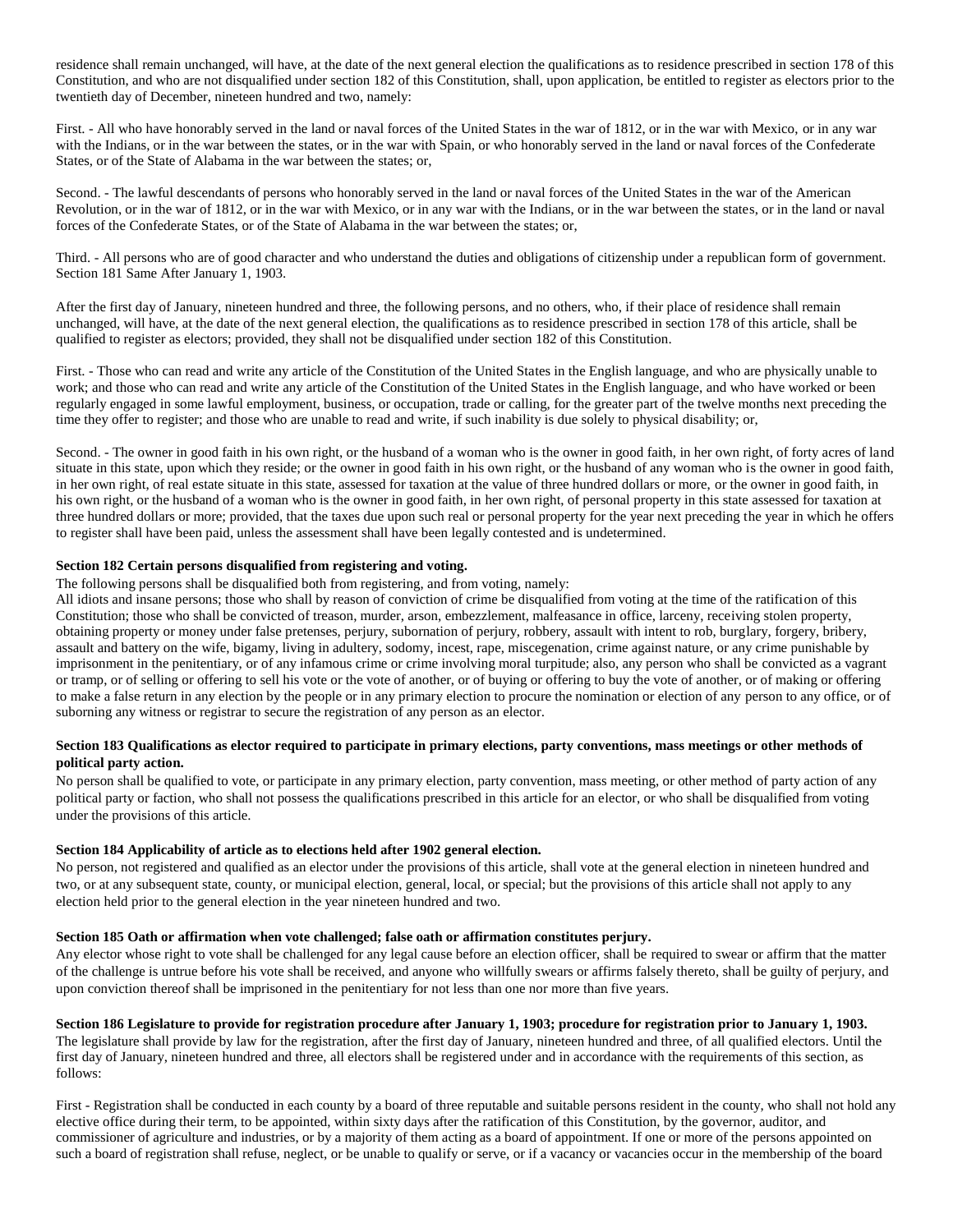residence shall remain unchanged, will have, at the date of the next general election the qualifications as to residence prescribed in section 178 of this Constitution, and who are not disqualified under section 182 of this Constitution, shall, upon application, be entitled to register as electors prior to the twentieth day of December, nineteen hundred and two, namely:

First. - All who have honorably served in the land or naval forces of the United States in the war of 1812, or in the war with Mexico, or in any war with the Indians, or in the war between the states, or in the war with Spain, or who honorably served in the land or naval forces of the Confederate States, or of the State of Alabama in the war between the states; or,

Second. - The lawful descendants of persons who honorably served in the land or naval forces of the United States in the war of the American Revolution, or in the war of 1812, or in the war with Mexico, or in any war with the Indians, or in the war between the states, or in the land or naval forces of the Confederate States, or of the State of Alabama in the war between the states; or,

Third. - All persons who are of good character and who understand the duties and obligations of citizenship under a republican form of government.
Section 181 Same After January 1, 1903.

After the first day of January, nineteen hundred and three, the following persons, and no others, who, if their place of residence shall remain unchanged, will have, at the date of the next general election, the qualifications as to residence prescribed in section 178 of this article, shall be qualified to register as electors; provided, they shall not be disqualified under section 182 of this Constitution.

First. - Those who can read and write any article of the Constitution of the United States in the English language, and who are physically unable to work; and those who can read and write any article of the Constitution of the United States in the English language, and who have worked or been regularly engaged in some lawful employment, business, or occupation, trade or calling, for the greater part of the twelve months next preceding the time they offer to register; and those who are unable to read and write, if such inability is due solely to physical disability; or,

Second. - The owner in good faith in his own right, or the husband of a woman who is the owner in good faith, in her own right, of forty acres of land situate in this state, upon which they reside; or the owner in good faith in his own right, or the husband of any woman who is the owner in good faith, in her own right, of real estate situate in this state, assessed for taxation at the value of three hundred dollars or more, or the owner in good faith, in his own right, or the husband of a woman who is the owner in good faith, in her own right, of personal property in this state assessed for taxation at three hundred dollars or more; provided, that the taxes due upon such real or personal property for the year next preceding the year in which he offers to register shall have been paid, unless the assessment shall have been legally contested and is undetermined.

**Section 182 Certain persons disqualified from registering and voting.**

The following persons shall be disqualified both from registering, and from voting, namely:
All idiots and insane persons; those who shall by reason of conviction of crime be disqualified from voting at the time of the ratification of this Constitution; those who shall be convicted of treason, murder, arson, embezzlement, malfeasance in office, larceny, receiving stolen property, obtaining property or money under false pretenses, perjury, subornation of perjury, robbery, assault with intent to rob, burglary, forgery, bribery, assault and battery on the wife, bigamy, living in adultery, sodomy, incest, rape, miscegenation, crime against nature, or any crime punishable by imprisonment in the penitentiary, or of any infamous crime or crime involving moral turpitude; also, any person who shall be convicted as a vagrant or tramp, or of selling or offering to sell his vote or the vote of another, or of buying or offering to buy the vote of another, or of making or offering to make a false return in any election by the people or in any primary election to procure the nomination or election of any person to any office, or of suborning any witness or registrar to secure the registration of any person as an elector.

**Section 183 Qualifications as elector required to participate in primary elections, party conventions, mass meetings or other methods of political party action.**

No person shall be qualified to vote, or participate in any primary election, party convention, mass meeting, or other method of party action of any political party or faction, who shall not possess the qualifications prescribed in this article for an elector, or who shall be disqualified from voting under the provisions of this article.

**Section 184 Applicability of article as to elections held after 1902 general election.**

No person, not registered and qualified as an elector under the provisions of this article, shall vote at the general election in nineteen hundred and two, or at any subsequent state, county, or municipal election, general, local, or special; but the provisions of this article shall not apply to any election held prior to the general election in the year nineteen hundred and two.

**Section 185 Oath or affirmation when vote challenged; false oath or affirmation constitutes perjury.**

Any elector whose right to vote shall be challenged for any legal cause before an election officer, shall be required to swear or affirm that the matter of the challenge is untrue before his vote shall be received, and anyone who willfully swears or affirms falsely thereto, shall be guilty of perjury, and upon conviction thereof shall be imprisoned in the penitentiary for not less than one nor more than five years.

**Section 186 Legislature to provide for registration procedure after January 1, 1903; procedure for registration prior to January 1, 1903.**

The legislature shall provide by law for the registration, after the first day of January, nineteen hundred and three, of all qualified electors. Until the first day of January, nineteen hundred and three, all electors shall be registered under and in accordance with the requirements of this section, as follows:

First - Registration shall be conducted in each county by a board of three reputable and suitable persons resident in the county, who shall not hold any elective office during their term, to be appointed, within sixty days after the ratification of this Constitution, by the governor, auditor, and commissioner of agriculture and industries, or by a majority of them acting as a board of appointment. If one or more of the persons appointed on such a board of registration shall refuse, neglect, or be unable to qualify or serve, or if a vacancy or vacancies occur in the membership of the board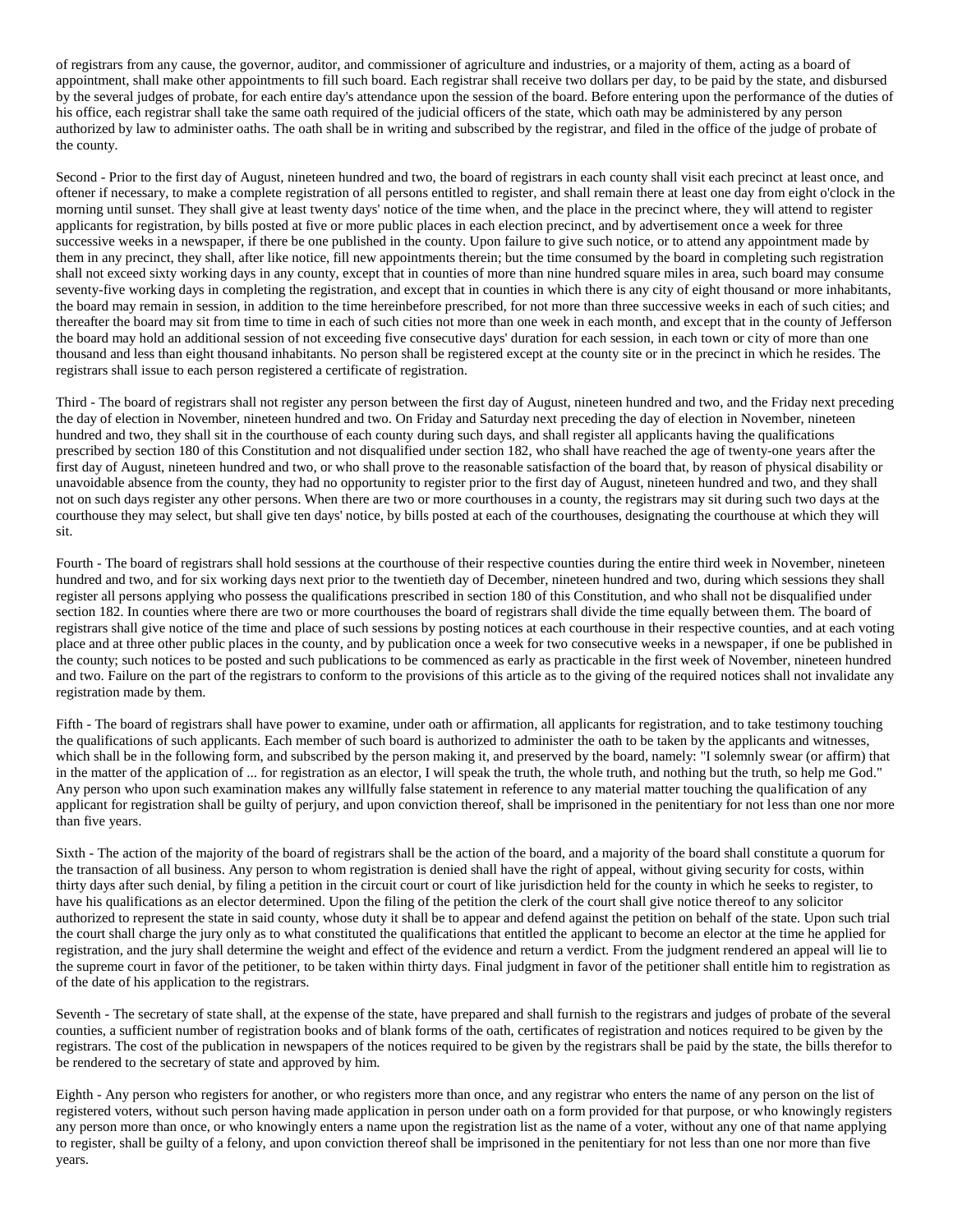of registrars from any cause, the governor, auditor, and commissioner of agriculture and industries, or a majority of them, acting as a board of appointment, shall make other appointments to fill such board. Each registrar shall receive two dollars per day, to be paid by the state, and disbursed by the several judges of probate, for each entire day's attendance upon the session of the board. Before entering upon the performance of the duties of his office, each registrar shall take the same oath required of the judicial officers of the state, which oath may be administered by any person authorized by law to administer oaths. The oath shall be in writing and subscribed by the registrar, and filed in the office of the judge of probate of the county.

Second - Prior to the first day of August, nineteen hundred and two, the board of registrars in each county shall visit each precinct at least once, and oftener if necessary, to make a complete registration of all persons entitled to register, and shall remain there at least one day from eight o'clock in the morning until sunset. They shall give at least twenty days' notice of the time when, and the place in the precinct where, they will attend to register applicants for registration, by bills posted at five or more public places in each election precinct, and by advertisement once a week for three successive weeks in a newspaper, if there be one published in the county. Upon failure to give such notice, or to attend any appointment made by them in any precinct, they shall, after like notice, fill new appointments therein; but the time consumed by the board in completing such registration shall not exceed sixty working days in any county, except that in counties of more than nine hundred square miles in area, such board may consume seventy-five working days in completing the registration, and except that in counties in which there is any city of eight thousand or more inhabitants, the board may remain in session, in addition to the time hereinbefore prescribed, for not more than three successive weeks in each of such cities; and thereafter the board may sit from time to time in each of such cities not more than one week in each month, and except that in the county of Jefferson the board may hold an additional session of not exceeding five consecutive days' duration for each session, in each town or city of more than one thousand and less than eight thousand inhabitants. No person shall be registered except at the county site or in the precinct in which he resides. The registrars shall issue to each person registered a certificate of registration.

Third - The board of registrars shall not register any person between the first day of August, nineteen hundred and two, and the Friday next preceding the day of election in November, nineteen hundred and two. On Friday and Saturday next preceding the day of election in November, nineteen hundred and two, they shall sit in the courthouse of each county during such days, and shall register all applicants having the qualifications prescribed by section 180 of this Constitution and not disqualified under section 182, who shall have reached the age of twenty-one years after the first day of August, nineteen hundred and two, or who shall prove to the reasonable satisfaction of the board that, by reason of physical disability or unavoidable absence from the county, they had no opportunity to register prior to the first day of August, nineteen hundred and two, and they shall not on such days register any other persons. When there are two or more courthouses in a county, the registrars may sit during such two days at the courthouse they may select, but shall give ten days' notice, by bills posted at each of the courthouses, designating the courthouse at which they will sit.

Fourth - The board of registrars shall hold sessions at the courthouse of their respective counties during the entire third week in November, nineteen hundred and two, and for six working days next prior to the twentieth day of December, nineteen hundred and two, during which sessions they shall register all persons applying who possess the qualifications prescribed in section 180 of this Constitution, and who shall not be disqualified under section 182. In counties where there are two or more courthouses the board of registrars shall divide the time equally between them. The board of registrars shall give notice of the time and place of such sessions by posting notices at each courthouse in their respective counties, and at each voting place and at three other public places in the county, and by publication once a week for two consecutive weeks in a newspaper, if one be published in the county; such notices to be posted and such publications to be commenced as early as practicable in the first week of November, nineteen hundred and two. Failure on the part of the registrars to conform to the provisions of this article as to the giving of the required notices shall not invalidate any registration made by them.

Fifth - The board of registrars shall have power to examine, under oath or affirmation, all applicants for registration, and to take testimony touching the qualifications of such applicants. Each member of such board is authorized to administer the oath to be taken by the applicants and witnesses, which shall be in the following form, and subscribed by the person making it, and preserved by the board, namely: "I solemnly swear (or affirm) that in the matter of the application of ... for registration as an elector, I will speak the truth, the whole truth, and nothing but the truth, so help me God." Any person who upon such examination makes any willfully false statement in reference to any material matter touching the qualification of any applicant for registration shall be guilty of perjury, and upon conviction thereof, shall be imprisoned in the penitentiary for not less than one nor more than five years.

Sixth - The action of the majority of the board of registrars shall be the action of the board, and a majority of the board shall constitute a quorum for the transaction of all business. Any person to whom registration is denied shall have the right of appeal, without giving security for costs, within thirty days after such denial, by filing a petition in the circuit court or court of like jurisdiction held for the county in which he seeks to register, to have his qualifications as an elector determined. Upon the filing of the petition the clerk of the court shall give notice thereof to any solicitor authorized to represent the state in said county, whose duty it shall be to appear and defend against the petition on behalf of the state. Upon such trial the court shall charge the jury only as to what constituted the qualifications that entitled the applicant to become an elector at the time he applied for registration, and the jury shall determine the weight and effect of the evidence and return a verdict. From the judgment rendered an appeal will lie to the supreme court in favor of the petitioner, to be taken within thirty days. Final judgment in favor of the petitioner shall entitle him to registration as of the date of his application to the registrars.

Seventh - The secretary of state shall, at the expense of the state, have prepared and shall furnish to the registrars and judges of probate of the several counties, a sufficient number of registration books and of blank forms of the oath, certificates of registration and notices required to be given by the registrars. The cost of the publication in newspapers of the notices required to be given by the registrars shall be paid by the state, the bills therefor to be rendered to the secretary of state and approved by him.

Eighth - Any person who registers for another, or who registers more than once, and any registrar who enters the name of any person on the list of registered voters, without such person having made application in person under oath on a form provided for that purpose, or who knowingly registers any person more than once, or who knowingly enters a name upon the registration list as the name of a voter, without any one of that name applying to register, shall be guilty of a felony, and upon conviction thereof shall be imprisoned in the penitentiary for not less than one nor more than five years.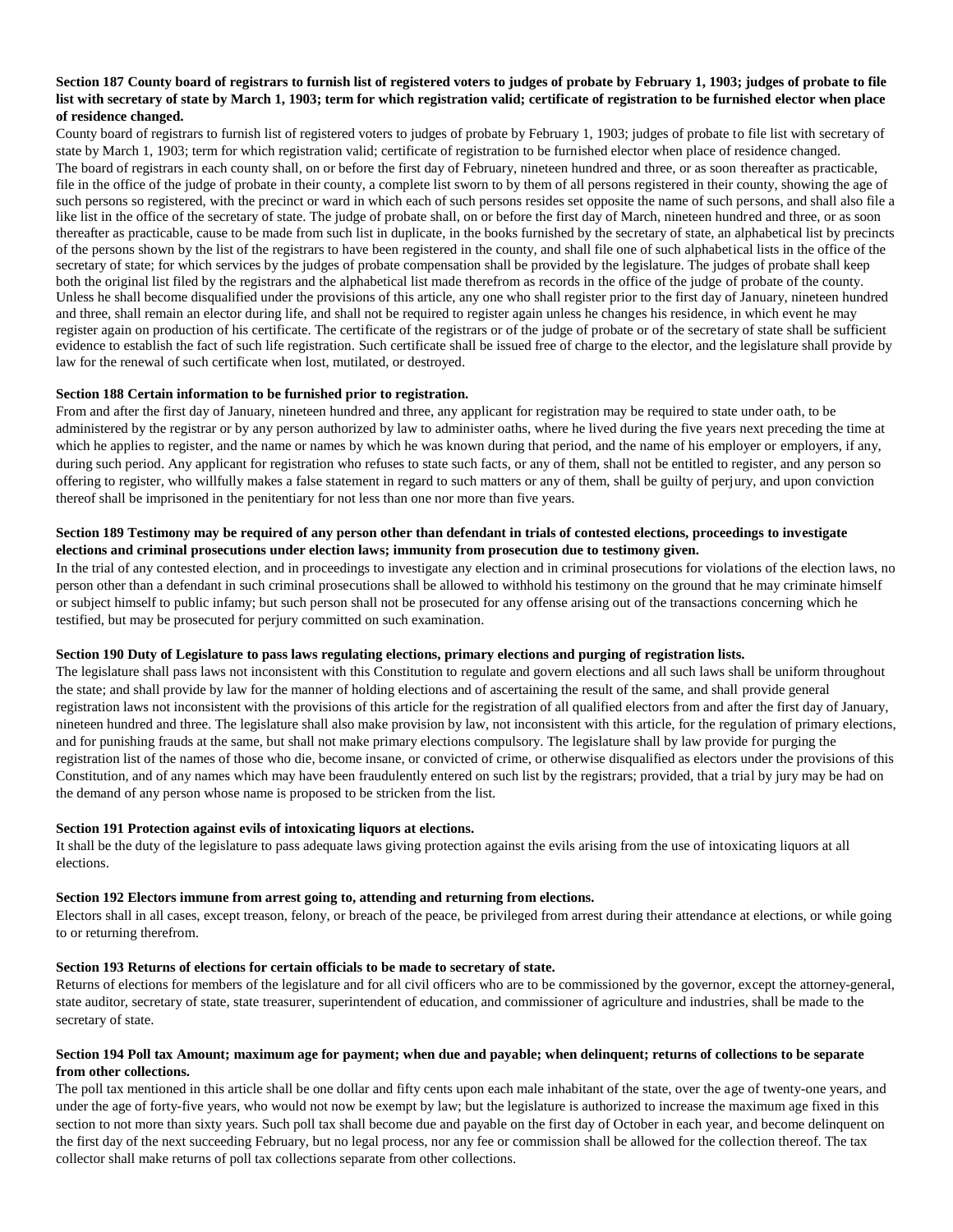**Section 187 County board of registrars to furnish list of registered voters to judges of probate by February 1, 1903; judges of probate to file list with secretary of state by March 1, 1903; term for which registration valid; certificate of registration to be furnished elector when place of residence changed.**

County board of registrars to furnish list of registered voters to judges of probate by February 1, 1903; judges of probate to file list with secretary of state by March 1, 1903; term for which registration valid; certificate of registration to be furnished elector when place of residence changed.
The board of registrars in each county shall, on or before the first day of February, nineteen hundred and three, or as soon thereafter as practicable, file in the office of the judge of probate in their county, a complete list sworn to by them of all persons registered in their county, showing the age of such persons so registered, with the precinct or ward in which each of such persons resides set opposite the name of such persons, and shall also file a like list in the office of the secretary of state. The judge of probate shall, on or before the first day of March, nineteen hundred and three, or as soon thereafter as practicable, cause to be made from such list in duplicate, in the books furnished by the secretary of state, an alphabetical list by precincts of the persons shown by the list of the registrars to have been registered in the county, and shall file one of such alphabetical lists in the office of the secretary of state; for which services by the judges of probate compensation shall be provided by the legislature. The judges of probate shall keep both the original list filed by the registrars and the alphabetical list made therefrom as records in the office of the judge of probate of the county. Unless he shall become disqualified under the provisions of this article, any one who shall register prior to the first day of January, nineteen hundred and three, shall remain an elector during life, and shall not be required to register again unless he changes his residence, in which event he may register again on production of his certificate. The certificate of the registrars or of the judge of probate or of the secretary of state shall be sufficient evidence to establish the fact of such life registration. Such certificate shall be issued free of charge to the elector, and the legislature shall provide by law for the renewal of such certificate when lost, mutilated, or destroyed.

**Section 188 Certain information to be furnished prior to registration.**

From and after the first day of January, nineteen hundred and three, any applicant for registration may be required to state under oath, to be administered by the registrar or by any person authorized by law to administer oaths, where he lived during the five years next preceding the time at which he applies to register, and the name or names by which he was known during that period, and the name of his employer or employers, if any, during such period. Any applicant for registration who refuses to state such facts, or any of them, shall not be entitled to register, and any person so offering to register, who willfully makes a false statement in regard to such matters or any of them, shall be guilty of perjury, and upon conviction thereof shall be imprisoned in the penitentiary for not less than one nor more than five years.

**Section 189 Testimony may be required of any person other than defendant in trials of contested elections, proceedings to investigate elections and criminal prosecutions under election laws; immunity from prosecution due to testimony given.**

In the trial of any contested election, and in proceedings to investigate any election and in criminal prosecutions for violations of the election laws, no person other than a defendant in such criminal prosecutions shall be allowed to withhold his testimony on the ground that he may criminate himself or subject himself to public infamy; but such person shall not be prosecuted for any offense arising out of the transactions concerning which he testified, but may be prosecuted for perjury committed on such examination.

**Section 190 Duty of Legislature to pass laws regulating elections, primary elections and purging of registration lists.**

The legislature shall pass laws not inconsistent with this Constitution to regulate and govern elections and all such laws shall be uniform throughout the state; and shall provide by law for the manner of holding elections and of ascertaining the result of the same, and shall provide general registration laws not inconsistent with the provisions of this article for the registration of all qualified electors from and after the first day of January, nineteen hundred and three. The legislature shall also make provision by law, not inconsistent with this article, for the regulation of primary elections, and for punishing frauds at the same, but shall not make primary elections compulsory. The legislature shall by law provide for purging the registration list of the names of those who die, become insane, or convicted of crime, or otherwise disqualified as electors under the provisions of this Constitution, and of any names which may have been fraudulently entered on such list by the registrars; provided, that a trial by jury may be had on the demand of any person whose name is proposed to be stricken from the list.

**Section 191 Protection against evils of intoxicating liquors at elections.**

It shall be the duty of the legislature to pass adequate laws giving protection against the evils arising from the use of intoxicating liquors at all elections.

**Section 192 Electors immune from arrest going to, attending and returning from elections.**

Electors shall in all cases, except treason, felony, or breach of the peace, be privileged from arrest during their attendance at elections, or while going to or returning therefrom.

**Section 193 Returns of elections for certain officials to be made to secretary of state.**

Returns of elections for members of the legislature and for all civil officers who are to be commissioned by the governor, except the attorney-general, state auditor, secretary of state, state treasurer, superintendent of education, and commissioner of agriculture and industries, shall be made to the secretary of state.

**Section 194 Poll tax Amount; maximum age for payment; when due and payable; when delinquent; returns of collections to be separate from other collections.**

The poll tax mentioned in this article shall be one dollar and fifty cents upon each male inhabitant of the state, over the age of twenty-one years, and under the age of forty-five years, who would not now be exempt by law; but the legislature is authorized to increase the maximum age fixed in this section to not more than sixty years. Such poll tax shall become due and payable on the first day of October in each year, and become delinquent on the first day of the next succeeding February, but no legal process, nor any fee or commission shall be allowed for the collection thereof. The tax collector shall make returns of poll tax collections separate from other collections.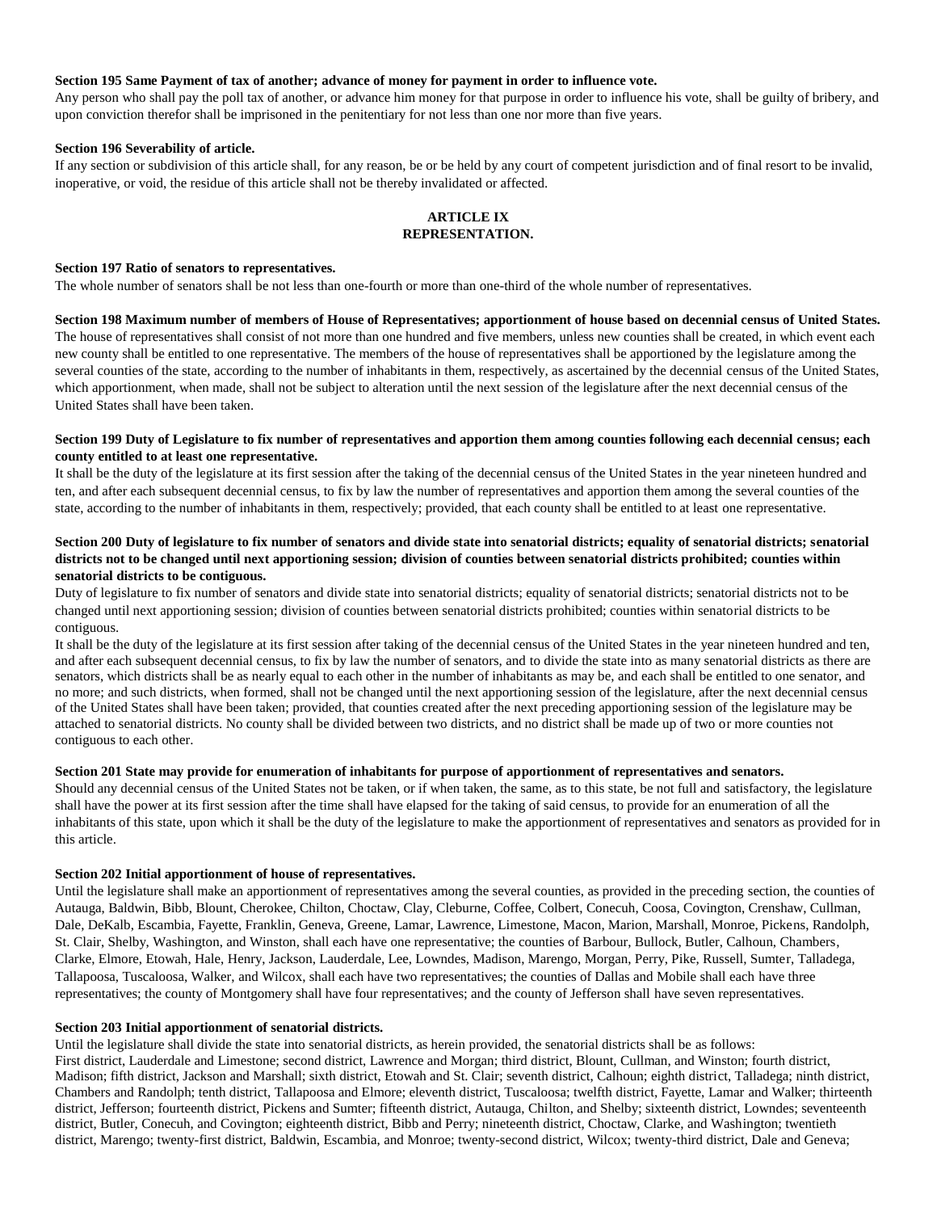**Section 195 Same Payment of tax of another; advance of money for payment in order to influence vote.**

Any person who shall pay the poll tax of another, or advance him money for that purpose in order to influence his vote, shall be guilty of bribery, and upon conviction therefor shall be imprisoned in the penitentiary for not less than one nor more than five years.

**Section 196 Severability of article.**

If any section or subdivision of this article shall, for any reason, be or be held by any court of competent jurisdiction and of final resort to be invalid, inoperative, or void, the residue of this article shall not be thereby invalidated or affected.

## ARTICLE IX
## REPRESENTATION.

**Section 197 Ratio of senators to representatives.**

The whole number of senators shall be not less than one-fourth or more than one-third of the whole number of representatives.

**Section 198 Maximum number of members of House of Representatives; apportionment of house based on decennial census of United States.**

The house of representatives shall consist of not more than one hundred and five members, unless new counties shall be created, in which event each new county shall be entitled to one representative. The members of the house of representatives shall be apportioned by the legislature among the several counties of the state, according to the number of inhabitants in them, respectively, as ascertained by the decennial census of the United States, which apportionment, when made, shall not be subject to alteration until the next session of the legislature after the next decennial census of the United States shall have been taken.

**Section 199 Duty of Legislature to fix number of representatives and apportion them among counties following each decennial census; each county entitled to at least one representative.**

It shall be the duty of the legislature at its first session after the taking of the decennial census of the United States in the year nineteen hundred and ten, and after each subsequent decennial census, to fix by law the number of representatives and apportion them among the several counties of the state, according to the number of inhabitants in them, respectively; provided, that each county shall be entitled to at least one representative.

**Section 200 Duty of legislature to fix number of senators and divide state into senatorial districts; equality of senatorial districts; senatorial districts not to be changed until next apportioning session; division of counties between senatorial districts prohibited; counties within senatorial districts to be contiguous.**

Duty of legislature to fix number of senators and divide state into senatorial districts; equality of senatorial districts; senatorial districts not to be changed until next apportioning session; division of counties between senatorial districts prohibited; counties within senatorial districts to be contiguous.

It shall be the duty of the legislature at its first session after taking of the decennial census of the United States in the year nineteen hundred and ten, and after each subsequent decennial census, to fix by law the number of senators, and to divide the state into as many senatorial districts as there are senators, which districts shall be as nearly equal to each other in the number of inhabitants as may be, and each shall be entitled to one senator, and no more; and such districts, when formed, shall not be changed until the next apportioning session of the legislature, after the next decennial census of the United States shall have been taken; provided, that counties created after the next preceding apportioning session of the legislature may be attached to senatorial districts. No county shall be divided between two districts, and no district shall be made up of two or more counties not contiguous to each other.

**Section 201 State may provide for enumeration of inhabitants for purpose of apportionment of representatives and senators.**

Should any decennial census of the United States not be taken, or if when taken, the same, as to this state, be not full and satisfactory, the legislature shall have the power at its first session after the time shall have elapsed for the taking of said census, to provide for an enumeration of all the inhabitants of this state, upon which it shall be the duty of the legislature to make the apportionment of representatives and senators as provided for in this article.

**Section 202 Initial apportionment of house of representatives.**

Until the legislature shall make an apportionment of representatives among the several counties, as provided in the preceding section, the counties of Autauga, Baldwin, Bibb, Blount, Cherokee, Chilton, Choctaw, Clay, Cleburne, Coffee, Colbert, Conecuh, Coosa, Covington, Crenshaw, Cullman, Dale, DeKalb, Escambia, Fayette, Franklin, Geneva, Greene, Lamar, Lawrence, Limestone, Macon, Marion, Marshall, Monroe, Pickens, Randolph, St. Clair, Shelby, Washington, and Winston, shall each have one representative; the counties of Barbour, Bullock, Butler, Calhoun, Chambers, Clarke, Elmore, Etowah, Hale, Henry, Jackson, Lauderdale, Lee, Lowndes, Madison, Marengo, Morgan, Perry, Pike, Russell, Sumter, Talladega, Tallapoosa, Tuscaloosa, Walker, and Wilcox, shall each have two representatives; the counties of Dallas and Mobile shall each have three representatives; the county of Montgomery shall have four representatives; and the county of Jefferson shall have seven representatives.

**Section 203 Initial apportionment of senatorial districts.**

Until the legislature shall divide the state into senatorial districts, as herein provided, the senatorial districts shall be as follows:
First district, Lauderdale and Limestone; second district, Lawrence and Morgan; third district, Blount, Cullman, and Winston; fourth district, Madison; fifth district, Jackson and Marshall; sixth district, Etowah and St. Clair; seventh district, Calhoun; eighth district, Talladega; ninth district, Chambers and Randolph; tenth district, Tallapoosa and Elmore; eleventh district, Tuscaloosa; twelfth district, Fayette, Lamar and Walker; thirteenth district, Jefferson; fourteenth district, Pickens and Sumter; fifteenth district, Autauga, Chilton, and Shelby; sixteenth district, Lowndes; seventeenth district, Butler, Conecuh, and Covington; eighteenth district, Bibb and Perry; nineteenth district, Choctaw, Clarke, and Washington; twentieth district, Marengo; twenty-first district, Baldwin, Escambia, and Monroe; twenty-second district, Wilcox; twenty-third district, Dale and Geneva;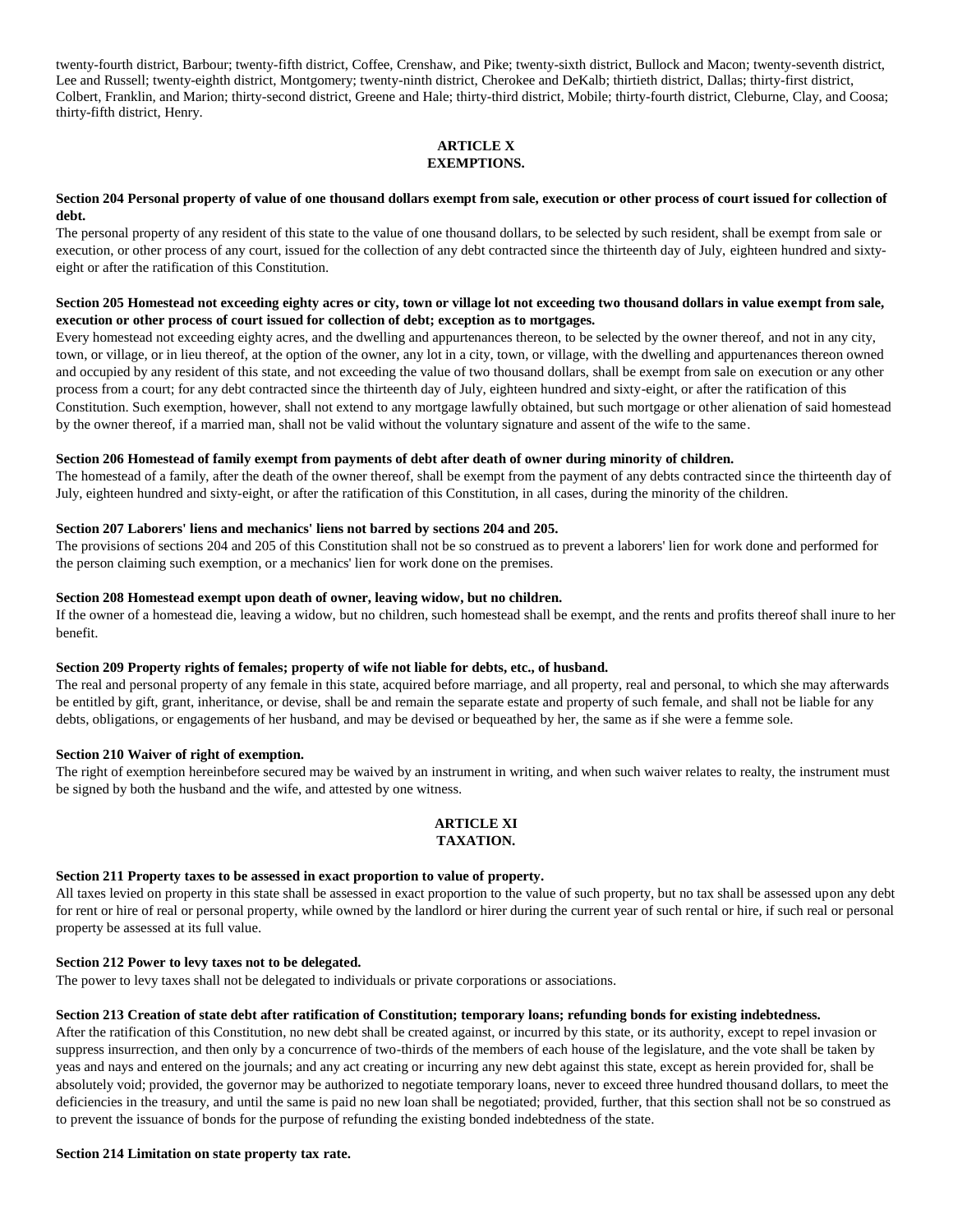twenty-fourth district, Barbour; twenty-fifth district, Coffee, Crenshaw, and Pike; twenty-sixth district, Bullock and Macon; twenty-seventh district, Lee and Russell; twenty-eighth district, Montgomery; twenty-ninth district, Cherokee and DeKalb; thirtieth district, Dallas; thirty-first district, Colbert, Franklin, and Marion; thirty-second district, Greene and Hale; thirty-third district, Mobile; thirty-fourth district, Cleburne, Clay, and Coosa; thirty-fifth district, Henry.

## ARTICLE X
## EXEMPTIONS.

**Section 204 Personal property of value of one thousand dollars exempt from sale, execution or other process of court issued for collection of debt.**

The personal property of any resident of this state to the value of one thousand dollars, to be selected by such resident, shall be exempt from sale or execution, or other process of any court, issued for the collection of any debt contracted since the thirteenth day of July, eighteen hundred and sixty-eight or after the ratification of this Constitution.

**Section 205 Homestead not exceeding eighty acres or city, town or village lot not exceeding two thousand dollars in value exempt from sale, execution or other process of court issued for collection of debt; exception as to mortgages.**

Every homestead not exceeding eighty acres, and the dwelling and appurtenances thereon, to be selected by the owner thereof, and not in any city, town, or village, or in lieu thereof, at the option of the owner, any lot in a city, town, or village, with the dwelling and appurtenances thereon owned and occupied by any resident of this state, and not exceeding the value of two thousand dollars, shall be exempt from sale on execution or any other process from a court; for any debt contracted since the thirteenth day of July, eighteen hundred and sixty-eight, or after the ratification of this Constitution. Such exemption, however, shall not extend to any mortgage lawfully obtained, but such mortgage or other alienation of said homestead by the owner thereof, if a married man, shall not be valid without the voluntary signature and assent of the wife to the same.

**Section 206 Homestead of family exempt from payments of debt after death of owner during minority of children.**

The homestead of a family, after the death of the owner thereof, shall be exempt from the payment of any debts contracted since the thirteenth day of July, eighteen hundred and sixty-eight, or after the ratification of this Constitution, in all cases, during the minority of the children.

**Section 207 Laborers' liens and mechanics' liens not barred by sections 204 and 205.**

The provisions of sections 204 and 205 of this Constitution shall not be so construed as to prevent a laborers' lien for work done and performed for the person claiming such exemption, or a mechanics' lien for work done on the premises.

**Section 208 Homestead exempt upon death of owner, leaving widow, but no children.**

If the owner of a homestead die, leaving a widow, but no children, such homestead shall be exempt, and the rents and profits thereof shall inure to her benefit.

**Section 209 Property rights of females; property of wife not liable for debts, etc., of husband.**

The real and personal property of any female in this state, acquired before marriage, and all property, real and personal, to which she may afterwards be entitled by gift, grant, inheritance, or devise, shall be and remain the separate estate and property of such female, and shall not be liable for any debts, obligations, or engagements of her husband, and may be devised or bequeathed by her, the same as if she were a femme sole.

**Section 210 Waiver of right of exemption.**

The right of exemption hereinbefore secured may be waived by an instrument in writing, and when such waiver relates to realty, the instrument must be signed by both the husband and the wife, and attested by one witness.

## ARTICLE XI
## TAXATION.

**Section 211 Property taxes to be assessed in exact proportion to value of property.**

All taxes levied on property in this state shall be assessed in exact proportion to the value of such property, but no tax shall be assessed upon any debt for rent or hire of real or personal property, while owned by the landlord or hirer during the current year of such rental or hire, if such real or personal property be assessed at its full value.

**Section 212 Power to levy taxes not to be delegated.**

The power to levy taxes shall not be delegated to individuals or private corporations or associations.

**Section 213 Creation of state debt after ratification of Constitution; temporary loans; refunding bonds for existing indebtedness.**

After the ratification of this Constitution, no new debt shall be created against, or incurred by this state, or its authority, except to repel invasion or suppress insurrection, and then only by a concurrence of two-thirds of the members of each house of the legislature, and the vote shall be taken by yeas and nays and entered on the journals; and any act creating or incurring any new debt against this state, except as herein provided for, shall be absolutely void; provided, the governor may be authorized to negotiate temporary loans, never to exceed three hundred thousand dollars, to meet the deficiencies in the treasury, and until the same is paid no new loan shall be negotiated; provided, further, that this section shall not be so construed as to prevent the issuance of bonds for the purpose of refunding the existing bonded indebtedness of the state.

**Section 214 Limitation on state property tax rate.**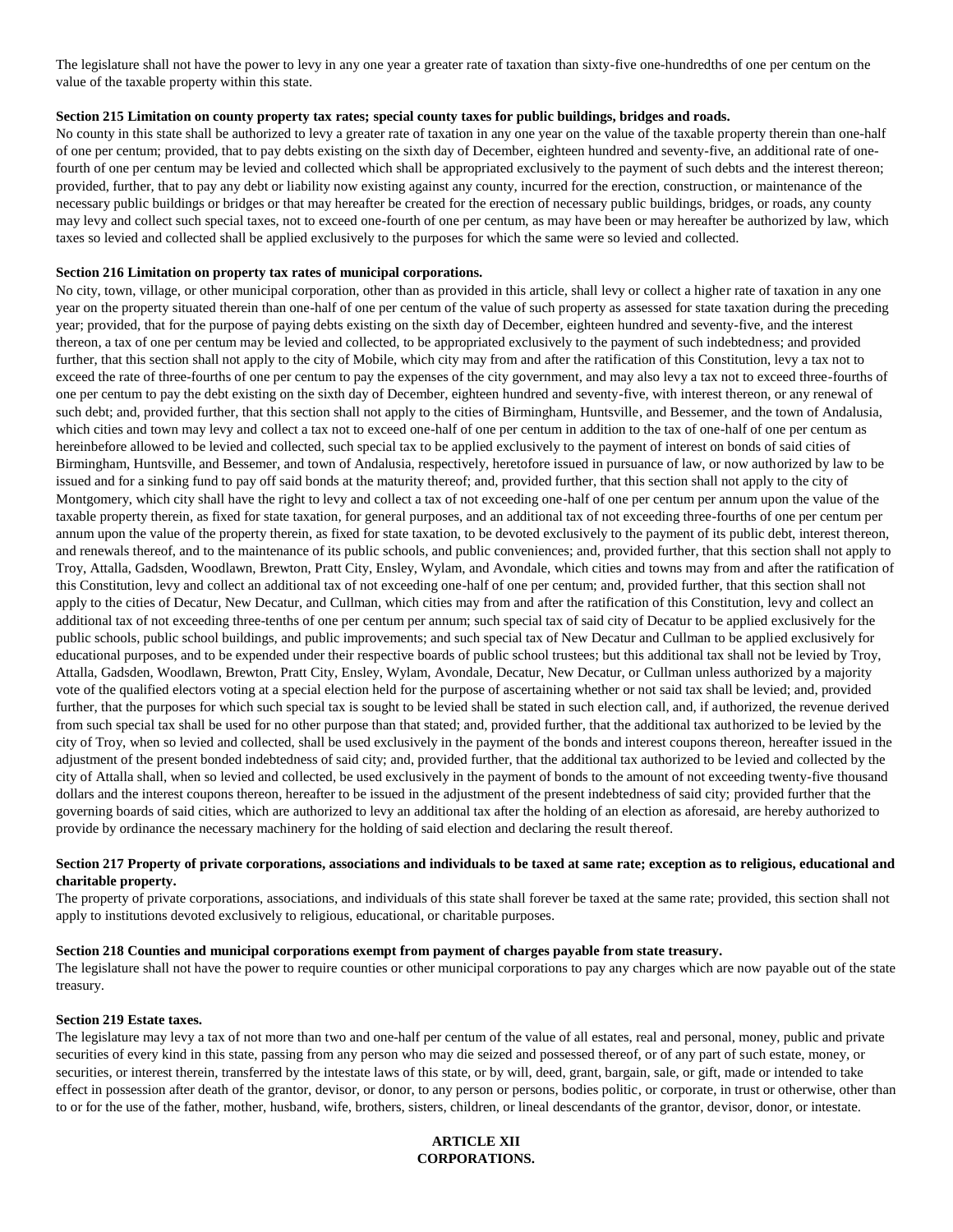The legislature shall not have the power to levy in any one year a greater rate of taxation than sixty-five one-hundredths of one per centum on the value of the taxable property within this state.

**Section 215 Limitation on county property tax rates; special county taxes for public buildings, bridges and roads.**

No county in this state shall be authorized to levy a greater rate of taxation in any one year on the value of the taxable property therein than one-half of one per centum; provided, that to pay debts existing on the sixth day of December, eighteen hundred and seventy-five, an additional rate of one-fourth of one per centum may be levied and collected which shall be appropriated exclusively to the payment of such debts and the interest thereon; provided, further, that to pay any debt or liability now existing against any county, incurred for the erection, construction, or maintenance of the necessary public buildings or bridges or that may hereafter be created for the erection of necessary public buildings, bridges, or roads, any county may levy and collect such special taxes, not to exceed one-fourth of one per centum, as may have been or may hereafter be authorized by law, which taxes so levied and collected shall be applied exclusively to the purposes for which the same were so levied and collected.

**Section 216 Limitation on property tax rates of municipal corporations.**

No city, town, village, or other municipal corporation, other than as provided in this article, shall levy or collect a higher rate of taxation in any one year on the property situated therein than one-half of one per centum of the value of such property as assessed for state taxation during the preceding year; provided, that for the purpose of paying debts existing on the sixth day of December, eighteen hundred and seventy-five, and the interest thereon, a tax of one per centum may be levied and collected, to be appropriated exclusively to the payment of such indebtedness; and provided further, that this section shall not apply to the city of Mobile, which city may from and after the ratification of this Constitution, levy a tax not to exceed the rate of three-fourths of one per centum to pay the expenses of the city government, and may also levy a tax not to exceed three-fourths of one per centum to pay the debt existing on the sixth day of December, eighteen hundred and seventy-five, with interest thereon, or any renewal of such debt; and, provided further, that this section shall not apply to the cities of Birmingham, Huntsville, and Bessemer, and the town of Andalusia, which cities and town may levy and collect a tax not to exceed one-half of one per centum in addition to the tax of one-half of one per centum as hereinbefore allowed to be levied and collected, such special tax to be applied exclusively to the payment of interest on bonds of said cities of Birmingham, Huntsville, and Bessemer, and town of Andalusia, respectively, heretofore issued in pursuance of law, or now authorized by law to be issued and for a sinking fund to pay off said bonds at the maturity thereof; and, provided further, that this section shall not apply to the city of Montgomery, which city shall have the right to levy and collect a tax of not exceeding one-half of one per centum per annum upon the value of the taxable property therein, as fixed for state taxation, for general purposes, and an additional tax of not exceeding three-fourths of one per centum per annum upon the value of the property therein, as fixed for state taxation, to be devoted exclusively to the payment of its public debt, interest thereon, and renewals thereof, and to the maintenance of its public schools, and public conveniences; and, provided further, that this section shall not apply to Troy, Attalla, Gadsden, Woodlawn, Brewton, Pratt City, Ensley, Wylam, and Avondale, which cities and towns may from and after the ratification of this Constitution, levy and collect an additional tax of not exceeding one-half of one per centum; and, provided further, that this section shall not apply to the cities of Decatur, New Decatur, and Cullman, which cities may from and after the ratification of this Constitution, levy and collect an additional tax of not exceeding three-tenths of one per centum per annum; such special tax of said city of Decatur to be applied exclusively for the public schools, public school buildings, and public improvements; and such special tax of New Decatur and Cullman to be applied exclusively for educational purposes, and to be expended under their respective boards of public school trustees; but this additional tax shall not be levied by Troy, Attalla, Gadsden, Woodlawn, Brewton, Pratt City, Ensley, Wylam, Avondale, Decatur, New Decatur, or Cullman unless authorized by a majority vote of the qualified electors voting at a special election held for the purpose of ascertaining whether or not said tax shall be levied; and, provided further, that the purposes for which such special tax is sought to be levied shall be stated in such election call, and, if authorized, the revenue derived from such special tax shall be used for no other purpose than that stated; and, provided further, that the additional tax authorized to be levied by the city of Troy, when so levied and collected, shall be used exclusively in the payment of the bonds and interest coupons thereon, hereafter issued in the adjustment of the present bonded indebtedness of said city; and, provided further, that the additional tax authorized to be levied and collected by the city of Attalla shall, when so levied and collected, be used exclusively in the payment of bonds to the amount of not exceeding twenty-five thousand dollars and the interest coupons thereon, hereafter to be issued in the adjustment of the present indebtedness of said city; provided further that the governing boards of said cities, which are authorized to levy an additional tax after the holding of an election as aforesaid, are hereby authorized to provide by ordinance the necessary machinery for the holding of said election and declaring the result thereof.

**Section 217 Property of private corporations, associations and individuals to be taxed at same rate; exception as to religious, educational and charitable property.**

The property of private corporations, associations, and individuals of this state shall forever be taxed at the same rate; provided, this section shall not apply to institutions devoted exclusively to religious, educational, or charitable purposes.

**Section 218 Counties and municipal corporations exempt from payment of charges payable from state treasury.**

The legislature shall not have the power to require counties or other municipal corporations to pay any charges which are now payable out of the state treasury.

**Section 219 Estate taxes.**

The legislature may levy a tax of not more than two and one-half per centum of the value of all estates, real and personal, money, public and private securities of every kind in this state, passing from any person who may die seized and possessed thereof, or of any part of such estate, money, or securities, or interest therein, transferred by the intestate laws of this state, or by will, deed, grant, bargain, sale, or gift, made or intended to take effect in possession after death of the grantor, devisor, or donor, to any person or persons, bodies politic, or corporate, in trust or otherwise, other than to or for the use of the father, mother, husband, wife, brothers, sisters, children, or lineal descendants of the grantor, devisor, donor, or intestate.

## ARTICLE XII
## CORPORATIONS.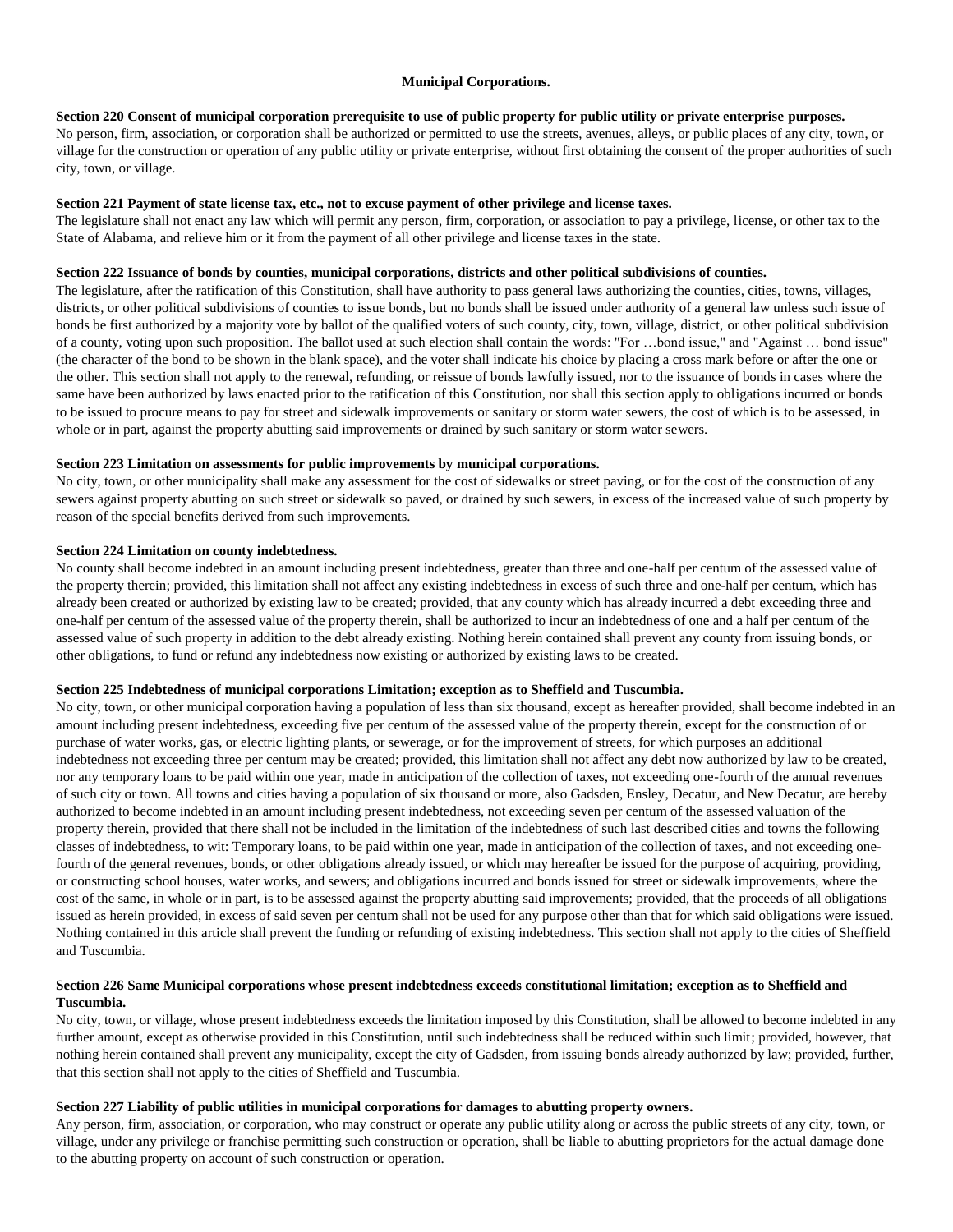## Municipal Corporations.

**Section 220 Consent of municipal corporation prerequisite to use of public property for public utility or private enterprise purposes.**

No person, firm, association, or corporation shall be authorized or permitted to use the streets, avenues, alleys, or public places of any city, town, or village for the construction or operation of any public utility or private enterprise, without first obtaining the consent of the proper authorities of such city, town, or village.

**Section 221 Payment of state license tax, etc., not to excuse payment of other privilege and license taxes.**

The legislature shall not enact any law which will permit any person, firm, corporation, or association to pay a privilege, license, or other tax to the State of Alabama, and relieve him or it from the payment of all other privilege and license taxes in the state.

**Section 222 Issuance of bonds by counties, municipal corporations, districts and other political subdivisions of counties.**

The legislature, after the ratification of this Constitution, shall have authority to pass general laws authorizing the counties, cities, towns, villages, districts, or other political subdivisions of counties to issue bonds, but no bonds shall be issued under authority of a general law unless such issue of bonds be first authorized by a majority vote by ballot of the qualified voters of such county, city, town, village, district, or other political subdivision of a county, voting upon such proposition. The ballot used at such election shall contain the words: "For …bond issue," and "Against … bond issue" (the character of the bond to be shown in the blank space), and the voter shall indicate his choice by placing a cross mark before or after the one or the other. This section shall not apply to the renewal, refunding, or reissue of bonds lawfully issued, nor to the issuance of bonds in cases where the same have been authorized by laws enacted prior to the ratification of this Constitution, nor shall this section apply to obligations incurred or bonds to be issued to procure means to pay for street and sidewalk improvements or sanitary or storm water sewers, the cost of which is to be assessed, in whole or in part, against the property abutting said improvements or drained by such sanitary or storm water sewers.

**Section 223 Limitation on assessments for public improvements by municipal corporations.**

No city, town, or other municipality shall make any assessment for the cost of sidewalks or street paving, or for the cost of the construction of any sewers against property abutting on such street or sidewalk so paved, or drained by such sewers, in excess of the increased value of such property by reason of the special benefits derived from such improvements.

**Section 224 Limitation on county indebtedness.**

No county shall become indebted in an amount including present indebtedness, greater than three and one-half per centum of the assessed value of the property therein; provided, this limitation shall not affect any existing indebtedness in excess of such three and one-half per centum, which has already been created or authorized by existing law to be created; provided, that any county which has already incurred a debt exceeding three and one-half per centum of the assessed value of the property therein, shall be authorized to incur an indebtedness of one and a half per centum of the assessed value of such property in addition to the debt already existing. Nothing herein contained shall prevent any county from issuing bonds, or other obligations, to fund or refund any indebtedness now existing or authorized by existing laws to be created.

**Section 225 Indebtedness of municipal corporations Limitation; exception as to Sheffield and Tuscumbia.**

No city, town, or other municipal corporation having a population of less than six thousand, except as hereafter provided, shall become indebted in an amount including present indebtedness, exceeding five per centum of the assessed value of the property therein, except for the construction of or purchase of water works, gas, or electric lighting plants, or sewerage, or for the improvement of streets, for which purposes an additional indebtedness not exceeding three per centum may be created; provided, this limitation shall not affect any debt now authorized by law to be created, nor any temporary loans to be paid within one year, made in anticipation of the collection of taxes, not exceeding one-fourth of the annual revenues of such city or town. All towns and cities having a population of six thousand or more, also Gadsden, Ensley, Decatur, and New Decatur, are hereby authorized to become indebted in an amount including present indebtedness, not exceeding seven per centum of the assessed valuation of the property therein, provided that there shall not be included in the limitation of the indebtedness of such last described cities and towns the following classes of indebtedness, to wit: Temporary loans, to be paid within one year, made in anticipation of the collection of taxes, and not exceeding one-fourth of the general revenues, bonds, or other obligations already issued, or which may hereafter be issued for the purpose of acquiring, providing, or constructing school houses, water works, and sewers; and obligations incurred and bonds issued for street or sidewalk improvements, where the cost of the same, in whole or in part, is to be assessed against the property abutting said improvements; provided, that the proceeds of all obligations issued as herein provided, in excess of said seven per centum shall not be used for any purpose other than that for which said obligations were issued. Nothing contained in this article shall prevent the funding or refunding of existing indebtedness. This section shall not apply to the cities of Sheffield and Tuscumbia.

**Section 226 Same Municipal corporations whose present indebtedness exceeds constitutional limitation; exception as to Sheffield and Tuscumbia.**

No city, town, or village, whose present indebtedness exceeds the limitation imposed by this Constitution, shall be allowed to become indebted in any further amount, except as otherwise provided in this Constitution, until such indebtedness shall be reduced within such limit; provided, however, that nothing herein contained shall prevent any municipality, except the city of Gadsden, from issuing bonds already authorized by law; provided, further, that this section shall not apply to the cities of Sheffield and Tuscumbia.

**Section 227 Liability of public utilities in municipal corporations for damages to abutting property owners.**

Any person, firm, association, or corporation, who may construct or operate any public utility along or across the public streets of any city, town, or village, under any privilege or franchise permitting such construction or operation, shall be liable to abutting proprietors for the actual damage done to the abutting property on account of such construction or operation.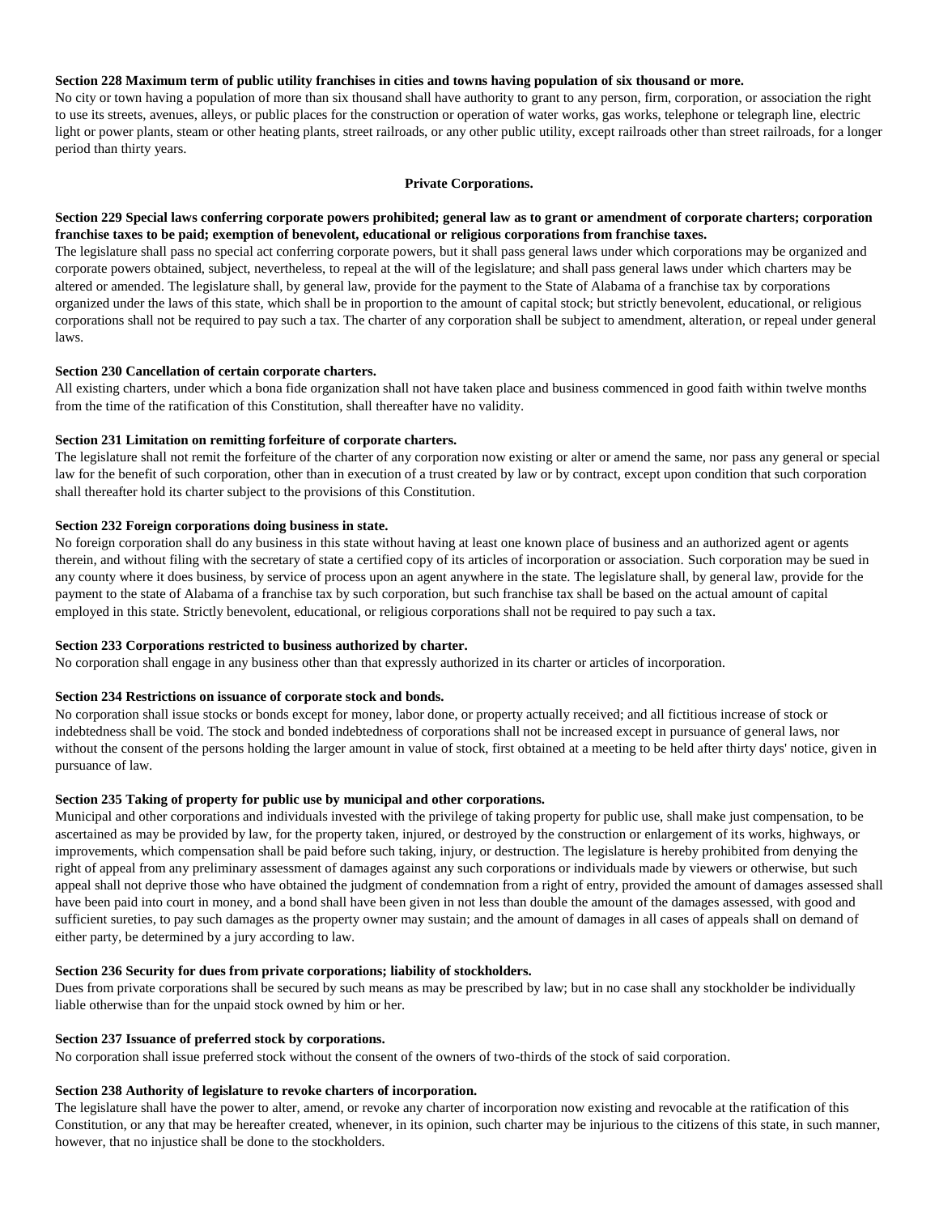**Section 228 Maximum term of public utility franchises in cities and towns having population of six thousand or more.**

No city or town having a population of more than six thousand shall have authority to grant to any person, firm, corporation, or association the right to use its streets, avenues, alleys, or public places for the construction or operation of water works, gas works, telephone or telegraph line, electric light or power plants, steam or other heating plants, street railroads, or any other public utility, except railroads other than street railroads, for a longer period than thirty years.

## Private Corporations.

**Section 229 Special laws conferring corporate powers prohibited; general law as to grant or amendment of corporate charters; corporation franchise taxes to be paid; exemption of benevolent, educational or religious corporations from franchise taxes.**

The legislature shall pass no special act conferring corporate powers, but it shall pass general laws under which corporations may be organized and corporate powers obtained, subject, nevertheless, to repeal at the will of the legislature; and shall pass general laws under which charters may be altered or amended. The legislature shall, by general law, provide for the payment to the State of Alabama of a franchise tax by corporations organized under the laws of this state, which shall be in proportion to the amount of capital stock; but strictly benevolent, educational, or religious corporations shall not be required to pay such a tax. The charter of any corporation shall be subject to amendment, alteration, or repeal under general laws.

**Section 230 Cancellation of certain corporate charters.**

All existing charters, under which a bona fide organization shall not have taken place and business commenced in good faith within twelve months from the time of the ratification of this Constitution, shall thereafter have no validity.

**Section 231 Limitation on remitting forfeiture of corporate charters.**

The legislature shall not remit the forfeiture of the charter of any corporation now existing or alter or amend the same, nor pass any general or special law for the benefit of such corporation, other than in execution of a trust created by law or by contract, except upon condition that such corporation shall thereafter hold its charter subject to the provisions of this Constitution.

**Section 232 Foreign corporations doing business in state.**

No foreign corporation shall do any business in this state without having at least one known place of business and an authorized agent or agents therein, and without filing with the secretary of state a certified copy of its articles of incorporation or association. Such corporation may be sued in any county where it does business, by service of process upon an agent anywhere in the state. The legislature shall, by general law, provide for the payment to the state of Alabama of a franchise tax by such corporation, but such franchise tax shall be based on the actual amount of capital employed in this state. Strictly benevolent, educational, or religious corporations shall not be required to pay such a tax.

**Section 233 Corporations restricted to business authorized by charter.**

No corporation shall engage in any business other than that expressly authorized in its charter or articles of incorporation.

**Section 234 Restrictions on issuance of corporate stock and bonds.**

No corporation shall issue stocks or bonds except for money, labor done, or property actually received; and all fictitious increase of stock or indebtedness shall be void. The stock and bonded indebtedness of corporations shall not be increased except in pursuance of general laws, nor without the consent of the persons holding the larger amount in value of stock, first obtained at a meeting to be held after thirty days' notice, given in pursuance of law.

**Section 235 Taking of property for public use by municipal and other corporations.**

Municipal and other corporations and individuals invested with the privilege of taking property for public use, shall make just compensation, to be ascertained as may be provided by law, for the property taken, injured, or destroyed by the construction or enlargement of its works, highways, or improvements, which compensation shall be paid before such taking, injury, or destruction. The legislature is hereby prohibited from denying the right of appeal from any preliminary assessment of damages against any such corporations or individuals made by viewers or otherwise, but such appeal shall not deprive those who have obtained the judgment of condemnation from a right of entry, provided the amount of damages assessed shall have been paid into court in money, and a bond shall have been given in not less than double the amount of the damages assessed, with good and sufficient sureties, to pay such damages as the property owner may sustain; and the amount of damages in all cases of appeals shall on demand of either party, be determined by a jury according to law.

**Section 236 Security for dues from private corporations; liability of stockholders.**

Dues from private corporations shall be secured by such means as may be prescribed by law; but in no case shall any stockholder be individually liable otherwise than for the unpaid stock owned by him or her.

**Section 237 Issuance of preferred stock by corporations.**

No corporation shall issue preferred stock without the consent of the owners of two-thirds of the stock of said corporation.

**Section 238 Authority of legislature to revoke charters of incorporation.**

The legislature shall have the power to alter, amend, or revoke any charter of incorporation now existing and revocable at the ratification of this Constitution, or any that may be hereafter created, whenever, in its opinion, such charter may be injurious to the citizens of this state, in such manner, however, that no injustice shall be done to the stockholders.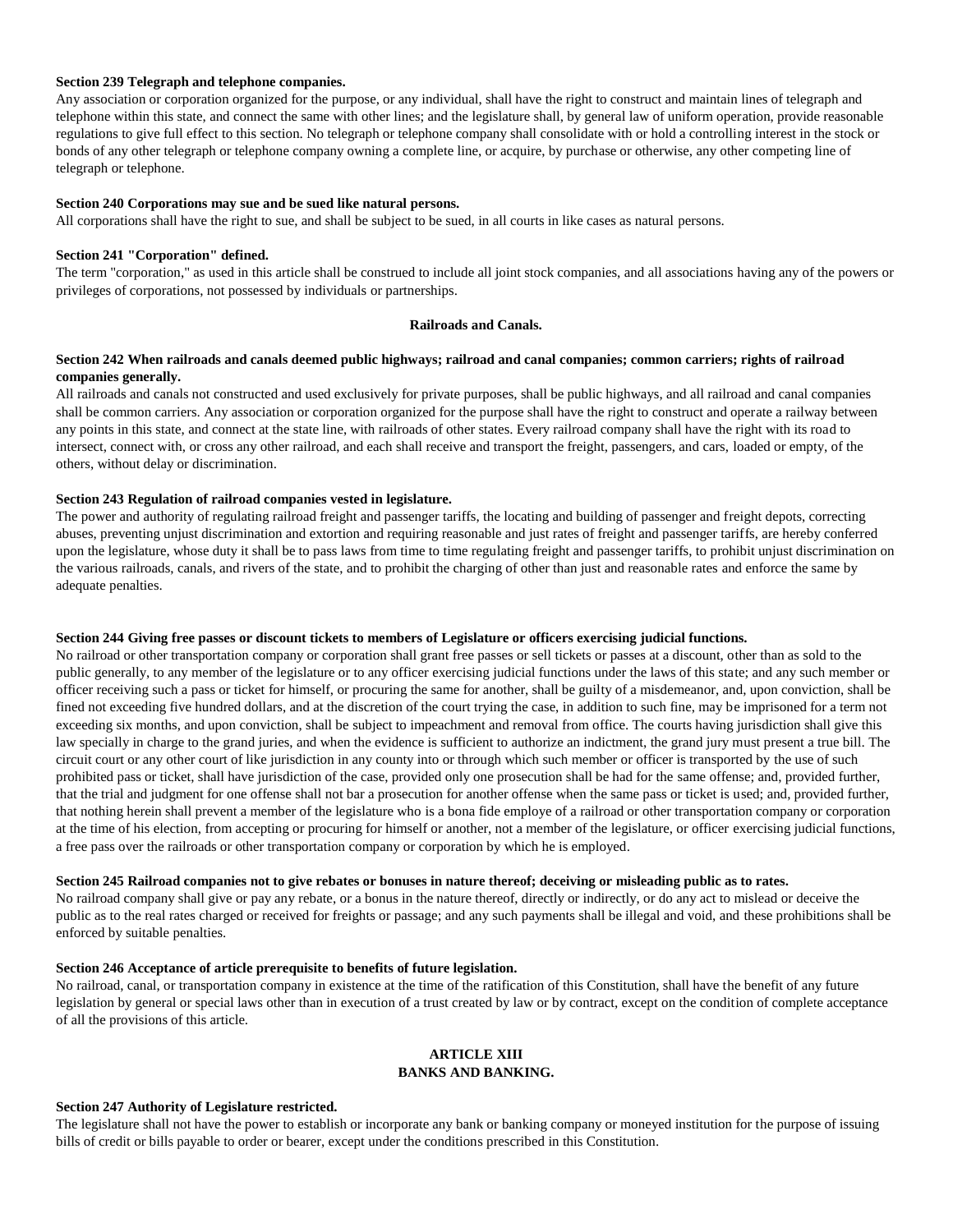**Section 239 Telegraph and telephone companies.**

Any association or corporation organized for the purpose, or any individual, shall have the right to construct and maintain lines of telegraph and telephone within this state, and connect the same with other lines; and the legislature shall, by general law of uniform operation, provide reasonable regulations to give full effect to this section. No telegraph or telephone company shall consolidate with or hold a controlling interest in the stock or bonds of any other telegraph or telephone company owning a complete line, or acquire, by purchase or otherwise, any other competing line of telegraph or telephone.

**Section 240 Corporations may sue and be sued like natural persons.**

All corporations shall have the right to sue, and shall be subject to be sued, in all courts in like cases as natural persons.

**Section 241 "Corporation" defined.**

The term "corporation," as used in this article shall be construed to include all joint stock companies, and all associations having any of the powers or privileges of corporations, not possessed by individuals or partnerships.

**Railroads and Canals.**

**Section 242 When railroads and canals deemed public highways; railroad and canal companies; common carriers; rights of railroad companies generally.**

All railroads and canals not constructed and used exclusively for private purposes, shall be public highways, and all railroad and canal companies shall be common carriers. Any association or corporation organized for the purpose shall have the right to construct and operate a railway between any points in this state, and connect at the state line, with railroads of other states. Every railroad company shall have the right with its road to intersect, connect with, or cross any other railroad, and each shall receive and transport the freight, passengers, and cars, loaded or empty, of the others, without delay or discrimination.

**Section 243 Regulation of railroad companies vested in legislature.**

The power and authority of regulating railroad freight and passenger tariffs, the locating and building of passenger and freight depots, correcting abuses, preventing unjust discrimination and extortion and requiring reasonable and just rates of freight and passenger tariffs, are hereby conferred upon the legislature, whose duty it shall be to pass laws from time to time regulating freight and passenger tariffs, to prohibit unjust discrimination on the various railroads, canals, and rivers of the state, and to prohibit the charging of other than just and reasonable rates and enforce the same by adequate penalties.

**Section 244 Giving free passes or discount tickets to members of Legislature or officers exercising judicial functions.**

No railroad or other transportation company or corporation shall grant free passes or sell tickets or passes at a discount, other than as sold to the public generally, to any member of the legislature or to any officer exercising judicial functions under the laws of this state; and any such member or officer receiving such a pass or ticket for himself, or procuring the same for another, shall be guilty of a misdemeanor, and, upon conviction, shall be fined not exceeding five hundred dollars, and at the discretion of the court trying the case, in addition to such fine, may be imprisoned for a term not exceeding six months, and upon conviction, shall be subject to impeachment and removal from office. The courts having jurisdiction shall give this law specially in charge to the grand juries, and when the evidence is sufficient to authorize an indictment, the grand jury must present a true bill. The circuit court or any other court of like jurisdiction in any county into or through which such member or officer is transported by the use of such prohibited pass or ticket, shall have jurisdiction of the case, provided only one prosecution shall be had for the same offense; and, provided further, that the trial and judgment for one offense shall not bar a prosecution for another offense when the same pass or ticket is used; and, provided further, that nothing herein shall prevent a member of the legislature who is a bona fide employe of a railroad or other transportation company or corporation at the time of his election, from accepting or procuring for himself or another, not a member of the legislature, or officer exercising judicial functions, a free pass over the railroads or other transportation company or corporation by which he is employed.

**Section 245 Railroad companies not to give rebates or bonuses in nature thereof; deceiving or misleading public as to rates.**

No railroad company shall give or pay any rebate, or a bonus in the nature thereof, directly or indirectly, or do any act to mislead or deceive the public as to the real rates charged or received for freights or passage; and any such payments shall be illegal and void, and these prohibitions shall be enforced by suitable penalties.

**Section 246 Acceptance of article prerequisite to benefits of future legislation.**

No railroad, canal, or transportation company in existence at the time of the ratification of this Constitution, shall have the benefit of any future legislation by general or special laws other than in execution of a trust created by law or by contract, except on the condition of complete acceptance of all the provisions of this article.

## ARTICLE XIII
## BANKS AND BANKING.

**Section 247 Authority of Legislature restricted.**

The legislature shall not have the power to establish or incorporate any bank or banking company or moneyed institution for the purpose of issuing bills of credit or bills payable to order or bearer, except under the conditions prescribed in this Constitution.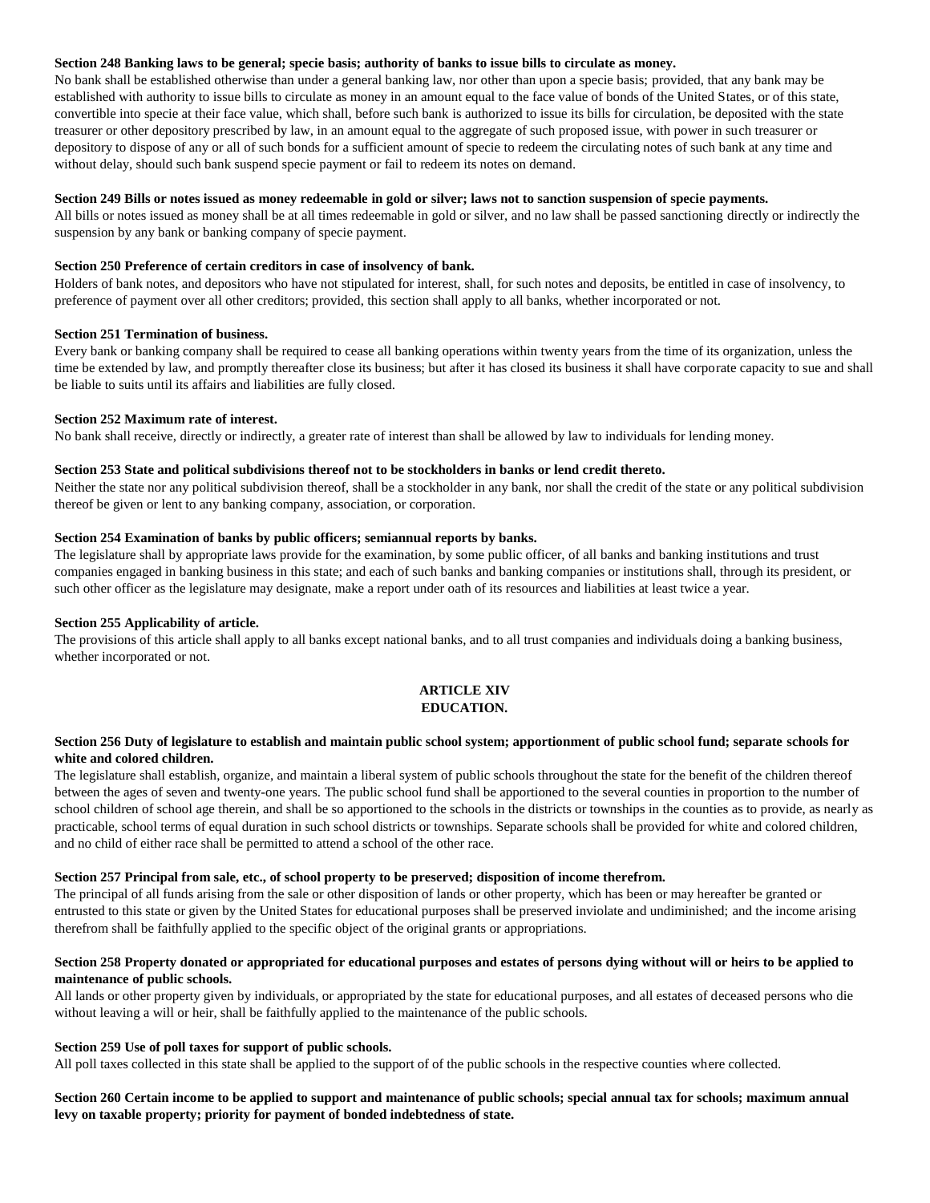**Section 248 Banking laws to be general; specie basis; authority of banks to issue bills to circulate as money.**

No bank shall be established otherwise than under a general banking law, nor other than upon a specie basis; provided, that any bank may be established with authority to issue bills to circulate as money in an amount equal to the face value of bonds of the United States, or of this state, convertible into specie at their face value, which shall, before such bank is authorized to issue its bills for circulation, be deposited with the state treasurer or other depository prescribed by law, in an amount equal to the aggregate of such proposed issue, with power in such treasurer or depository to dispose of any or all of such bonds for a sufficient amount of specie to redeem the circulating notes of such bank at any time and without delay, should such bank suspend specie payment or fail to redeem its notes on demand.

**Section 249 Bills or notes issued as money redeemable in gold or silver; laws not to sanction suspension of specie payments.**

All bills or notes issued as money shall be at all times redeemable in gold or silver, and no law shall be passed sanctioning directly or indirectly the suspension by any bank or banking company of specie payment.

**Section 250 Preference of certain creditors in case of insolvency of bank.**

Holders of bank notes, and depositors who have not stipulated for interest, shall, for such notes and deposits, be entitled in case of insolvency, to preference of payment over all other creditors; provided, this section shall apply to all banks, whether incorporated or not.

**Section 251 Termination of business.**

Every bank or banking company shall be required to cease all banking operations within twenty years from the time of its organization, unless the time be extended by law, and promptly thereafter close its business; but after it has closed its business it shall have corporate capacity to sue and shall be liable to suits until its affairs and liabilities are fully closed.

**Section 252 Maximum rate of interest.**

No bank shall receive, directly or indirectly, a greater rate of interest than shall be allowed by law to individuals for lending money.

**Section 253 State and political subdivisions thereof not to be stockholders in banks or lend credit thereto.**

Neither the state nor any political subdivision thereof, shall be a stockholder in any bank, nor shall the credit of the state or any political subdivision thereof be given or lent to any banking company, association, or corporation.

**Section 254 Examination of banks by public officers; semiannual reports by banks.**

The legislature shall by appropriate laws provide for the examination, by some public officer, of all banks and banking institutions and trust companies engaged in banking business in this state; and each of such banks and banking companies or institutions shall, through its president, or such other officer as the legislature may designate, make a report under oath of its resources and liabilities at least twice a year.

**Section 255 Applicability of article.**

The provisions of this article shall apply to all banks except national banks, and to all trust companies and individuals doing a banking business, whether incorporated or not.

## ARTICLE XIV
## EDUCATION.

**Section 256 Duty of legislature to establish and maintain public school system; apportionment of public school fund; separate schools for white and colored children.**

The legislature shall establish, organize, and maintain a liberal system of public schools throughout the state for the benefit of the children thereof between the ages of seven and twenty-one years. The public school fund shall be apportioned to the several counties in proportion to the number of school children of school age therein, and shall be so apportioned to the schools in the districts or townships in the counties as to provide, as nearly as practicable, school terms of equal duration in such school districts or townships. Separate schools shall be provided for white and colored children, and no child of either race shall be permitted to attend a school of the other race.

**Section 257 Principal from sale, etc., of school property to be preserved; disposition of income therefrom.**

The principal of all funds arising from the sale or other disposition of lands or other property, which has been or may hereafter be granted or entrusted to this state or given by the United States for educational purposes shall be preserved inviolate and undiminished; and the income arising therefrom shall be faithfully applied to the specific object of the original grants or appropriations.

**Section 258 Property donated or appropriated for educational purposes and estates of persons dying without will or heirs to be applied to maintenance of public schools.**

All lands or other property given by individuals, or appropriated by the state for educational purposes, and all estates of deceased persons who die without leaving a will or heir, shall be faithfully applied to the maintenance of the public schools.

**Section 259 Use of poll taxes for support of public schools.**

All poll taxes collected in this state shall be applied to the support of of the public schools in the respective counties where collected.

**Section 260 Certain income to be applied to support and maintenance of public schools; special annual tax for schools; maximum annual levy on taxable property; priority for payment of bonded indebtedness of state.**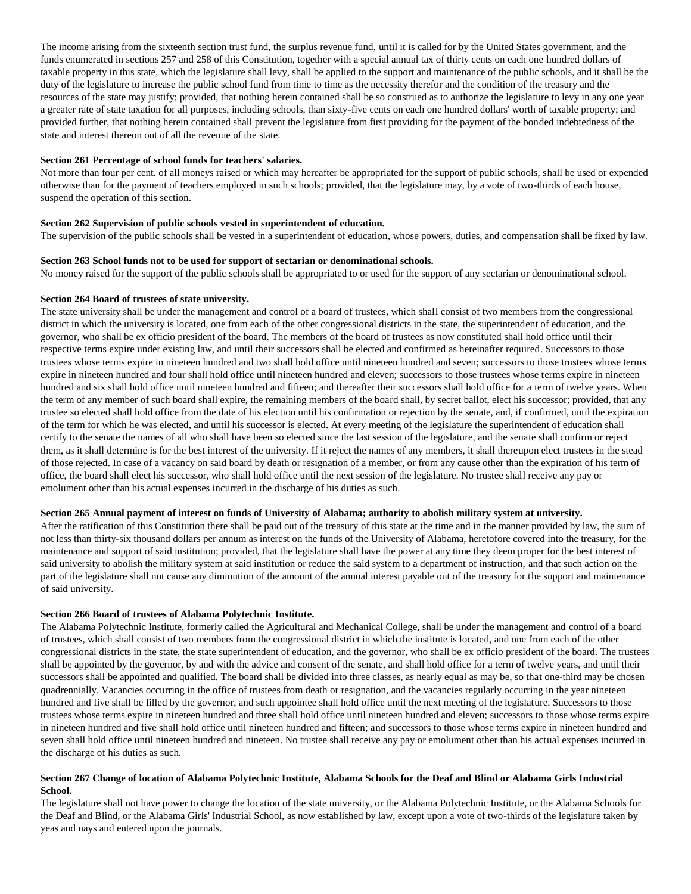The income arising from the sixteenth section trust fund, the surplus revenue fund, until it is called for by the United States government, and the funds enumerated in sections 257 and 258 of this Constitution, together with a special annual tax of thirty cents on each one hundred dollars of taxable property in this state, which the legislature shall levy, shall be applied to the support and maintenance of the public schools, and it shall be the duty of the legislature to increase the public school fund from time to time as the necessity therefor and the condition of the treasury and the resources of the state may justify; provided, that nothing herein contained shall be so construed as to authorize the legislature to levy in any one year a greater rate of state taxation for all purposes, including schools, than sixty-five cents on each one hundred dollars' worth of taxable property; and provided further, that nothing herein contained shall prevent the legislature from first providing for the payment of the bonded indebtedness of the state and interest thereon out of all the revenue of the state.

**Section 261 Percentage of school funds for teachers' salaries.**
Not more than four per cent. of all moneys raised or which may hereafter be appropriated for the support of public schools, shall be used or expended otherwise than for the payment of teachers employed in such schools; provided, that the legislature may, by a vote of two-thirds of each house, suspend the operation of this section.

**Section 262 Supervision of public schools vested in superintendent of education.**
The supervision of the public schools shall be vested in a superintendent of education, whose powers, duties, and compensation shall be fixed by law.

**Section 263 School funds not to be used for support of sectarian or denominational schools.**
No money raised for the support of the public schools shall be appropriated to or used for the support of any sectarian or denominational school.

**Section 264 Board of trustees of state university.**
The state university shall be under the management and control of a board of trustees, which shall consist of two members from the congressional district in which the university is located, one from each of the other congressional districts in the state, the superintendent of education, and the governor, who shall be ex officio president of the board. The members of the board of trustees as now constituted shall hold office until their respective terms expire under existing law, and until their successors shall be elected and confirmed as hereinafter required. Successors to those trustees whose terms expire in nineteen hundred and two shall hold office until nineteen hundred and seven; successors to those trustees whose terms expire in nineteen hundred and four shall hold office until nineteen hundred and eleven; successors to those trustees whose terms expire in nineteen hundred and six shall hold office until nineteen hundred and fifteen; and thereafter their successors shall hold office for a term of twelve years. When the term of any member of such board shall expire, the remaining members of the board shall, by secret ballot, elect his successor; provided, that any trustee so elected shall hold office from the date of his election until his confirmation or rejection by the senate, and, if confirmed, until the expiration of the term for which he was elected, and until his successor is elected. At every meeting of the legislature the superintendent of education shall certify to the senate the names of all who shall have been so elected since the last session of the legislature, and the senate shall confirm or reject them, as it shall determine is for the best interest of the university. If it reject the names of any members, it shall thereupon elect trustees in the stead of those rejected. In case of a vacancy on said board by death or resignation of a member, or from any cause other than the expiration of his term of office, the board shall elect his successor, who shall hold office until the next session of the legislature. No trustee shall receive any pay or emolument other than his actual expenses incurred in the discharge of his duties as such.

**Section 265 Annual payment of interest on funds of University of Alabama; authority to abolish military system at university.**
After the ratification of this Constitution there shall be paid out of the treasury of this state at the time and in the manner provided by law, the sum of not less than thirty-six thousand dollars per annum as interest on the funds of the University of Alabama, heretofore covered into the treasury, for the maintenance and support of said institution; provided, that the legislature shall have the power at any time they deem proper for the best interest of said university to abolish the military system at said institution or reduce the said system to a department of instruction, and that such action on the part of the legislature shall not cause any diminution of the amount of the annual interest payable out of the treasury for the support and maintenance of said university.

**Section 266 Board of trustees of Alabama Polytechnic Institute.**
The Alabama Polytechnic Institute, formerly called the Agricultural and Mechanical College, shall be under the management and control of a board of trustees, which shall consist of two members from the congressional district in which the institute is located, and one from each of the other congressional districts in the state, the state superintendent of education, and the governor, who shall be ex officio president of the board. The trustees shall be appointed by the governor, by and with the advice and consent of the senate, and shall hold office for a term of twelve years, and until their successors shall be appointed and qualified. The board shall be divided into three classes, as nearly equal as may be, so that one-third may be chosen quadrennially. Vacancies occurring in the office of trustees from death or resignation, and the vacancies regularly occurring in the year nineteen hundred and five shall be filled by the governor, and such appointee shall hold office until the next meeting of the legislature. Successors to those trustees whose terms expire in nineteen hundred and three shall hold office until nineteen hundred and eleven; successors to those whose terms expire in nineteen hundred and five shall hold office until nineteen hundred and fifteen; and successors to those whose terms expire in nineteen hundred and seven shall hold office until nineteen hundred and nineteen. No trustee shall receive any pay or emolument other than his actual expenses incurred in the discharge of his duties as such.

**Section 267 Change of location of Alabama Polytechnic Institute, Alabama Schools for the Deaf and Blind or Alabama Girls Industrial School.**
The legislature shall not have power to change the location of the state university, or the Alabama Polytechnic Institute, or the Alabama Schools for the Deaf and Blind, or the Alabama Girls' Industrial School, as now established by law, except upon a vote of two-thirds of the legislature taken by yeas and nays and entered upon the journals.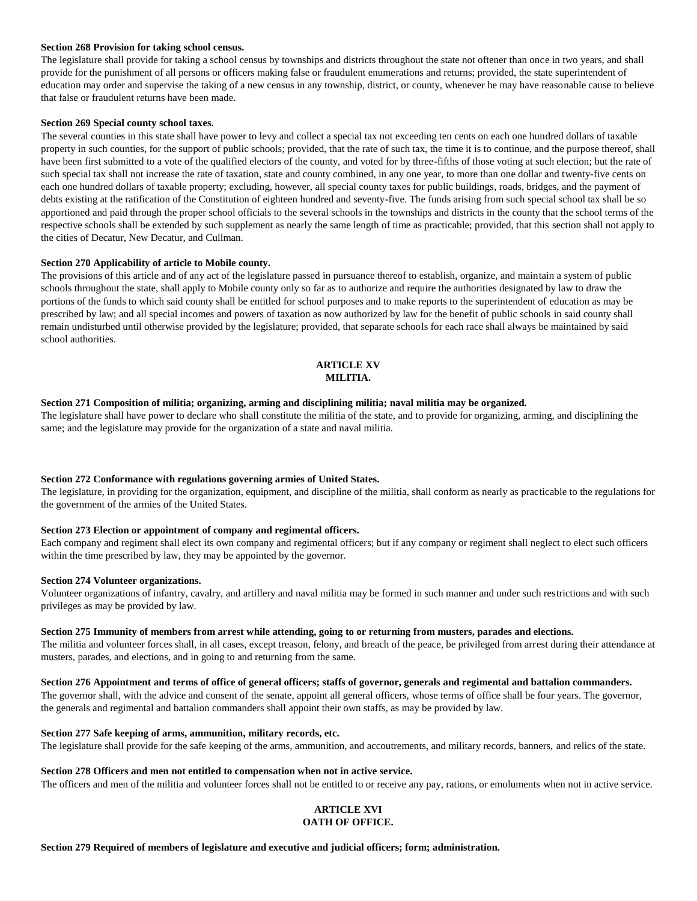**Section 268 Provision for taking school census.**

The legislature shall provide for taking a school census by townships and districts throughout the state not oftener than once in two years, and shall provide for the punishment of all persons or officers making false or fraudulent enumerations and returns; provided, the state superintendent of education may order and supervise the taking of a new census in any township, district, or county, whenever he may have reasonable cause to believe that false or fraudulent returns have been made.

**Section 269 Special county school taxes.**

The several counties in this state shall have power to levy and collect a special tax not exceeding ten cents on each one hundred dollars of taxable property in such counties, for the support of public schools; provided, that the rate of such tax, the time it is to continue, and the purpose thereof, shall have been first submitted to a vote of the qualified electors of the county, and voted for by three-fifths of those voting at such election; but the rate of such special tax shall not increase the rate of taxation, state and county combined, in any one year, to more than one dollar and twenty-five cents on each one hundred dollars of taxable property; excluding, however, all special county taxes for public buildings, roads, bridges, and the payment of debts existing at the ratification of the Constitution of eighteen hundred and seventy-five. The funds arising from such special school tax shall be so apportioned and paid through the proper school officials to the several schools in the townships and districts in the county that the school terms of the respective schools shall be extended by such supplement as nearly the same length of time as practicable; provided, that this section shall not apply to the cities of Decatur, New Decatur, and Cullman.

**Section 270 Applicability of article to Mobile county.**

The provisions of this article and of any act of the legislature passed in pursuance thereof to establish, organize, and maintain a system of public schools throughout the state, shall apply to Mobile county only so far as to authorize and require the authorities designated by law to draw the portions of the funds to which said county shall be entitled for school purposes and to make reports to the superintendent of education as may be prescribed by law; and all special incomes and powers of taxation as now authorized by law for the benefit of public schools in said county shall remain undisturbed until otherwise provided by the legislature; provided, that separate schools for each race shall always be maintained by said school authorities.

## ARTICLE XV
## MILITIA.

**Section 271 Composition of militia; organizing, arming and disciplining militia; naval militia may be organized.**

The legislature shall have power to declare who shall constitute the militia of the state, and to provide for organizing, arming, and disciplining the same; and the legislature may provide for the organization of a state and naval militia.

**Section 272 Conformance with regulations governing armies of United States.**

The legislature, in providing for the organization, equipment, and discipline of the militia, shall conform as nearly as practicable to the regulations for the government of the armies of the United States.

**Section 273 Election or appointment of company and regimental officers.**

Each company and regiment shall elect its own company and regimental officers; but if any company or regiment shall neglect to elect such officers within the time prescribed by law, they may be appointed by the governor.

**Section 274 Volunteer organizations.**

Volunteer organizations of infantry, cavalry, and artillery and naval militia may be formed in such manner and under such restrictions and with such privileges as may be provided by law.

**Section 275 Immunity of members from arrest while attending, going to or returning from musters, parades and elections.**

The militia and volunteer forces shall, in all cases, except treason, felony, and breach of the peace, be privileged from arrest during their attendance at musters, parades, and elections, and in going to and returning from the same.

**Section 276 Appointment and terms of office of general officers; staffs of governor, generals and regimental and battalion commanders.**

The governor shall, with the advice and consent of the senate, appoint all general officers, whose terms of office shall be four years. The governor, the generals and regimental and battalion commanders shall appoint their own staffs, as may be provided by law.

**Section 277 Safe keeping of arms, ammunition, military records, etc.**

The legislature shall provide for the safe keeping of the arms, ammunition, and accoutrements, and military records, banners, and relics of the state.

**Section 278 Officers and men not entitled to compensation when not in active service.**

The officers and men of the militia and volunteer forces shall not be entitled to or receive any pay, rations, or emoluments when not in active service.

## ARTICLE XVI
## OATH OF OFFICE.

**Section 279 Required of members of legislature and executive and judicial officers; form; administration.**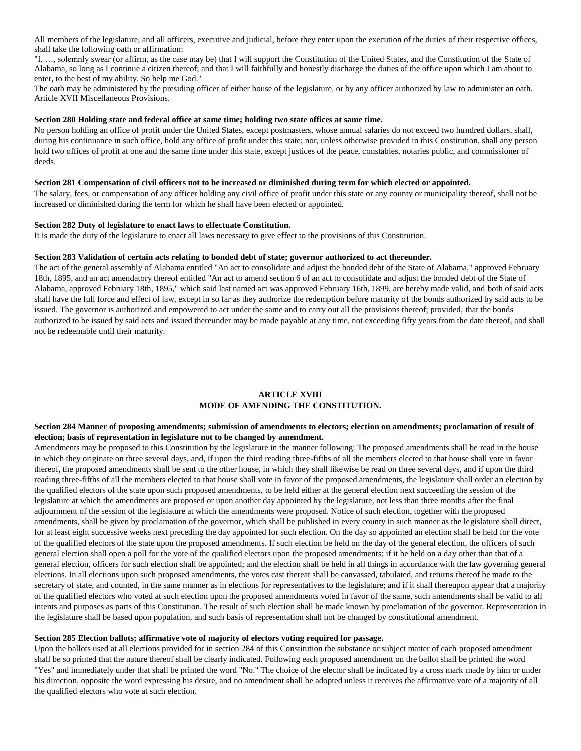All members of the legislature, and all officers, executive and judicial, before they enter upon the execution of the duties of their respective offices, shall take the following oath or affirmation:

"I, …, solemnly swear (or affirm, as the case may be) that I will support the Constitution of the United States, and the Constitution of the State of Alabama, so long as I continue a citizen thereof; and that I will faithfully and honestly discharge the duties of the office upon which I am about to enter, to the best of my ability. So help me God."

The oath may be administered by the presiding officer of either house of the legislature, or by any officer authorized by law to administer an oath.

Article XVII Miscellaneous Provisions.

**Section 280 Holding state and federal office at same time; holding two state offices at same time.**

No person holding an office of profit under the United States, except postmasters, whose annual salaries do not exceed two hundred dollars, shall, during his continuance in such office, hold any office of profit under this state; nor, unless otherwise provided in this Constitution, shall any person hold two offices of profit at one and the same time under this state, except justices of the peace, constables, notaries public, and commissioner of deeds.

**Section 281 Compensation of civil officers not to be increased or diminished during term for which elected or appointed.**

The salary, fees, or compensation of any officer holding any civil office of profit under this state or any county or municipality thereof, shall not be increased or diminished during the term for which he shall have been elected or appointed.

**Section 282 Duty of legislature to enact laws to effectuate Constitution.**

It is made the duty of the legislature to enact all laws necessary to give effect to the provisions of this Constitution.

**Section 283 Validation of certain acts relating to bonded debt of state; governor authorized to act thereunder.**

The act of the general assembly of Alabama entitled "An act to consolidate and adjust the bonded debt of the State of Alabama," approved February 18th, 1895, and an act amendatory thereof entitled "An act to amend section 6 of an act to consolidate and adjust the bonded debt of the State of Alabama, approved February 18th, 1895," which said last named act was approved February 16th, 1899, are hereby made valid, and both of said acts shall have the full force and effect of law, except in so far as they authorize the redemption before maturity of the bonds authorized by said acts to be issued. The governor is authorized and empowered to act under the same and to carry out all the provisions thereof; provided, that the bonds authorized to be issued by said acts and issued thereunder may be made payable at any time, not exceeding fifty years from the date thereof, and shall not be redeemable until their maturity.

## ARTICLE XVIII
## MODE OF AMENDING THE CONSTITUTION.

**Section 284 Manner of proposing amendments; submission of amendments to electors; election on amendments; proclamation of result of election; basis of representation in legislature not to be changed by amendment.**

Amendments may be proposed to this Constitution by the legislature in the manner following: The proposed amendments shall be read in the house in which they originate on three several days, and, if upon the third reading three-fifths of all the members elected to that house shall vote in favor thereof, the proposed amendments shall be sent to the other house, in which they shall likewise be read on three several days, and if upon the third reading three-fifths of all the members elected to that house shall vote in favor of the proposed amendments, the legislature shall order an election by the qualified electors of the state upon such proposed amendments, to be held either at the general election next succeeding the session of the legislature at which the amendments are proposed or upon another day appointed by the legislature, not less than three months after the final adjournment of the session of the legislature at which the amendments were proposed. Notice of such election, together with the proposed amendments, shall be given by proclamation of the governor, which shall be published in every county in such manner as the legislature shall direct, for at least eight successive weeks next preceding the day appointed for such election. On the day so appointed an election shall be held for the vote of the qualified electors of the state upon the proposed amendments. If such election be held on the day of the general election, the officers of such general election shall open a poll for the vote of the qualified electors upon the proposed amendments; if it be held on a day other than that of a general election, officers for such election shall be appointed; and the election shall be held in all things in accordance with the law governing general elections. In all elections upon such proposed amendments, the votes cast thereat shall be canvassed, tabulated, and returns thereof be made to the secretary of state, and counted, in the same manner as in elections for representatives to the legislature; and if it shall thereupon appear that a majority of the qualified electors who voted at such election upon the proposed amendments voted in favor of the same, such amendments shall be valid to all intents and purposes as parts of this Constitution. The result of such election shall be made known by proclamation of the governor. Representation in the legislature shall be based upon population, and such basis of representation shall not be changed by constitutional amendment.

**Section 285 Election ballots; affirmative vote of majority of electors voting required for passage.**

Upon the ballots used at all elections provided for in section 284 of this Constitution the substance or subject matter of each proposed amendment shall be so printed that the nature thereof shall be clearly indicated. Following each proposed amendment on the ballot shall be printed the word "Yes" and immediately under that shall be printed the word "No." The choice of the elector shall be indicated by a cross mark made by him or under his direction, opposite the word expressing his desire, and no amendment shall be adopted unless it receives the affirmative vote of a majority of all the qualified electors who vote at such election.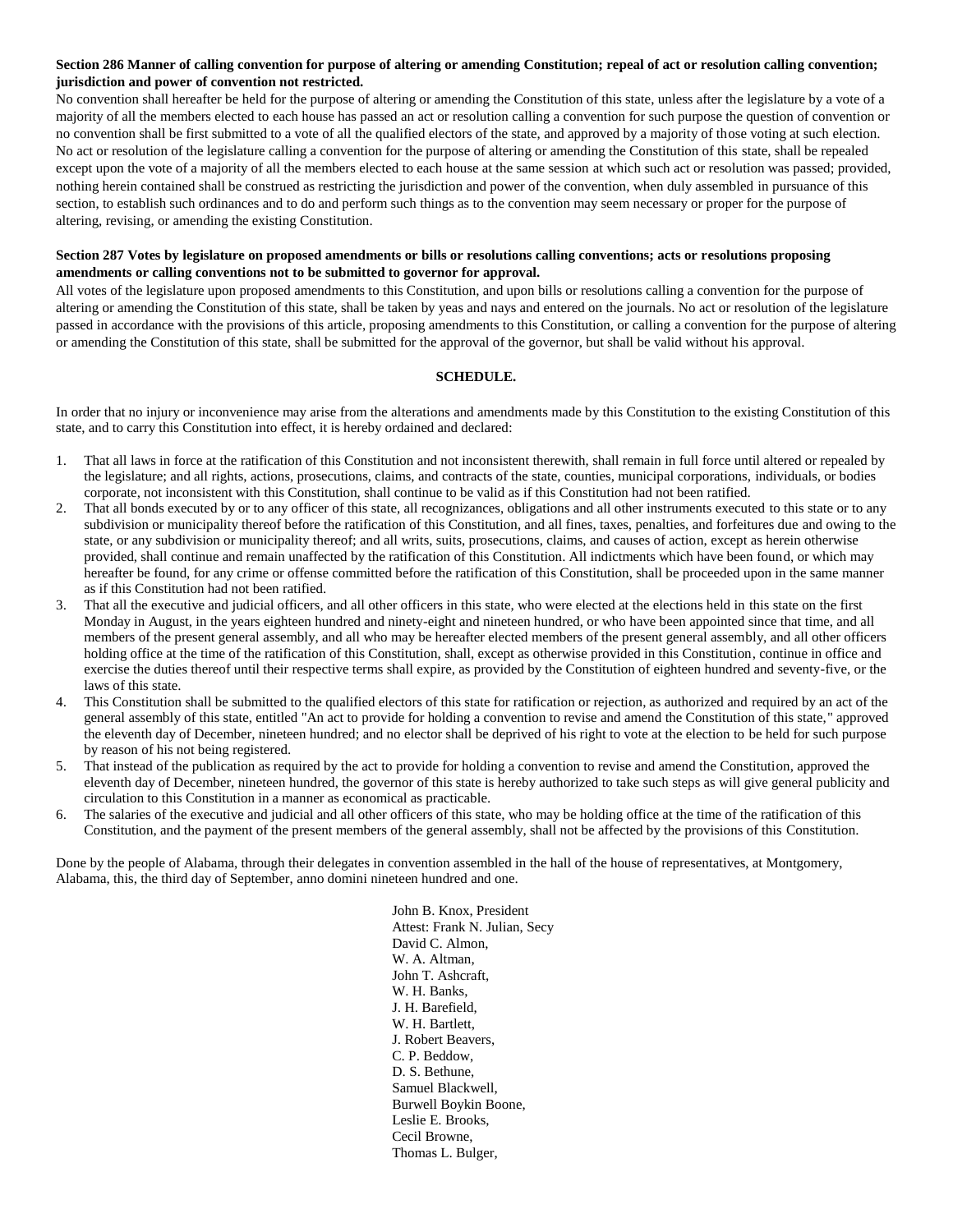**Section 286 Manner of calling convention for purpose of altering or amending Constitution; repeal of act or resolution calling convention; jurisdiction and power of convention not restricted.**

No convention shall hereafter be held for the purpose of altering or amending the Constitution of this state, unless after the legislature by a vote of a majority of all the members elected to each house has passed an act or resolution calling a convention for such purpose the question of convention or no convention shall be first submitted to a vote of all the qualified electors of the state, and approved by a majority of those voting at such election. No act or resolution of the legislature calling a convention for the purpose of altering or amending the Constitution of this state, shall be repealed except upon the vote of a majority of all the members elected to each house at the same session at which such act or resolution was passed; provided, nothing herein contained shall be construed as restricting the jurisdiction and power of the convention, when duly assembled in pursuance of this section, to establish such ordinances and to do and perform such things as to the convention may seem necessary or proper for the purpose of altering, revising, or amending the existing Constitution.

**Section 287 Votes by legislature on proposed amendments or bills or resolutions calling conventions; acts or resolutions proposing amendments or calling conventions not to be submitted to governor for approval.**

All votes of the legislature upon proposed amendments to this Constitution, and upon bills or resolutions calling a convention for the purpose of altering or amending the Constitution of this state, shall be taken by yeas and nays and entered on the journals. No act or resolution of the legislature passed in accordance with the provisions of this article, proposing amendments to this Constitution, or calling a convention for the purpose of altering or amending the Constitution of this state, shall be submitted for the approval of the governor, but shall be valid without his approval.

**SCHEDULE.**

In order that no injury or inconvenience may arise from the alterations and amendments made by this Constitution to the existing Constitution of this state, and to carry this Constitution into effect, it is hereby ordained and declared:

1. That all laws in force at the ratification of this Constitution and not inconsistent therewith, shall remain in full force until altered or repealed by the legislature; and all rights, actions, prosecutions, claims, and contracts of the state, counties, municipal corporations, individuals, or bodies corporate, not inconsistent with this Constitution, shall continue to be valid as if this Constitution had not been ratified.
2. That all bonds executed by or to any officer of this state, all recognizances, obligations and all other instruments executed to this state or to any subdivision or municipality thereof before the ratification of this Constitution, and all fines, taxes, penalties, and forfeitures due and owing to the state, or any subdivision or municipality thereof; and all writs, suits, prosecutions, claims, and causes of action, except as herein otherwise provided, shall continue and remain unaffected by the ratification of this Constitution. All indictments which have been found, or which may hereafter be found, for any crime or offense committed before the ratification of this Constitution, shall be proceeded upon in the same manner as if this Constitution had not been ratified.
3. That all the executive and judicial officers, and all other officers in this state, who were elected at the elections held in this state on the first Monday in August, in the years eighteen hundred and ninety-eight and nineteen hundred, or who have been appointed since that time, and all members of the present general assembly, and all who may be hereafter elected members of the present general assembly, and all other officers holding office at the time of the ratification of this Constitution, shall, except as otherwise provided in this Constitution, continue in office and exercise the duties thereof until their respective terms shall expire, as provided by the Constitution of eighteen hundred and seventy-five, or the laws of this state.
4. This Constitution shall be submitted to the qualified electors of this state for ratification or rejection, as authorized and required by an act of the general assembly of this state, entitled "An act to provide for holding a convention to revise and amend the Constitution of this state," approved the eleventh day of December, nineteen hundred; and no elector shall be deprived of his right to vote at the election to be held for such purpose by reason of his not being registered.
5. That instead of the publication as required by the act to provide for holding a convention to revise and amend the Constitution, approved the eleventh day of December, nineteen hundred, the governor of this state is hereby authorized to take such steps as will give general publicity and circulation to this Constitution in a manner as economical as practicable.
6. The salaries of the executive and judicial and all other officers of this state, who may be holding office at the time of the ratification of this Constitution, and the payment of the present members of the general assembly, shall not be affected by the provisions of this Constitution.

Done by the people of Alabama, through their delegates in convention assembled in the hall of the house of representatives, at Montgomery, Alabama, this, the third day of September, anno domini nineteen hundred and one.

John B. Knox, President
Attest: Frank N. Julian, Secy
David C. Almon,
W. A. Altman,
John T. Ashcraft,
W. H. Banks,
J. H. Barefield,
W. H. Bartlett,
J. Robert Beavers,
C. P. Beddow,
D. S. Bethune,
Samuel Blackwell,
Burwell Boykin Boone,
Leslie E. Brooks,
Cecil Browne,
Thomas L. Bulger,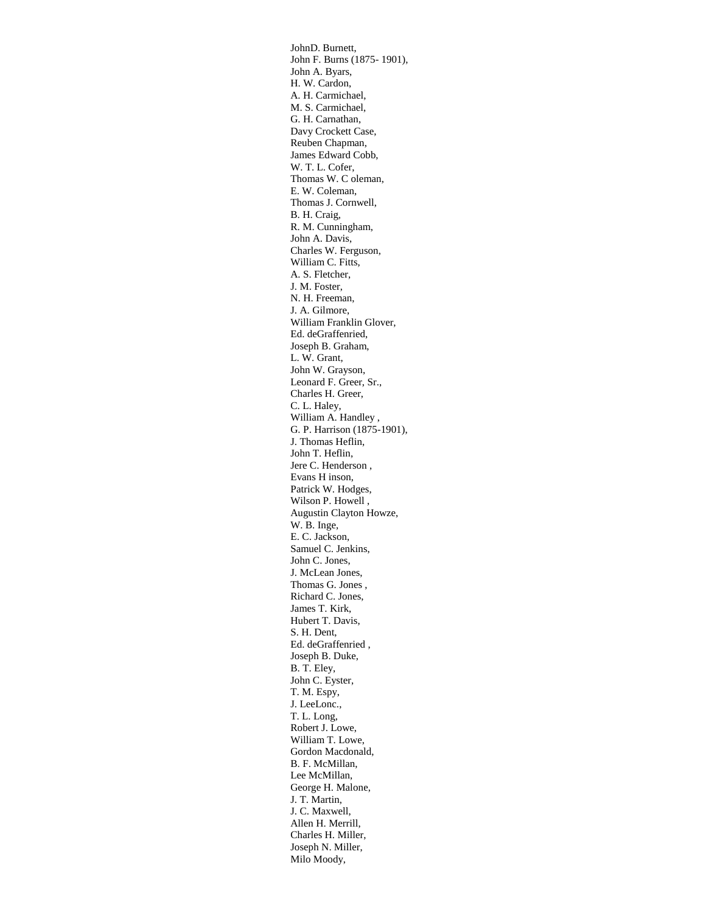JohnD. Burnett,
John F. Burns (1875- 1901),
John A. Byars,
H. W. Cardon,
A. H. Carmichael,
M. S. Carmichael,
G. H. Carnathan,
Davy Crockett Case,
Reuben Chapman,
James Edward Cobb,
W. T. L. Cofer,
Thomas W. C oleman,
E. W. Coleman,
Thomas J. Cornwell,
B. H. Craig,
R. M. Cunningham,
John A. Davis,
Charles W. Ferguson,
William C. Fitts,
A. S. Fletcher,
J. M. Foster,
N. H. Freeman,
J. A. Gilmore,
William Franklin Glover,
Ed. deGraffenried,
Joseph B. Graham,
L. W. Grant,
John W. Grayson,
Leonard F. Greer, Sr.,
Charles H. Greer,
C. L. Haley,
William A. Handley ,
G. P. Harrison (1875-1901),
J. Thomas Heflin,
John T. Heflin,
Jere C. Henderson ,
Evans H inson,
Patrick W. Hodges,
Wilson P. Howell ,
Augustin Clayton Howze,
W. B. Inge,
E. C. Jackson,
Samuel C. Jenkins,
John C. Jones,
J. McLean Jones,
Thomas G. Jones ,
Richard C. Jones,
James T. Kirk,
Hubert T. Davis,
S. H. Dent,
Ed. deGraffenried ,
Joseph B. Duke,
B. T. Eley,
John C. Eyster,
T. M. Espy,
J. LeeLonc.,
T. L. Long,
Robert J. Lowe,
William T. Lowe,
Gordon Macdonald,
B. F. McMillan,
Lee McMillan,
George H. Malone,
J. T. Martin,
J. C. Maxwell,
Allen H. Merrill,
Charles H. Miller,
Joseph N. Miller,
Milo Moody,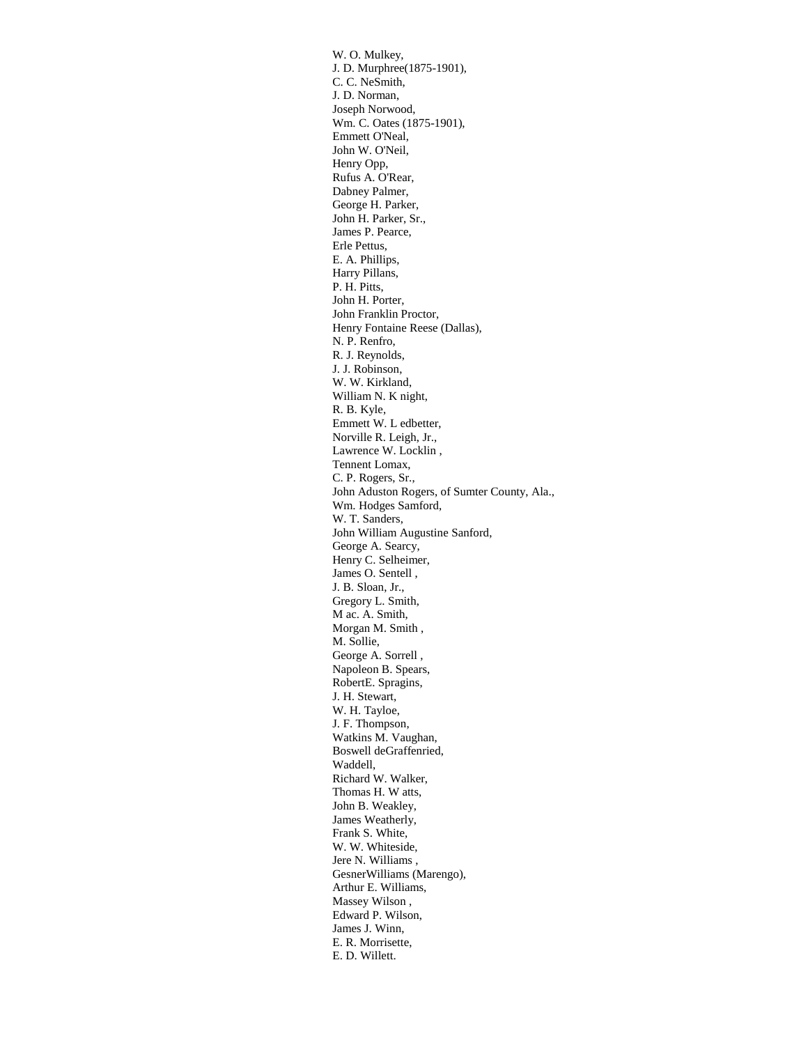W. O. Mulkey,
J. D. Murphree(1875-1901),
C. C. NeSmith,
J. D. Norman,
Joseph Norwood,
Wm. C. Oates (1875-1901),
Emmett O'Neal,
John W. O'Neil,
Henry Opp,
Rufus A. O'Rear,
Dabney Palmer,
George H. Parker,
John H. Parker, Sr.,
James P. Pearce,
Erle Pettus,
E. A. Phillips,
Harry Pillans,
P. H. Pitts,
John H. Porter,
John Franklin Proctor,
Henry Fontaine Reese (Dallas),
N. P. Renfro,
R. J. Reynolds,
J. J. Robinson,
W. W. Kirkland,
William N. K night,
R. B. Kyle,
Emmett W. L edbetter,
Norville R. Leigh, Jr.,
Lawrence W. Locklin ,
Tennent Lomax,
C. P. Rogers, Sr.,
John Aduston Rogers, of Sumter County, Ala.,
Wm. Hodges Samford,
W. T. Sanders,
John William Augustine Sanford,
George A. Searcy,
Henry C. Selheimer,
James O. Sentell ,
J. B. Sloan, Jr.,
Gregory L. Smith,
M ac. A. Smith,
Morgan M. Smith ,
M. Sollie,
George A. Sorrell ,
Napoleon B. Spears,
RobertE. Spragins,
J. H. Stewart,
W. H. Tayloe,
J. F. Thompson,
Watkins M. Vaughan,
Boswell deGraffenried,
Waddell,
Richard W. Walker,
Thomas H. W atts,
John B. Weakley,
James Weatherly,
Frank S. White,
W. W. Whiteside,
Jere N. Williams ,
GesnerWilliams (Marengo),
Arthur E. Williams,
Massey Wilson ,
Edward P. Wilson,
James J. Winn,
E. R. Morrisette,
E. D. Willett.